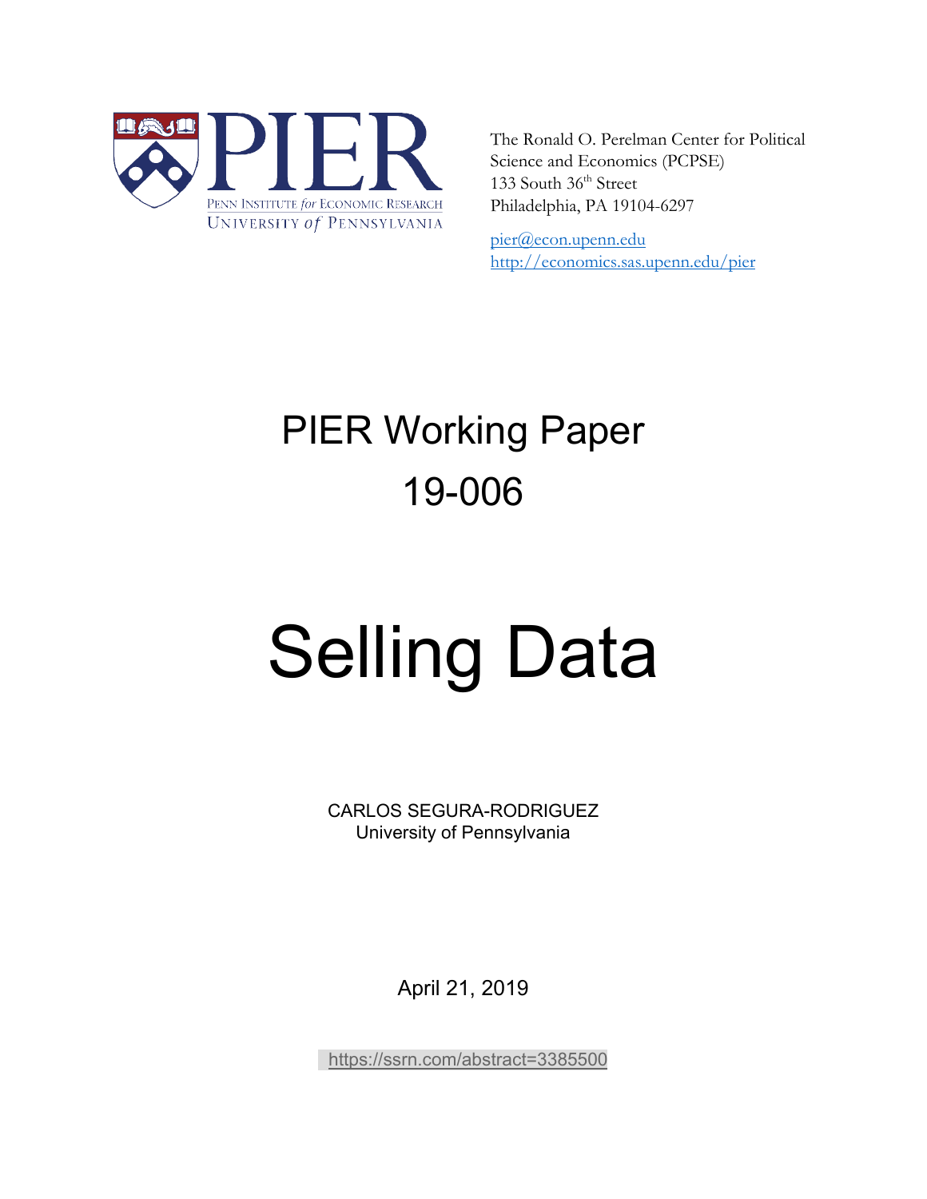PENN INSTITUTE *for* ECONOMIC RESEARCH
UNIVERSITY *of* PENNSYLVANIA

The Ronald O. Perelman Center for Political Science and Economics (PCPSE)
133 South 36th Street
Philadelphia, PA 19104-6297

pier@econ.upenn.edu
http://economics.sas.upenn.edu/pier

# PIER Working Paper 19-006

# Selling Data

CARLOS SEGURA-RODRIGUEZ
University of Pennsylvania

April 21, 2019

https://ssrn.com/abstract=3385500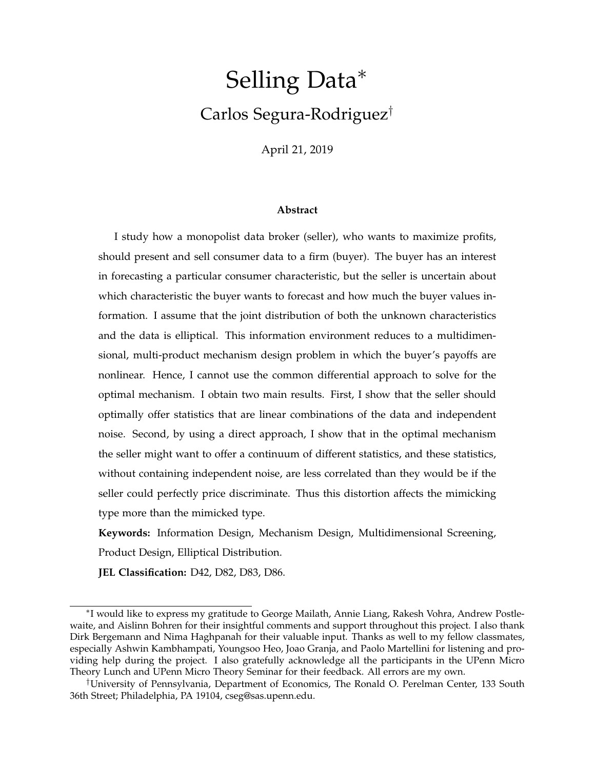# Selling Data*

## Carlos Segura-Rodriguez†

April 21, 2019

### Abstract

I study how a monopolist data broker (seller), who wants to maximize profits, should present and sell consumer data to a firm (buyer). The buyer has an interest in forecasting a particular consumer characteristic, but the seller is uncertain about which characteristic the buyer wants to forecast and how much the buyer values information. I assume that the joint distribution of both the unknown characteristics and the data is elliptical. This information environment reduces to a multidimensional, multi-product mechanism design problem in which the buyer's payoffs are nonlinear. Hence, I cannot use the common differential approach to solve for the optimal mechanism. I obtain two main results. First, I show that the seller should optimally offer statistics that are linear combinations of the data and independent noise. Second, by using a direct approach, I show that in the optimal mechanism the seller might want to offer a continuum of different statistics, and these statistics, without containing independent noise, are less correlated than they would be if the seller could perfectly price discriminate. Thus this distortion affects the mimicking type more than the mimicked type.

**Keywords:** Information Design, Mechanism Design, Multidimensional Screening, Product Design, Elliptical Distribution.

**JEL Classification:** D42, D82, D83, D86.

---

*I would like to express my gratitude to George Mailath, Annie Liang, Rakesh Vohra, Andrew Postlewaite, and Aislinn Bohren for their insightful comments and support throughout this project. I also thank Dirk Bergemann and Nima Haghpanah for their valuable input. Thanks as well to my fellow classmates, especially Ashwin Kambhampati, Youngsoo Heo, Joao Granja, and Paolo Martellini for listening and providing help during the project. I also gratefully acknowledge all the participants in the UPenn Micro Theory Lunch and UPenn Micro Theory Seminar for their feedback. All errors are my own.

†University of Pennsylvania, Department of Economics, The Ronald O. Perelman Center, 133 South 36th Street; Philadelphia, PA 19104, cseg@sas.upenn.edu.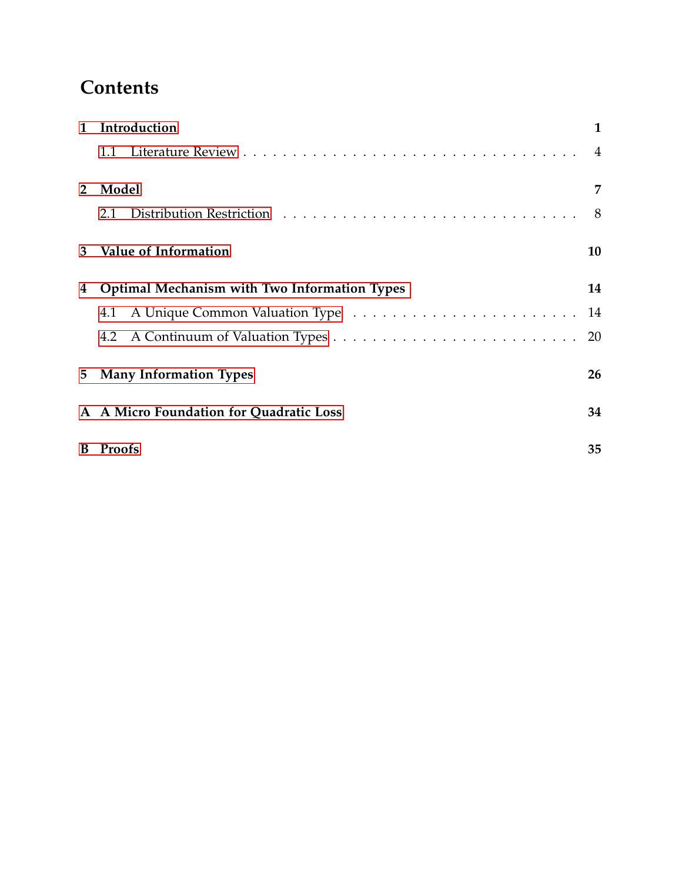# Contents

**1 Introduction** **1**

- 1.1 Literature Review . . . . . . . . . . . . . . . . . . . . . . . . . . . . . . . . 4

**2 Model** **7**

- 2.1 Distribution Restriction . . . . . . . . . . . . . . . . . . . . . . . . . . . . . 8

**3 Value of Information** **10**

**4 Optimal Mechanism with Two Information Types** **14**

- 4.1 A Unique Common Valuation Type . . . . . . . . . . . . . . . . . . . . . . 14
- 4.2 A Continuum of Valuation Types . . . . . . . . . . . . . . . . . . . . . . . 20

**5 Many Information Types** **26**

**A A Micro Foundation for Quadratic Loss** **34**

**B Proofs** **35**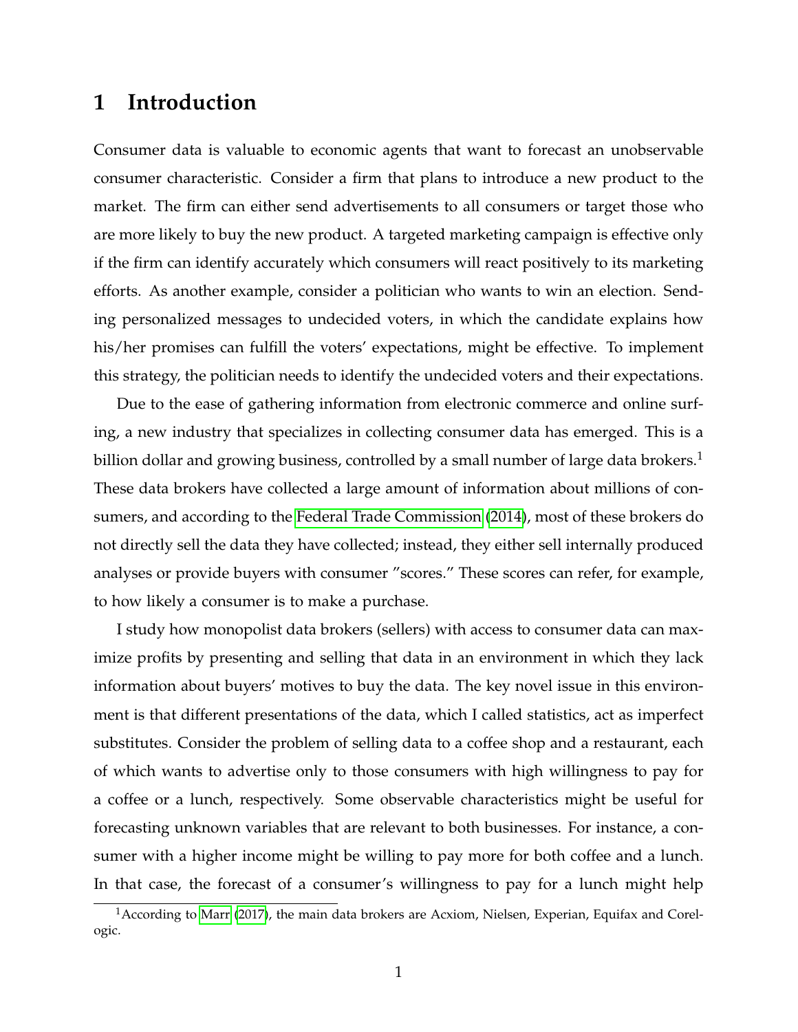# 1 Introduction

Consumer data is valuable to economic agents that want to forecast an unobservable consumer characteristic. Consider a firm that plans to introduce a new product to the market. The firm can either send advertisements to all consumers or target those who are more likely to buy the new product. A targeted marketing campaign is effective only if the firm can identify accurately which consumers will react positively to its marketing efforts. As another example, consider a politician who wants to win an election. Sending personalized messages to undecided voters, in which the candidate explains how his/her promises can fulfill the voters' expectations, might be effective. To implement this strategy, the politician needs to identify the undecided voters and their expectations.

Due to the ease of gathering information from electronic commerce and online surfing, a new industry that specializes in collecting consumer data has emerged. This is a billion dollar and growing business, controlled by a small number of large data brokers.[1] These data brokers have collected a large amount of information about millions of consumers, and according to the Federal Trade Commission (2014), most of these brokers do not directly sell the data they have collected; instead, they either sell internally produced analyses or provide buyers with consumer "scores." These scores can refer, for example, to how likely a consumer is to make a purchase.

I study how monopolist data brokers (sellers) with access to consumer data can maximize profits by presenting and selling that data in an environment in which they lack information about buyers' motives to buy the data. The key novel issue in this environment is that different presentations of the data, which I called statistics, act as imperfect substitutes. Consider the problem of selling data to a coffee shop and a restaurant, each of which wants to advertise only to those consumers with high willingness to pay for a coffee or a lunch, respectively. Some observable characteristics might be useful for forecasting unknown variables that are relevant to both businesses. For instance, a consumer with a higher income might be willing to pay more for both coffee and a lunch. In that case, the forecast of a consumer's willingness to pay for a lunch might help

[1] According to Marr (2017), the main data brokers are Acxiom, Nielsen, Experian, Equifax and Corelogic.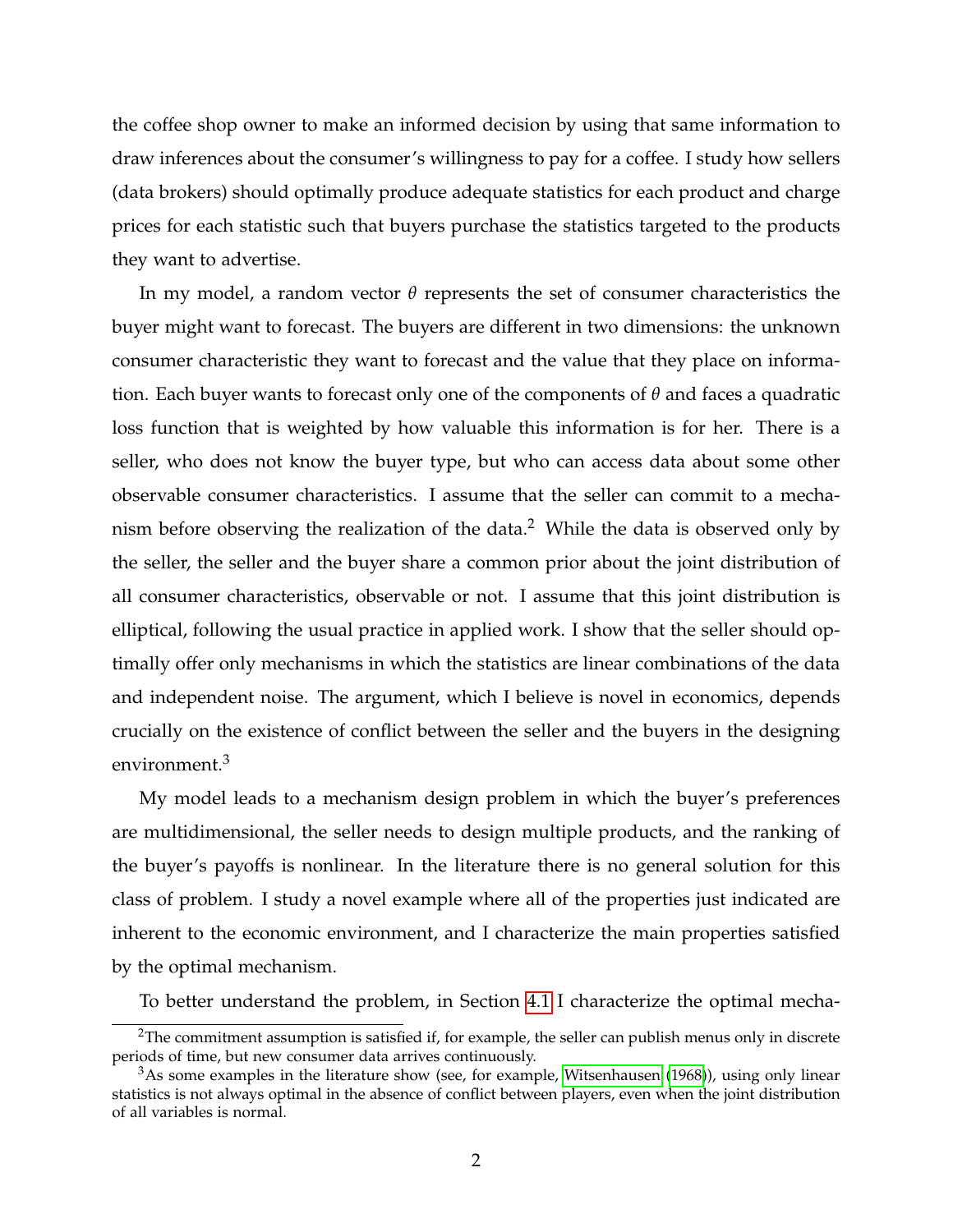the coffee shop owner to make an informed decision by using that same information to draw inferences about the consumer's willingness to pay for a coffee. I study how sellers (data brokers) should optimally produce adequate statistics for each product and charge prices for each statistic such that buyers purchase the statistics targeted to the products they want to advertise.

In my model, a random vector $\theta$ represents the set of consumer characteristics the buyer might want to forecast. The buyers are different in two dimensions: the unknown consumer characteristic they want to forecast and the value that they place on information. Each buyer wants to forecast only one of the components of $\theta$ and faces a quadratic loss function that is weighted by how valuable this information is for her. There is a seller, who does not know the buyer type, but who can access data about some other observable consumer characteristics. I assume that the seller can commit to a mechanism before observing the realization of the data.[2] While the data is observed only by the seller, the seller and the buyer share a common prior about the joint distribution of all consumer characteristics, observable or not. I assume that this joint distribution is elliptical, following the usual practice in applied work. I show that the seller should optimally offer only mechanisms in which the statistics are linear combinations of the data and independent noise. The argument, which I believe is novel in economics, depends crucially on the existence of conflict between the seller and the buyers in the designing environment.[3]

My model leads to a mechanism design problem in which the buyer's preferences are multidimensional, the seller needs to design multiple products, and the ranking of the buyer's payoffs is nonlinear. In the literature there is no general solution for this class of problem. I study a novel example where all of the properties just indicated are inherent to the economic environment, and I characterize the main properties satisfied by the optimal mechanism.

To better understand the problem, in Section 4.1 I characterize the optimal mecha-

[2] The commitment assumption is satisfied if, for example, the seller can publish menus only in discrete periods of time, but new consumer data arrives continuously.

[3] As some examples in the literature show (see, for example, Witsenhausen (1968)), using only linear statistics is not always optimal in the absence of conflict between players, even when the joint distribution of all variables is normal.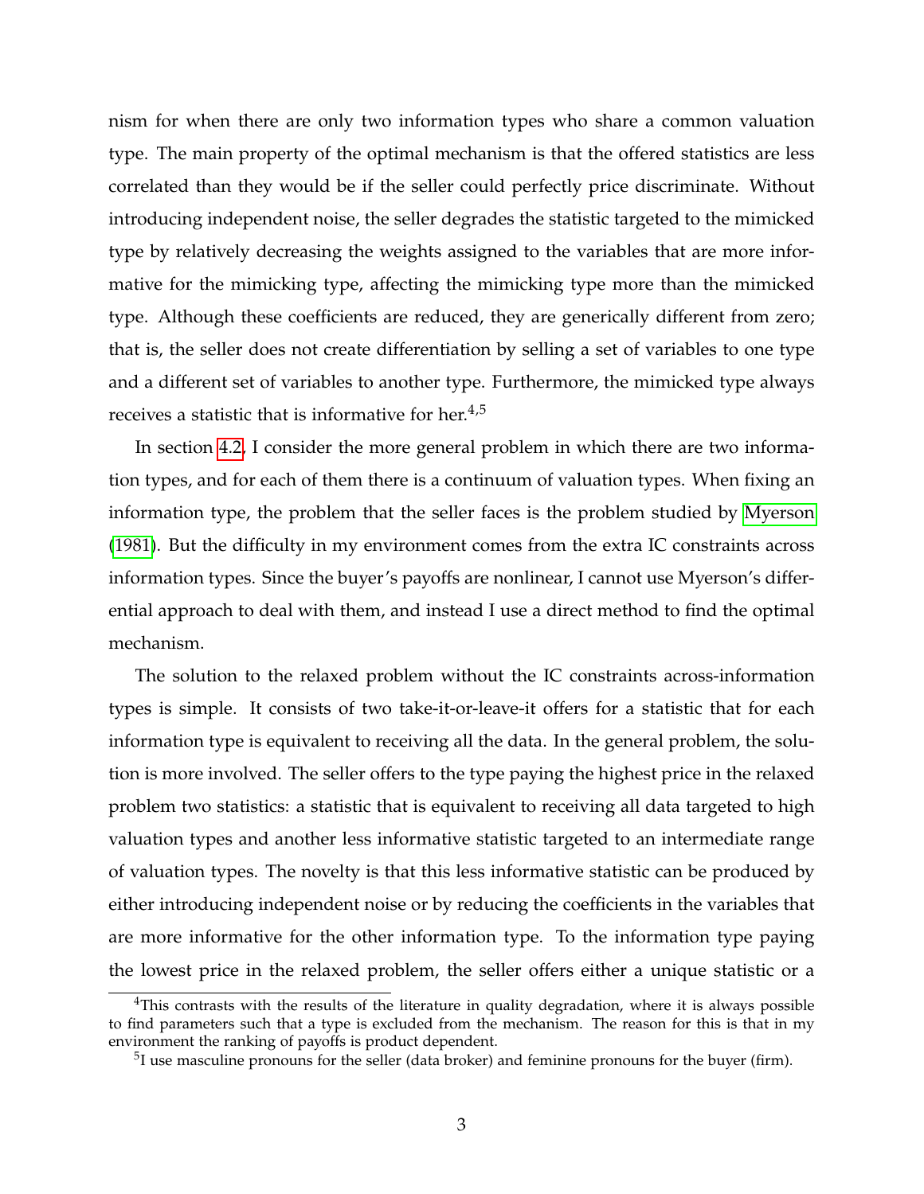nism for when there are only two information types who share a common valuation type. The main property of the optimal mechanism is that the offered statistics are less correlated than they would be if the seller could perfectly price discriminate. Without introducing independent noise, the seller degrades the statistic targeted to the mimicked type by relatively decreasing the weights assigned to the variables that are more informative for the mimicking type, affecting the mimicking type more than the mimicked type. Although these coefficients are reduced, they are generically different from zero; that is, the seller does not create differentiation by selling a set of variables to one type and a different set of variables to another type. Furthermore, the mimicked type always receives a statistic that is informative for her.[4,5]

In section 4.2, I consider the more general problem in which there are two information types, and for each of them there is a continuum of valuation types. When fixing an information type, the problem that the seller faces is the problem studied by Myerson (1981). But the difficulty in my environment comes from the extra IC constraints across information types. Since the buyer's payoffs are nonlinear, I cannot use Myerson's differential approach to deal with them, and instead I use a direct method to find the optimal mechanism.

The solution to the relaxed problem without the IC constraints across-information types is simple. It consists of two take-it-or-leave-it offers for a statistic that for each information type is equivalent to receiving all the data. In the general problem, the solution is more involved. The seller offers to the type paying the highest price in the relaxed problem two statistics: a statistic that is equivalent to receiving all data targeted to high valuation types and another less informative statistic targeted to an intermediate range of valuation types. The novelty is that this less informative statistic can be produced by either introducing independent noise or by reducing the coefficients in the variables that are more informative for the other information type. To the information type paying the lowest price in the relaxed problem, the seller offers either a unique statistic or a

---

[4] This contrasts with the results of the literature in quality degradation, where it is always possible to find parameters such that a type is excluded from the mechanism. The reason for this is that in my environment the ranking of payoffs is product dependent.

[5] I use masculine pronouns for the seller (data broker) and feminine pronouns for the buyer (firm).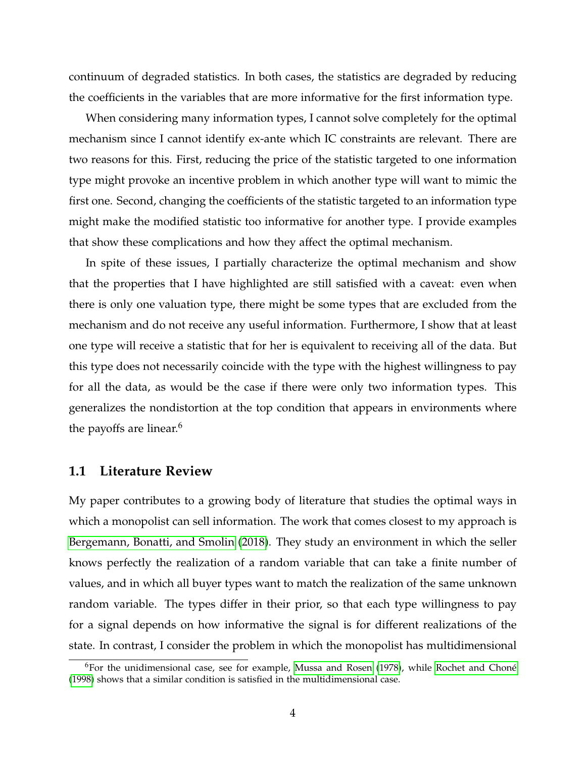continuum of degraded statistics. In both cases, the statistics are degraded by reducing the coefficients in the variables that are more informative for the first information type.

When considering many information types, I cannot solve completely for the optimal mechanism since I cannot identify ex-ante which IC constraints are relevant. There are two reasons for this. First, reducing the price of the statistic targeted to one information type might provoke an incentive problem in which another type will want to mimic the first one. Second, changing the coefficients of the statistic targeted to an information type might make the modified statistic too informative for another type. I provide examples that show these complications and how they affect the optimal mechanism.

In spite of these issues, I partially characterize the optimal mechanism and show that the properties that I have highlighted are still satisfied with a caveat: even when there is only one valuation type, there might be some types that are excluded from the mechanism and do not receive any useful information. Furthermore, I show that at least one type will receive a statistic that for her is equivalent to receiving all of the data. But this type does not necessarily coincide with the type with the highest willingness to pay for all the data, as would be the case if there were only two information types. This generalizes the nondistortion at the top condition that appears in environments where the payoffs are linear.[6]

## 1.1 Literature Review

My paper contributes to a growing body of literature that studies the optimal ways in which a monopolist can sell information. The work that comes closest to my approach is Bergemann, Bonatti, and Smolin (2018). They study an environment in which the seller knows perfectly the realization of a random variable that can take a finite number of values, and in which all buyer types want to match the realization of the same unknown random variable. The types differ in their prior, so that each type willingness to pay for a signal depends on how informative the signal is for different realizations of the state. In contrast, I consider the problem in which the monopolist has multidimensional

[6] For the unidimensional case, see for example, Mussa and Rosen (1978), while Rochet and Choné (1998) shows that a similar condition is satisfied in the multidimensional case.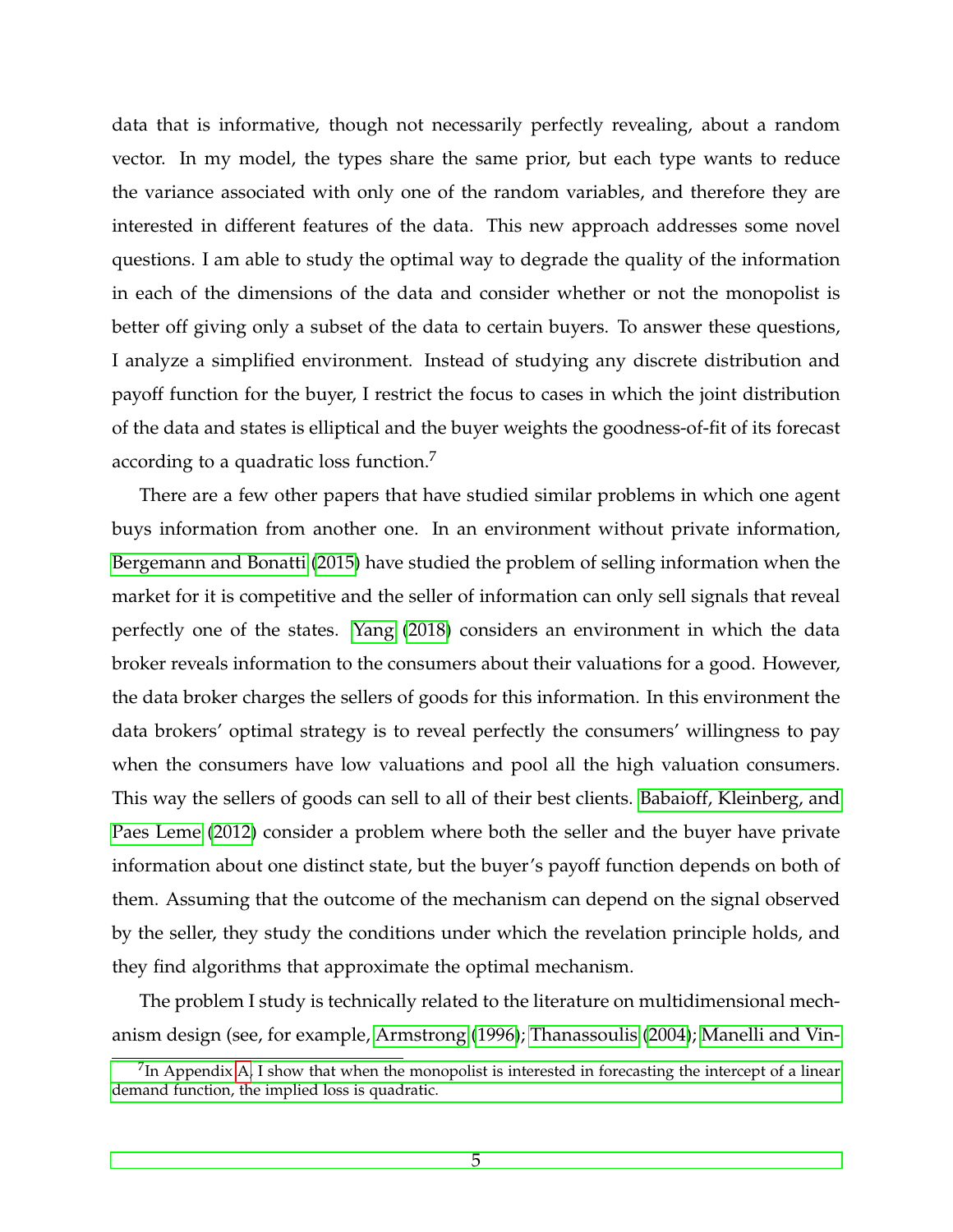data that is informative, though not necessarily perfectly revealing, about a random vector. In my model, the types share the same prior, but each type wants to reduce the variance associated with only one of the random variables, and therefore they are interested in different features of the data. This new approach addresses some novel questions. I am able to study the optimal way to degrade the quality of the information in each of the dimensions of the data and consider whether or not the monopolist is better off giving only a subset of the data to certain buyers. To answer these questions, I analyze a simplified environment. Instead of studying any discrete distribution and payoff function for the buyer, I restrict the focus to cases in which the joint distribution of the data and states is elliptical and the buyer weights the goodness-of-fit of its forecast according to a quadratic loss function.[7]

There are a few other papers that have studied similar problems in which one agent buys information from another one. In an environment without private information, Bergemann and Bonatti (2015) have studied the problem of selling information when the market for it is competitive and the seller of information can only sell signals that reveal perfectly one of the states. Yang (2018) considers an environment in which the data broker reveals information to the consumers about their valuations for a good. However, the data broker charges the sellers of goods for this information. In this environment the data brokers' optimal strategy is to reveal perfectly the consumers' willingness to pay when the consumers have low valuations and pool all the high valuation consumers. This way the sellers of goods can sell to all of their best clients. Babaioff, Kleinberg, and Paes Leme (2012) consider a problem where both the seller and the buyer have private information about one distinct state, but the buyer's payoff function depends on both of them. Assuming that the outcome of the mechanism can depend on the signal observed by the seller, they study the conditions under which the revelation principle holds, and they find algorithms that approximate the optimal mechanism.

The problem I study is technically related to the literature on multidimensional mechanism design (see, for example, Armstrong (1996); Thanassoulis (2004); Manelli and Vin-

[7] In Appendix A, I show that when the monopolist is interested in forecasting the intercept of a linear demand function, the implied loss is quadratic.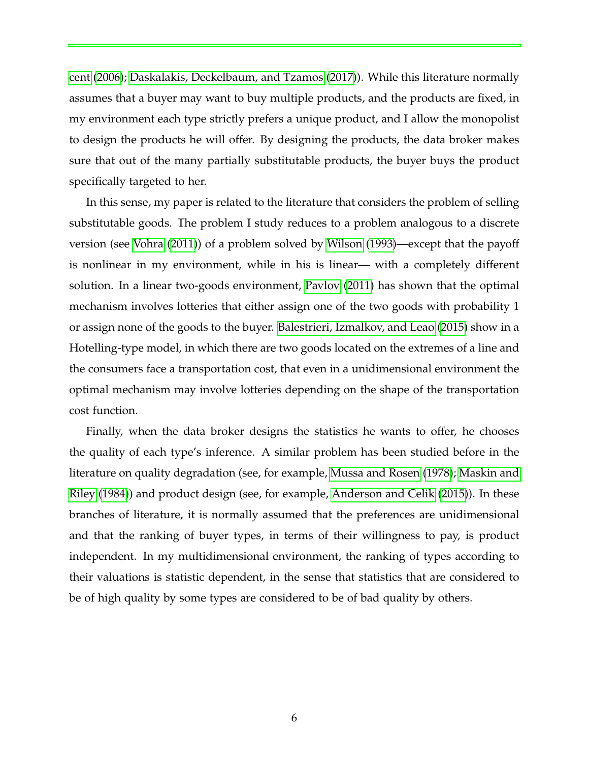cent (2006); Daskalakis, Deckelbaum, and Tzamos (2017)). While this literature normally assumes that a buyer may want to buy multiple products, and the products are fixed, in my environment each type strictly prefers a unique product, and I allow the monopolist to design the products he will offer. By designing the products, the data broker makes sure that out of the many partially substitutable products, the buyer buys the product specifically targeted to her.

In this sense, my paper is related to the literature that considers the problem of selling substitutable goods. The problem I study reduces to a problem analogous to a discrete version (see Vohra (2011)) of a problem solved by Wilson (1993)—except that the payoff is nonlinear in my environment, while in his is linear— with a completely different solution. In a linear two-goods environment, Pavlov (2011) has shown that the optimal mechanism involves lotteries that either assign one of the two goods with probability 1 or assign none of the goods to the buyer. Balestrieri, Izmalkov, and Leao (2015) show in a Hotelling-type model, in which there are two goods located on the extremes of a line and the consumers face a transportation cost, that even in a unidimensional environment the optimal mechanism may involve lotteries depending on the shape of the transportation cost function.

Finally, when the data broker designs the statistics he wants to offer, he chooses the quality of each type's inference. A similar problem has been studied before in the literature on quality degradation (see, for example, Mussa and Rosen (1978); Maskin and Riley (1984)) and product design (see, for example, Anderson and Celik (2015)). In these branches of literature, it is normally assumed that the preferences are unidimensional and that the ranking of buyer types, in terms of their willingness to pay, is product independent. In my multidimensional environment, the ranking of types according to their valuations is statistic dependent, in the sense that statistics that are considered to be of high quality by some types are considered to be of bad quality by others.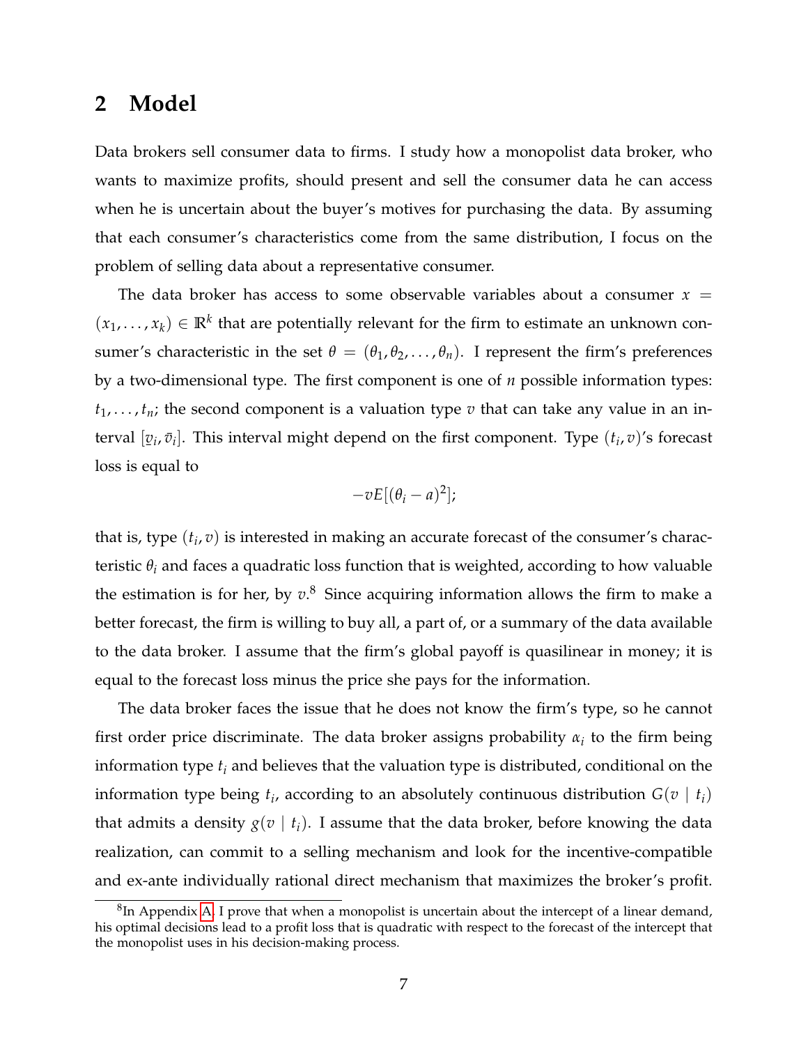## 2 Model

Data brokers sell consumer data to firms. I study how a monopolist data broker, who wants to maximize profits, should present and sell the consumer data he can access when he is uncertain about the buyer's motives for purchasing the data. By assuming that each consumer's characteristics come from the same distribution, I focus on the problem of selling data about a representative consumer.

The data broker has access to some observable variables about a consumer $x = (x_1, \ldots, x_k) \in \mathbb{R}^k$ that are potentially relevant for the firm to estimate an unknown consumer's characteristic in the set $\theta = (\theta_1, \theta_2, \ldots, \theta_n)$. I represent the firm's preferences by a two-dimensional type. The first component is one of $n$ possible information types: $t_1, \ldots, t_n$; the second component is a valuation type $v$ that can take any value in an interval $[\underline{v}_i, \bar{v}_i]$. This interval might depend on the first component. Type $(t_i, v)$'s forecast loss is equal to

$$-vE[(\theta_i - a)^2];$$

that is, type $(t_i, v)$ is interested in making an accurate forecast of the consumer's characteristic $\theta_i$ and faces a quadratic loss function that is weighted, according to how valuable the estimation is for her, by $v$.[8] Since acquiring information allows the firm to make a better forecast, the firm is willing to buy all, a part of, or a summary of the data available to the data broker. I assume that the firm's global payoff is quasilinear in money; it is equal to the forecast loss minus the price she pays for the information.

The data broker faces the issue that he does not know the firm's type, so he cannot first order price discriminate. The data broker assigns probability $\alpha_i$ to the firm being information type $t_i$ and believes that the valuation type is distributed, conditional on the information type being $t_i$, according to an absolutely continuous distribution $G(v \mid t_i)$ that admits a density $g(v \mid t_i)$. I assume that the data broker, before knowing the data realization, can commit to a selling mechanism and look for the incentive-compatible and ex-ante individually rational direct mechanism that maximizes the broker's profit.

[8] In Appendix A, I prove that when a monopolist is uncertain about the intercept of a linear demand, his optimal decisions lead to a profit loss that is quadratic with respect to the forecast of the intercept that the monopolist uses in his decision-making process.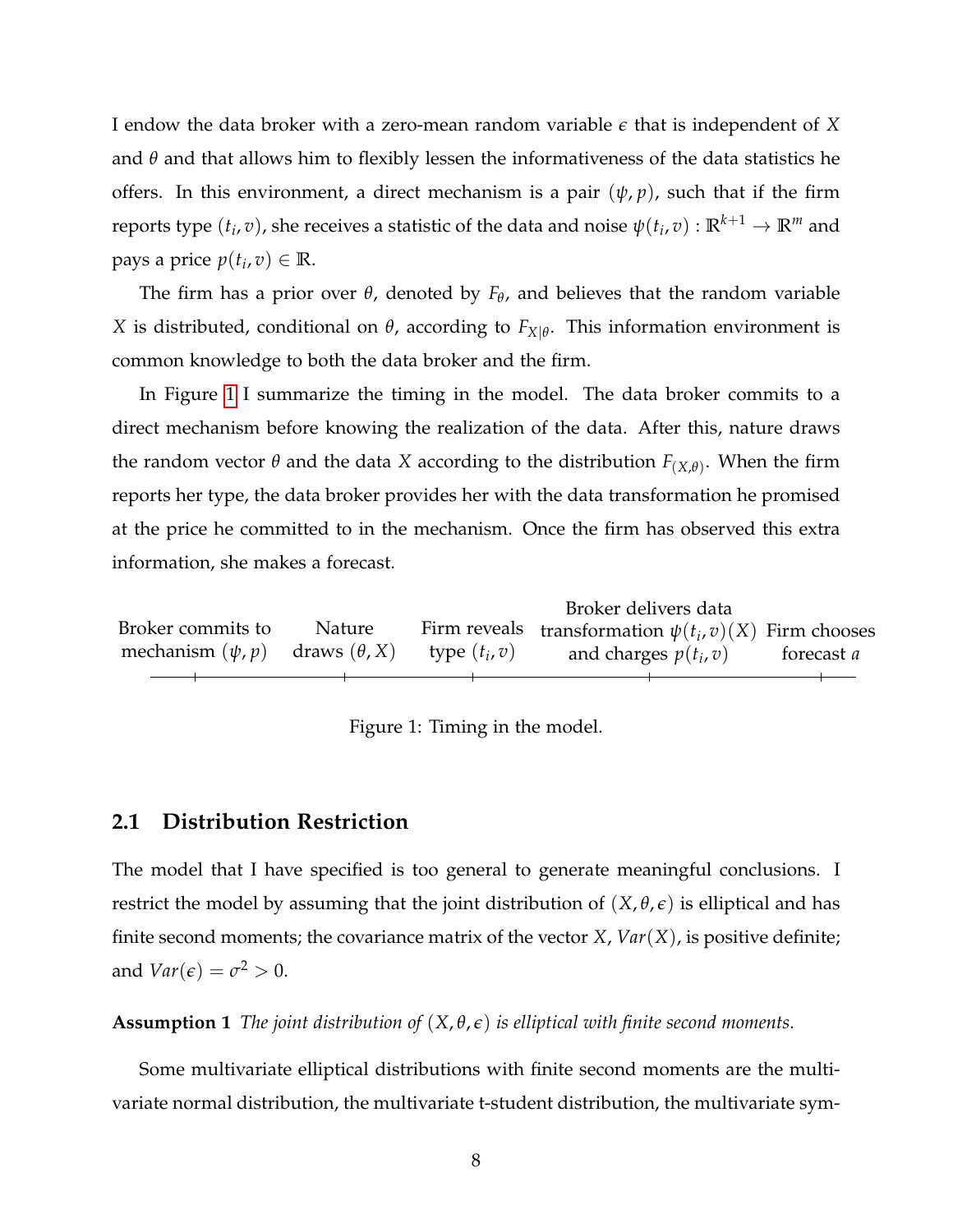I endow the data broker with a zero-mean random variable $\epsilon$ that is independent of $X$ and $\theta$ and that allows him to flexibly lessen the informativeness of the data statistics he offers. In this environment, a direct mechanism is a pair $(\psi, p)$, such that if the firm reports type $(t_i, v)$, she receives a statistic of the data and noise $\psi(t_i, v) : \mathbb{R}^{k+1} \to \mathbb{R}^m$ and pays a price $p(t_i, v) \in \mathbb{R}$.

The firm has a prior over $\theta$, denoted by $F_\theta$, and believes that the random variable $X$ is distributed, conditional on $\theta$, according to $F_{X|\theta}$. This information environment is common knowledge to both the data broker and the firm.

In Figure 1 I summarize the timing in the model. The data broker commits to a direct mechanism before knowing the realization of the data. After this, nature draws the random vector $\theta$ and the data $X$ according to the distribution $F_{(X,\theta)}$. When the firm reports her type, the data broker provides her with the data transformation he promised at the price he committed to in the mechanism. Once the firm has observed this extra information, she makes a forecast.

| Broker commits to mechanism $(\psi, p)$ | Nature draws $(\theta, X)$ | Firm reveals type $(t_i, v)$ | Broker delivers data transformation $\psi(t_i, v)(X)$ and charges $p(t_i, v)$ | Firm chooses forecast $a$ |
|---|---|---|---|---|

Figure 1: Timing in the model.

## 2.1 Distribution Restriction

The model that I have specified is too general to generate meaningful conclusions. I restrict the model by assuming that the joint distribution of $(X, \theta, \epsilon)$ is elliptical and has finite second moments; the covariance matrix of the vector $X$, $Var(X)$, is positive definite; and $Var(\epsilon) = \sigma^2 > 0$.

**Assumption 1** *The joint distribution of $(X, \theta, \epsilon)$ is elliptical with finite second moments.*

Some multivariate elliptical distributions with finite second moments are the multivariate normal distribution, the multivariate t-student distribution, the multivariate sym-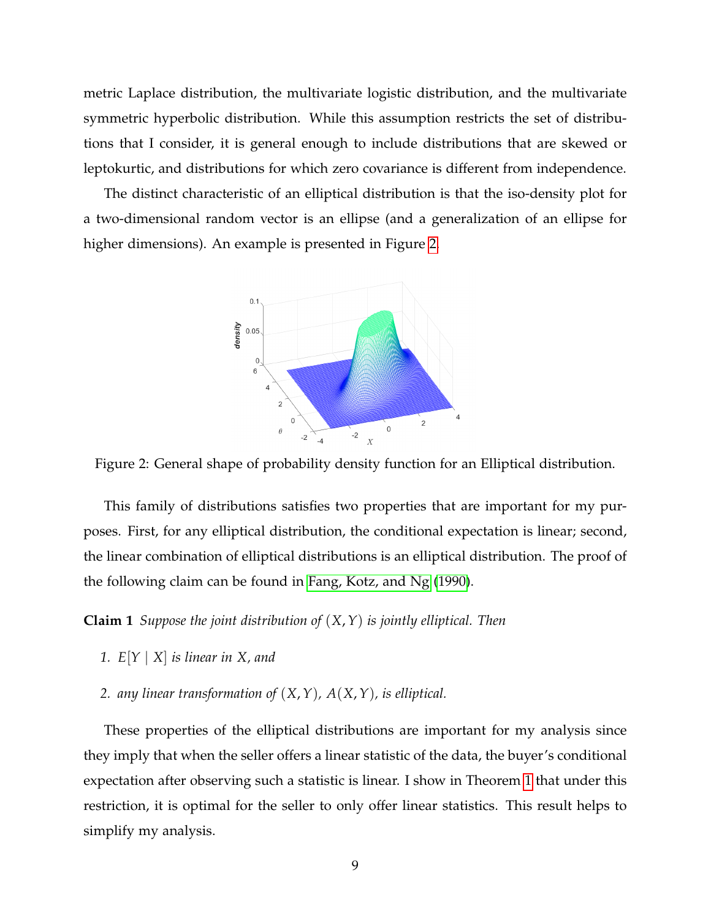metric Laplace distribution, the multivariate logistic distribution, and the multivariate symmetric hyperbolic distribution. While this assumption restricts the set of distributions that I consider, it is general enough to include distributions that are skewed or leptokurtic, and distributions for which zero covariance is different from independence.

The distinct characteristic of an elliptical distribution is that the iso-density plot for a two-dimensional random vector is an ellipse (and a generalization of an ellipse for higher dimensions). An example is presented in Figure 2.

Figure 2: General shape of probability density function for an Elliptical distribution.

This family of distributions satisfies two properties that are important for my purposes. First, for any elliptical distribution, the conditional expectation is linear; second, the linear combination of elliptical distributions is an elliptical distribution. The proof of the following claim can be found in Fang, Kotz, and Ng (1990).

**Claim 1** *Suppose the joint distribution of $(X, Y)$ is jointly elliptical. Then*

1. *$E[Y \mid X]$ is linear in $X$, and*
2. *any linear transformation of $(X, Y)$, $A(X, Y)$, is elliptical.*

These properties of the elliptical distributions are important for my analysis since they imply that when the seller offers a linear statistic of the data, the buyer's conditional expectation after observing such a statistic is linear. I show in Theorem 1 that under this restriction, it is optimal for the seller to only offer linear statistics. This result helps to simplify my analysis.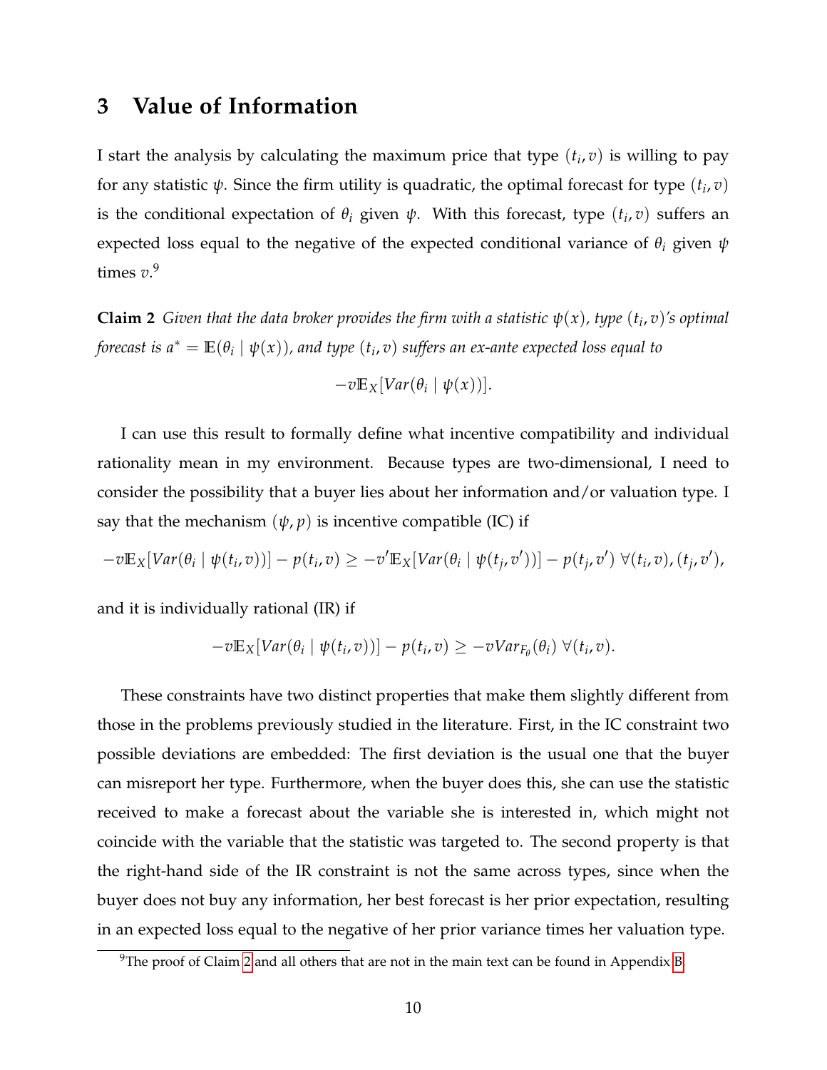## 3 Value of Information

I start the analysis by calculating the maximum price that type $(t_i, v)$ is willing to pay for any statistic $\psi$. Since the firm utility is quadratic, the optimal forecast for type $(t_i, v)$ is the conditional expectation of $\theta_i$ given $\psi$. With this forecast, type $(t_i, v)$ suffers an expected loss equal to the negative of the expected conditional variance of $\theta_i$ given $\psi$ times $v$.[9]

**Claim 2** *Given that the data broker provides the firm with a statistic $\psi(x)$, type $(t_i, v)$'s optimal forecast is $a^* = \mathbb{E}(\theta_i \mid \psi(x))$, and type $(t_i, v)$ suffers an ex-ante expected loss equal to*

$$-v\mathbb{E}_X[Var(\theta_i \mid \psi(x))].$$

I can use this result to formally define what incentive compatibility and individual rationality mean in my environment. Because types are two-dimensional, I need to consider the possibility that a buyer lies about her information and/or valuation type. I say that the mechanism $(\psi, p)$ is incentive compatible (IC) if

$$-v\mathbb{E}_X[Var(\theta_i \mid \psi(t_i, v))] - p(t_i, v) \geq -v'\mathbb{E}_X[Var(\theta_i \mid \psi(t_j, v'))] - p(t_j, v') \; \forall (t_i, v), (t_j, v'),$$

and it is individually rational (IR) if

$$-v\mathbb{E}_X[Var(\theta_i \mid \psi(t_i, v))] - p(t_i, v) \geq -vVar_{F_\theta}(\theta_i) \; \forall (t_i, v).$$

These constraints have two distinct properties that make them slightly different from those in the problems previously studied in the literature. First, in the IC constraint two possible deviations are embedded: The first deviation is the usual one that the buyer can misreport her type. Furthermore, when the buyer does this, she can use the statistic received to make a forecast about the variable she is interested in, which might not coincide with the variable that the statistic was targeted to. The second property is that the right-hand side of the IR constraint is not the same across types, since when the buyer does not buy any information, her best forecast is her prior expectation, resulting in an expected loss equal to the negative of her prior variance times her valuation type.

[9] The proof of Claim 2 and all others that are not in the main text can be found in Appendix B.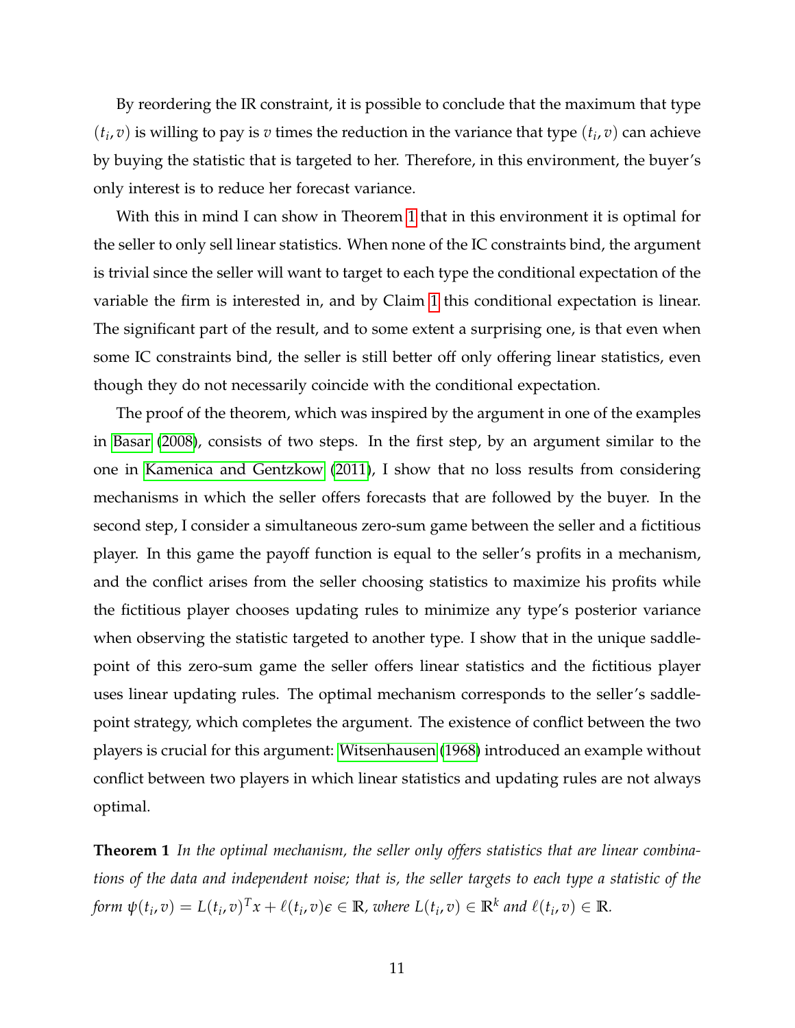By reordering the IR constraint, it is possible to conclude that the maximum that type $(t_i, v)$ is willing to pay is $v$ times the reduction in the variance that type $(t_i, v)$ can achieve by buying the statistic that is targeted to her. Therefore, in this environment, the buyer's only interest is to reduce her forecast variance.

With this in mind I can show in Theorem 1 that in this environment it is optimal for the seller to only sell linear statistics. When none of the IC constraints bind, the argument is trivial since the seller will want to target to each type the conditional expectation of the variable the firm is interested in, and by Claim 1 this conditional expectation is linear. The significant part of the result, and to some extent a surprising one, is that even when some IC constraints bind, the seller is still better off only offering linear statistics, even though they do not necessarily coincide with the conditional expectation.

The proof of the theorem, which was inspired by the argument in one of the examples in Basar (2008), consists of two steps. In the first step, by an argument similar to the one in Kamenica and Gentzkow (2011), I show that no loss results from considering mechanisms in which the seller offers forecasts that are followed by the buyer. In the second step, I consider a simultaneous zero-sum game between the seller and a fictitious player. In this game the payoff function is equal to the seller's profits in a mechanism, and the conflict arises from the seller choosing statistics to maximize his profits while the fictitious player chooses updating rules to minimize any type's posterior variance when observing the statistic targeted to another type. I show that in the unique saddle-point of this zero-sum game the seller offers linear statistics and the fictitious player uses linear updating rules. The optimal mechanism corresponds to the seller's saddle-point strategy, which completes the argument. The existence of conflict between the two players is crucial for this argument: Witsenhausen (1968) introduced an example without conflict between two players in which linear statistics and updating rules are not always optimal.

**Theorem 1** *In the optimal mechanism, the seller only offers statistics that are linear combinations of the data and independent noise; that is, the seller targets to each type a statistic of the form* $\psi(t_i, v) = L(t_i, v)^T x + \ell(t_i, v)\epsilon \in \mathbb{R}$*, where* $L(t_i, v) \in \mathbb{R}^k$ *and* $\ell(t_i, v) \in \mathbb{R}$*.*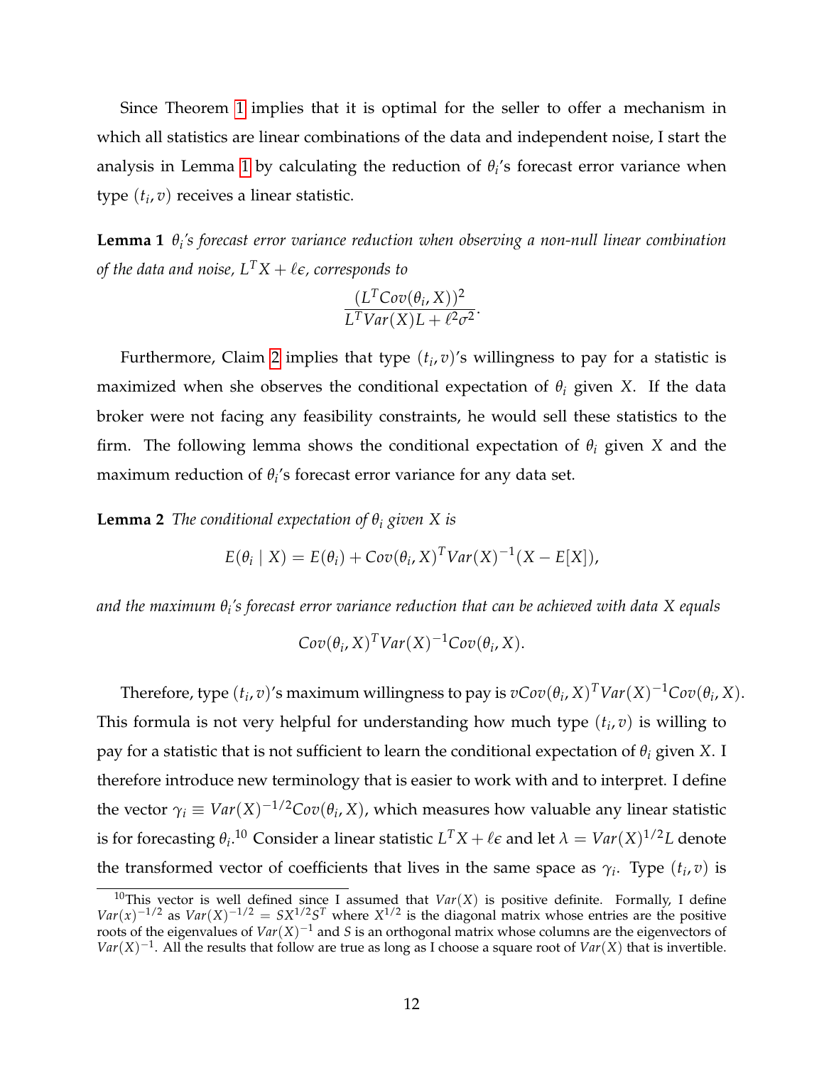Since Theorem 1 implies that it is optimal for the seller to offer a mechanism in which all statistics are linear combinations of the data and independent noise, I start the analysis in Lemma 1 by calculating the reduction of $\theta_i$'s forecast error variance when type $(t_i, v)$ receives a linear statistic.

**Lemma 1** *$\theta_i$'s forecast error variance reduction when observing a non-null linear combination of the data and noise, $L^T X + \ell\epsilon$, corresponds to*

$$\frac{(L^T Cov(\theta_i, X))^2}{L^T Var(X) L + \ell^2 \sigma^2}.$$

Furthermore, Claim 2 implies that type $(t_i, v)$'s willingness to pay for a statistic is maximized when she observes the conditional expectation of $\theta_i$ given $X$. If the data broker were not facing any feasibility constraints, he would sell these statistics to the firm. The following lemma shows the conditional expectation of $\theta_i$ given $X$ and the maximum reduction of $\theta_i$'s forecast error variance for any data set.

**Lemma 2** *The conditional expectation of $\theta_i$ given $X$ is*

$$E(\theta_i \mid X) = E(\theta_i) + Cov(\theta_i, X)^T Var(X)^{-1}(X - E[X]),$$

*and the maximum $\theta_i$'s forecast error variance reduction that can be achieved with data $X$ equals*

$$Cov(\theta_i, X)^T Var(X)^{-1} Cov(\theta_i, X).$$

Therefore, type $(t_i, v)$'s maximum willingness to pay is $vCov(\theta_i, X)^T Var(X)^{-1} Cov(\theta_i, X)$. This formula is not very helpful for understanding how much type $(t_i, v)$ is willing to pay for a statistic that is not sufficient to learn the conditional expectation of $\theta_i$ given $X$. I therefore introduce new terminology that is easier to work with and to interpret. I define the vector $\gamma_i \equiv Var(X)^{-1/2} Cov(\theta_i, X)$, which measures how valuable any linear statistic is for forecasting $\theta_i$.[10] Consider a linear statistic $L^T X + \ell\epsilon$ and let $\lambda = Var(X)^{1/2} L$ denote the transformed vector of coefficients that lives in the same space as $\gamma_i$. Type $(t_i, v)$ is

[10] This vector is well defined since I assumed that $Var(X)$ is positive definite. Formally, I define $Var(x)^{-1/2}$ as $Var(X)^{-1/2} = SX^{1/2}S^T$ where $X^{1/2}$ is the diagonal matrix whose entries are the positive roots of the eigenvalues of $Var(X)^{-1}$ and $S$ is an orthogonal matrix whose columns are the eigenvectors of $Var(X)^{-1}$. All the results that follow are true as long as I choose a square root of $Var(X)$ that is invertible.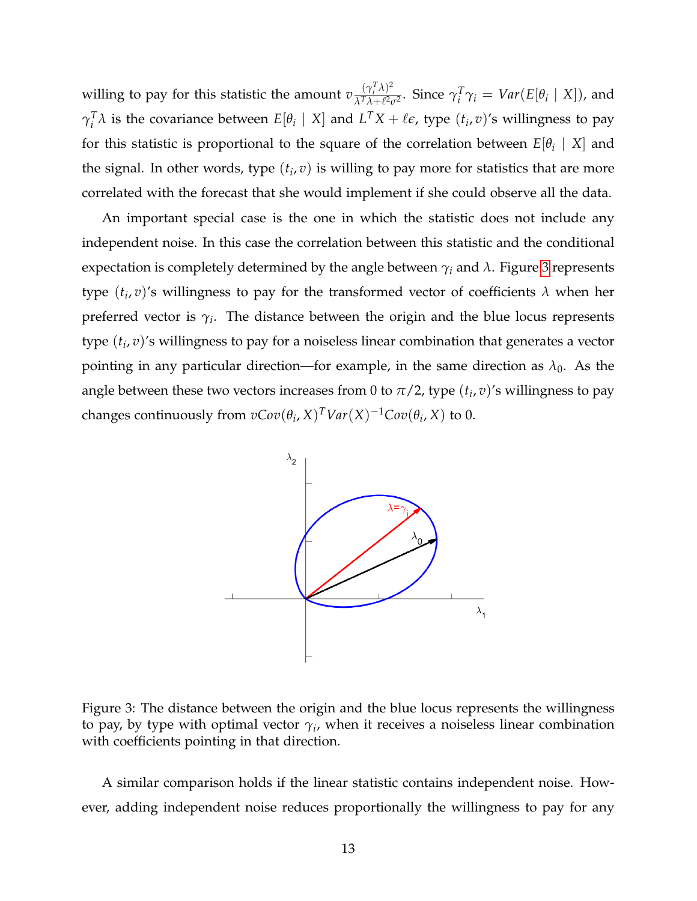willing to pay for this statistic the amount $v\frac{(\gamma_i^T\lambda)^2}{\lambda^T\lambda+\ell^2\sigma^2}$. Since $\gamma_i^T\gamma_i = Var(E[\theta_i \mid X])$, and $\gamma_i^T\lambda$ is the covariance between $E[\theta_i \mid X]$ and $L^T X + \ell\epsilon$, type $(t_i, v)$'s willingness to pay for this statistic is proportional to the square of the correlation between $E[\theta_i \mid X]$ and the signal. In other words, type $(t_i, v)$ is willing to pay more for statistics that are more correlated with the forecast that she would implement if she could observe all the data.

An important special case is the one in which the statistic does not include any independent noise. In this case the correlation between this statistic and the conditional expectation is completely determined by the angle between $\gamma_i$ and $\lambda$. Figure 3 represents type $(t_i, v)$'s willingness to pay for the transformed vector of coefficients $\lambda$ when her preferred vector is $\gamma_i$. The distance between the origin and the blue locus represents type $(t_i, v)$'s willingness to pay for a noiseless linear combination that generates a vector pointing in any particular direction—for example, in the same direction as $\lambda_0$. As the angle between these two vectors increases from 0 to $\pi/2$, type $(t_i, v)$'s willingness to pay changes continuously from $vCov(\theta_i, X)^T Var(X)^{-1} Cov(\theta_i, X)$ to 0.

Figure 3: The distance between the origin and the blue locus represents the willingness to pay, by type with optimal vector $\gamma_i$, when it receives a noiseless linear combination with coefficients pointing in that direction.

A similar comparison holds if the linear statistic contains independent noise. However, adding independent noise reduces proportionally the willingness to pay for any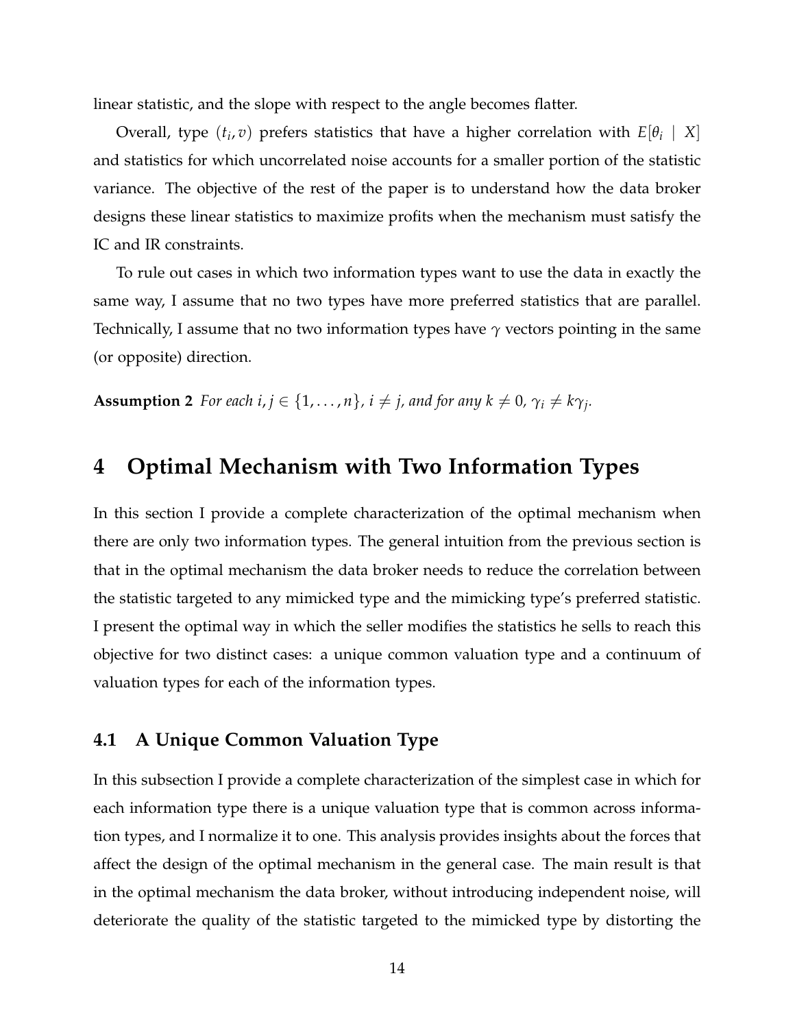linear statistic, and the slope with respect to the angle becomes flatter.

Overall, type $(t_i, v)$ prefers statistics that have a higher correlation with $E[\theta_i \mid X]$ and statistics for which uncorrelated noise accounts for a smaller portion of the statistic variance. The objective of the rest of the paper is to understand how the data broker designs these linear statistics to maximize profits when the mechanism must satisfy the IC and IR constraints.

To rule out cases in which two information types want to use the data in exactly the same way, I assume that no two types have more preferred statistics that are parallel. Technically, I assume that no two information types have $\gamma$ vectors pointing in the same (or opposite) direction.

**Assumption 2** *For each $i, j \in \{1, \ldots, n\}$, $i \neq j$, and for any $k \neq 0$, $\gamma_i \neq k\gamma_j$.*

# 4 Optimal Mechanism with Two Information Types

In this section I provide a complete characterization of the optimal mechanism when there are only two information types. The general intuition from the previous section is that in the optimal mechanism the data broker needs to reduce the correlation between the statistic targeted to any mimicked type and the mimicking type's preferred statistic. I present the optimal way in which the seller modifies the statistics he sells to reach this objective for two distinct cases: a unique common valuation type and a continuum of valuation types for each of the information types.

## 4.1 A Unique Common Valuation Type

In this subsection I provide a complete characterization of the simplest case in which for each information type there is a unique valuation type that is common across information types, and I normalize it to one. This analysis provides insights about the forces that affect the design of the optimal mechanism in the general case. The main result is that in the optimal mechanism the data broker, without introducing independent noise, will deteriorate the quality of the statistic targeted to the mimicked type by distorting the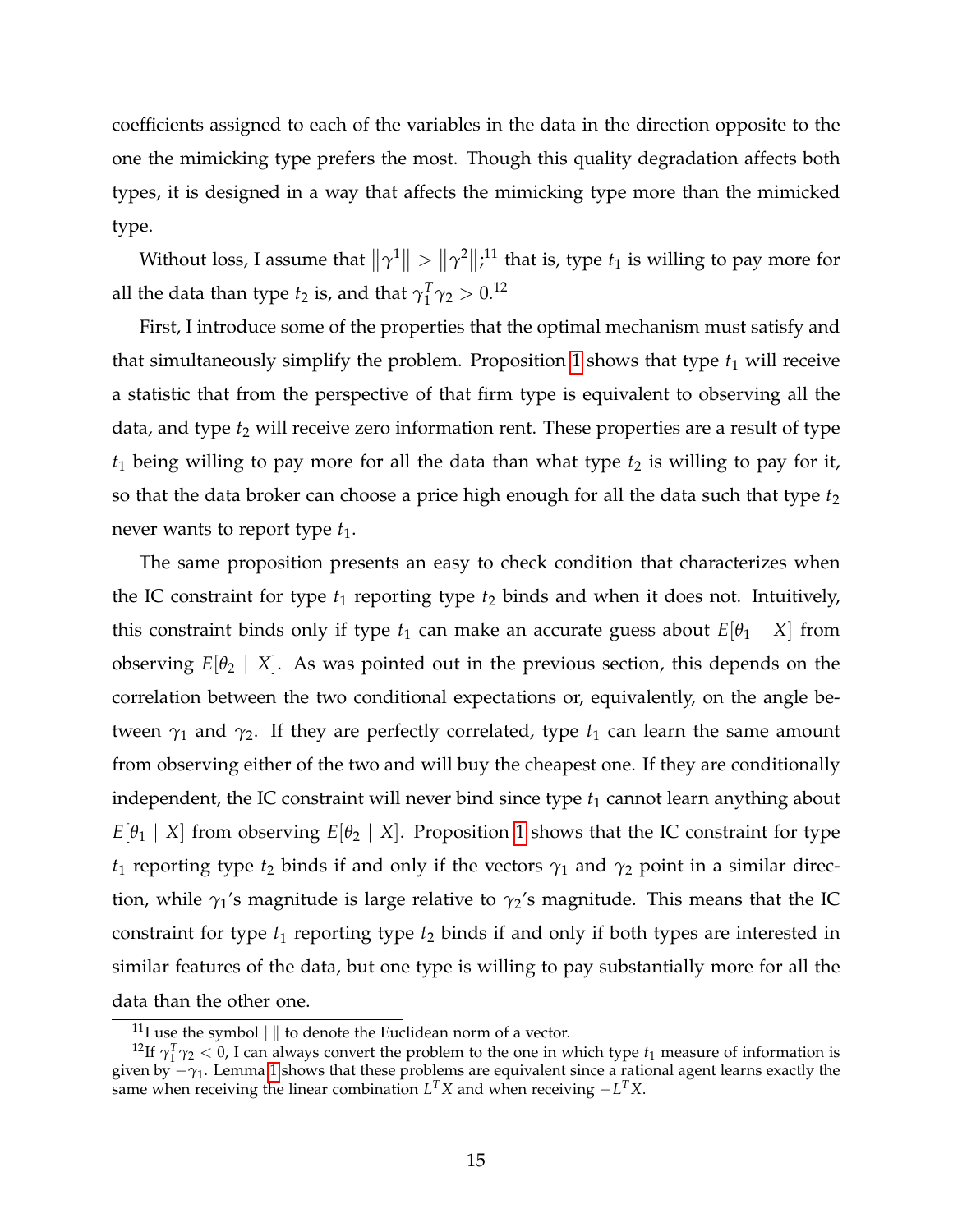coefficients assigned to each of the variables in the data in the direction opposite to the one the mimicking type prefers the most. Though this quality degradation affects both types, it is designed in a way that affects the mimicking type more than the mimicked type.

Without loss, I assume that $\|\gamma^1\| > \|\gamma^2\|$;[11] that is, type $t_1$ is willing to pay more for all the data than type $t_2$ is, and that $\gamma_1^T \gamma_2 > 0$.[12]

First, I introduce some of the properties that the optimal mechanism must satisfy and that simultaneously simplify the problem. Proposition 1 shows that type $t_1$ will receive a statistic that from the perspective of that firm type is equivalent to observing all the data, and type $t_2$ will receive zero information rent. These properties are a result of type $t_1$ being willing to pay more for all the data than what type $t_2$ is willing to pay for it, so that the data broker can choose a price high enough for all the data such that type $t_2$ never wants to report type $t_1$.

The same proposition presents an easy to check condition that characterizes when the IC constraint for type $t_1$ reporting type $t_2$ binds and when it does not. Intuitively, this constraint binds only if type $t_1$ can make an accurate guess about $E[\theta_1 \mid X]$ from observing $E[\theta_2 \mid X]$. As was pointed out in the previous section, this depends on the correlation between the two conditional expectations or, equivalently, on the angle between $\gamma_1$ and $\gamma_2$. If they are perfectly correlated, type $t_1$ can learn the same amount from observing either of the two and will buy the cheapest one. If they are conditionally independent, the IC constraint will never bind since type $t_1$ cannot learn anything about $E[\theta_1 \mid X]$ from observing $E[\theta_2 \mid X]$. Proposition 1 shows that the IC constraint for type $t_1$ reporting type $t_2$ binds if and only if the vectors $\gamma_1$ and $\gamma_2$ point in a similar direction, while $\gamma_1$'s magnitude is large relative to $\gamma_2$'s magnitude. This means that the IC constraint for type $t_1$ reporting type $t_2$ binds if and only if both types are interested in similar features of the data, but one type is willing to pay substantially more for all the data than the other one.

[11] I use the symbol $\|\|$ to denote the Euclidean norm of a vector.

[12] If $\gamma_1^T \gamma_2 < 0$, I can always convert the problem to the one in which type $t_1$ measure of information is given by $-\gamma_1$. Lemma 1 shows that these problems are equivalent since a rational agent learns exactly the same when receiving the linear combination $L^T X$ and when receiving $-L^T X$.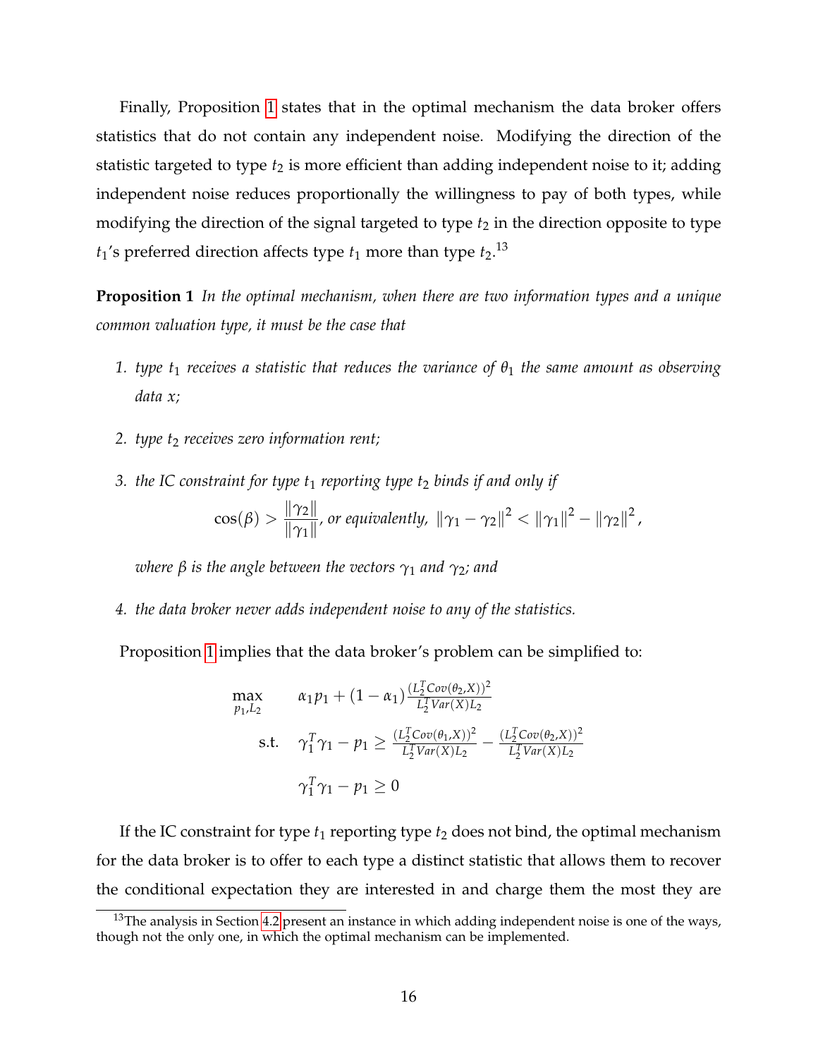Finally, Proposition 1 states that in the optimal mechanism the data broker offers statistics that do not contain any independent noise. Modifying the direction of the statistic targeted to type $t_2$ is more efficient than adding independent noise to it; adding independent noise reduces proportionally the willingness to pay of both types, while modifying the direction of the signal targeted to type $t_2$ in the direction opposite to type $t_1$'s preferred direction affects type $t_1$ more than type $t_2$.[13]

**Proposition 1** *In the optimal mechanism, when there are two information types and a unique common valuation type, it must be the case that*

1. *type $t_1$ receives a statistic that reduces the variance of $\theta_1$ the same amount as observing data $x$;*
2. *type $t_2$ receives zero information rent;*
3. *the IC constraint for type $t_1$ reporting type $t_2$ binds if and only if*

$$\cos(\beta) > \frac{\|\gamma_2\|}{\|\gamma_1\|}, \text{ or equivalently, } \|\gamma_1 - \gamma_2\|^2 < \|\gamma_1\|^2 - \|\gamma_2\|^2,$$

*where $\beta$ is the angle between the vectors $\gamma_1$ and $\gamma_2$; and*

4. *the data broker never adds independent noise to any of the statistics.*

Proposition 1 implies that the data broker's problem can be simplified to:

$$\begin{aligned}
\max_{p_1, L_2} \quad & \alpha_1 p_1 + (1-\alpha_1)\frac{(L_2^T Cov(\theta_2, X))^2}{L_2^T Var(X) L_2} \\
\text{s.t.} \quad & \gamma_1^T \gamma_1 - p_1 \geq \frac{(L_2^T Cov(\theta_1, X))^2}{L_2^T Var(X) L_2} - \frac{(L_2^T Cov(\theta_2, X))^2}{L_2^T Var(X) L_2} \\
& \gamma_1^T \gamma_1 - p_1 \geq 0
\end{aligned}$$

If the IC constraint for type $t_1$ reporting type $t_2$ does not bind, the optimal mechanism for the data broker is to offer to each type a distinct statistic that allows them to recover the conditional expectation they are interested in and charge them the most they are

[13] The analysis in Section 4.2 present an instance in which adding independent noise is one of the ways, though not the only one, in which the optimal mechanism can be implemented.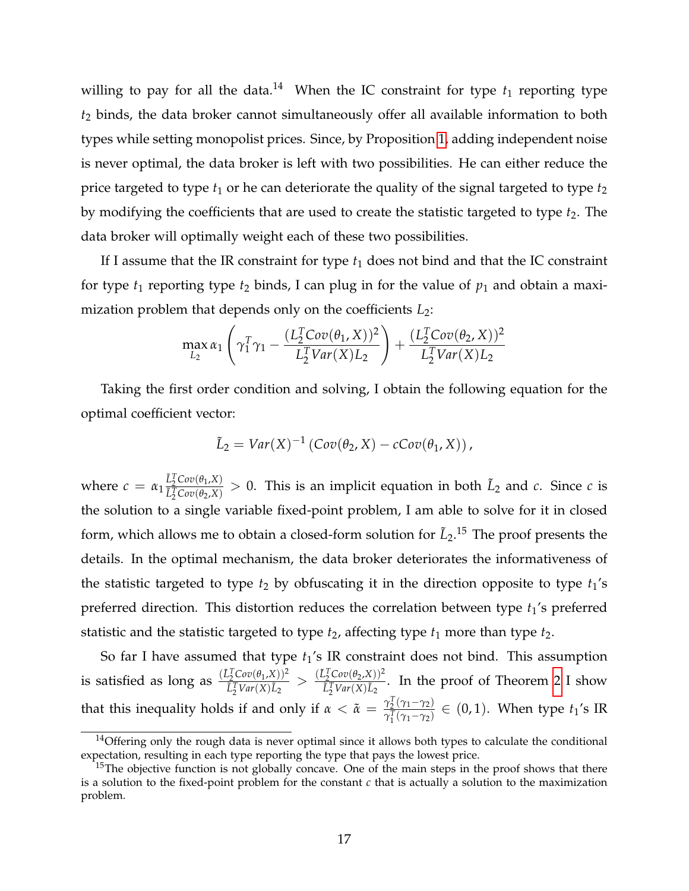willing to pay for all the data.[14] When the IC constraint for type $t_1$ reporting type $t_2$ binds, the data broker cannot simultaneously offer all available information to both types while setting monopolist prices. Since, by Proposition 1, adding independent noise is never optimal, the data broker is left with two possibilities. He can either reduce the price targeted to type $t_1$ or he can deteriorate the quality of the signal targeted to type $t_2$ by modifying the coefficients that are used to create the statistic targeted to type $t_2$. The data broker will optimally weight each of these two possibilities.

If I assume that the IR constraint for type $t_1$ does not bind and that the IC constraint for type $t_1$ reporting type $t_2$ binds, I can plug in for the value of $p_1$ and obtain a maximization problem that depends only on the coefficients $L_2$:

$$\max_{L_2} \alpha_1 \left( \gamma_1^T \gamma_1 - \frac{(L_2^T Cov(\theta_1, X))^2}{L_2^T Var(X) L_2} \right) + \frac{(L_2^T Cov(\theta_2, X))^2}{L_2^T Var(X) L_2}$$

Taking the first order condition and solving, I obtain the following equation for the optimal coefficient vector:

$$\tilde{L}_2 = Var(X)^{-1} \left( Cov(\theta_2, X) - c Cov(\theta_1, X) \right),$$

where $c = \alpha_1 \frac{\tilde{L}_2^T Cov(\theta_1, X)}{\tilde{L}_2^T Cov(\theta_2, X)} > 0$. This is an implicit equation in both $\tilde{L}_2$ and $c$. Since $c$ is the solution to a single variable fixed-point problem, I am able to solve for it in closed form, which allows me to obtain a closed-form solution for $\tilde{L}_2$.[15] The proof presents the details. In the optimal mechanism, the data broker deteriorates the informativeness of the statistic targeted to type $t_2$ by obfuscating it in the direction opposite to type $t_1$'s preferred direction. This distortion reduces the correlation between type $t_1$'s preferred statistic and the statistic targeted to type $t_2$, affecting type $t_1$ more than type $t_2$.

So far I have assumed that type $t_1$'s IR constraint does not bind. This assumption is satisfied as long as $\frac{(\tilde{L}_2^T Cov(\theta_1, X))^2}{\tilde{L}_2^T Var(X) \tilde{L}_2} > \frac{(\tilde{L}_2^T Cov(\theta_2, X))^2}{\tilde{L}_2^T Var(X) \tilde{L}_2}$. In the proof of Theorem 2 I show that this inequality holds if and only if $\alpha < \tilde{\alpha} = \frac{\gamma_2^T (\gamma_1 - \gamma_2)}{\gamma_1^T (\gamma_1 - \gamma_2)} \in (0, 1)$. When type $t_1$'s IR

[14] Offering only the rough data is never optimal since it allows both types to calculate the conditional expectation, resulting in each type reporting the type that pays the lowest price.

[15] The objective function is not globally concave. One of the main steps in the proof shows that there is a solution to the fixed-point problem for the constant $c$ that is actually a solution to the maximization problem.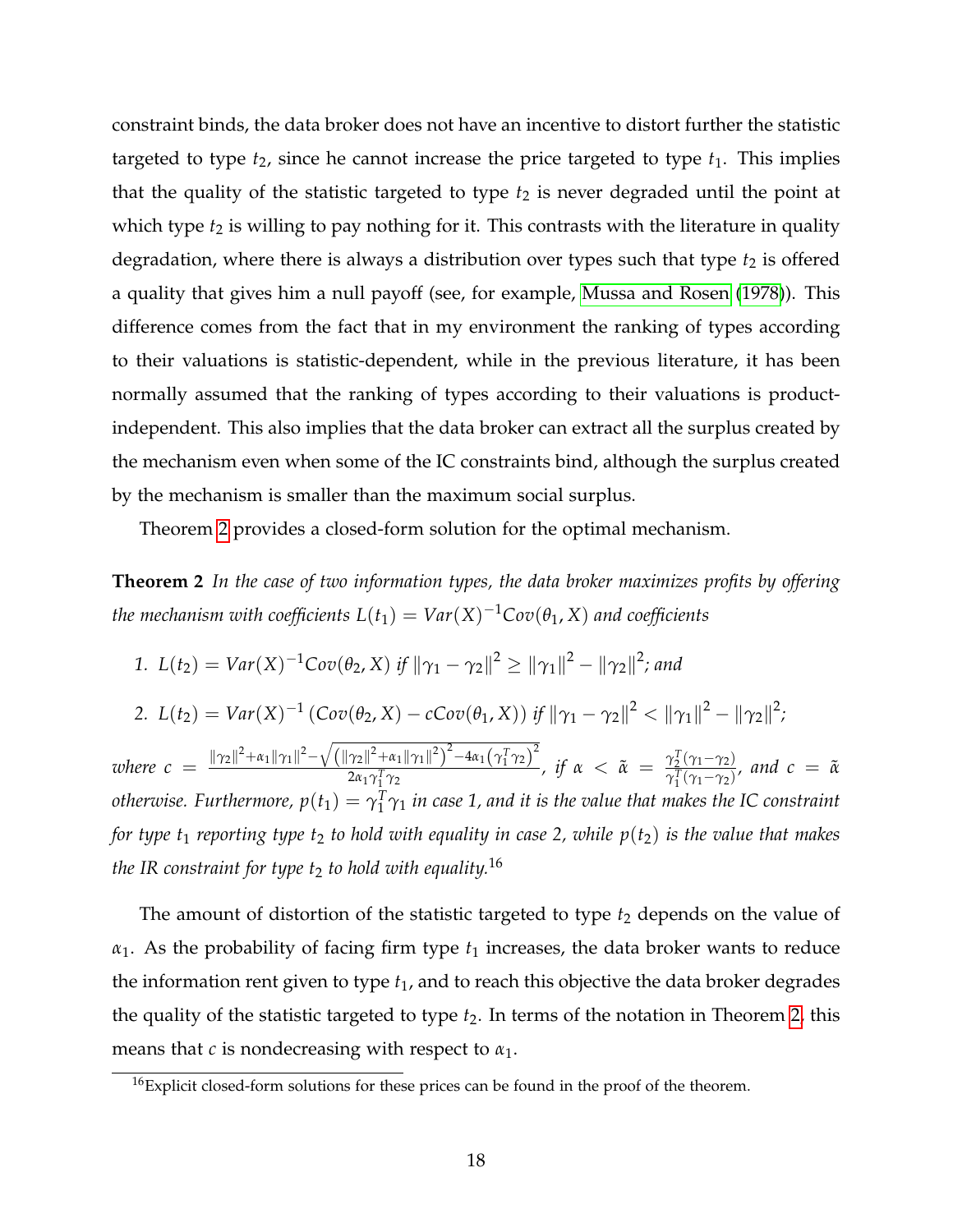constraint binds, the data broker does not have an incentive to distort further the statistic targeted to type $t_2$, since he cannot increase the price targeted to type $t_1$. This implies that the quality of the statistic targeted to type $t_2$ is never degraded until the point at which type $t_2$ is willing to pay nothing for it. This contrasts with the literature in quality degradation, where there is always a distribution over types such that type $t_2$ is offered a quality that gives him a null payoff (see, for example, Mussa and Rosen (1978)). This difference comes from the fact that in my environment the ranking of types according to their valuations is statistic-dependent, while in the previous literature, it has been normally assumed that the ranking of types according to their valuations is product-independent. This also implies that the data broker can extract all the surplus created by the mechanism even when some of the IC constraints bind, although the surplus created by the mechanism is smaller than the maximum social surplus.

Theorem 2 provides a closed-form solution for the optimal mechanism.

**Theorem 2** *In the case of two information types, the data broker maximizes profits by offering the mechanism with coefficients $L(t_1) = Var(X)^{-1}Cov(\theta_1, X)$ and coefficients*

1. $L(t_2) = Var(X)^{-1}Cov(\theta_2, X)$ *if* $\|\gamma_1 - \gamma_2\|^2 \geq \|\gamma_1\|^2 - \|\gamma_2\|^2$; *and*
2. $L(t_2) = Var(X)^{-1}\left(Cov(\theta_2, X) - cCov(\theta_1, X)\right)$ *if* $\|\gamma_1 - \gamma_2\|^2 < \|\gamma_1\|^2 - \|\gamma_2\|^2$;

*where* $c = \frac{\|\gamma_2\|^2 + \alpha_1\|\gamma_1\|^2 - \sqrt{\left(\|\gamma_2\|^2 + \alpha_1\|\gamma_1\|^2\right)^2 - 4\alpha_1\left(\gamma_1^T\gamma_2\right)^2}}{2\alpha_1\gamma_1^T\gamma_2}$, *if* $\alpha < \tilde{\alpha} = \frac{\gamma_2^T(\gamma_1 - \gamma_2)}{\gamma_1^T(\gamma_1 - \gamma_2)}$, *and* $c = \tilde{\alpha}$ *otherwise. Furthermore,* $p(t_1) = \gamma_1^T\gamma_1$ *in case 1, and it is the value that makes the IC constraint for type $t_1$ reporting type $t_2$ to hold with equality in case 2, while $p(t_2)$ is the value that makes the IR constraint for type $t_2$ to hold with equality.*[16]

The amount of distortion of the statistic targeted to type $t_2$ depends on the value of $\alpha_1$. As the probability of facing firm type $t_1$ increases, the data broker wants to reduce the information rent given to type $t_1$, and to reach this objective the data broker degrades the quality of the statistic targeted to type $t_2$. In terms of the notation in Theorem 2, this means that $c$ is nondecreasing with respect to $\alpha_1$.

[16]Explicit closed-form solutions for these prices can be found in the proof of the theorem.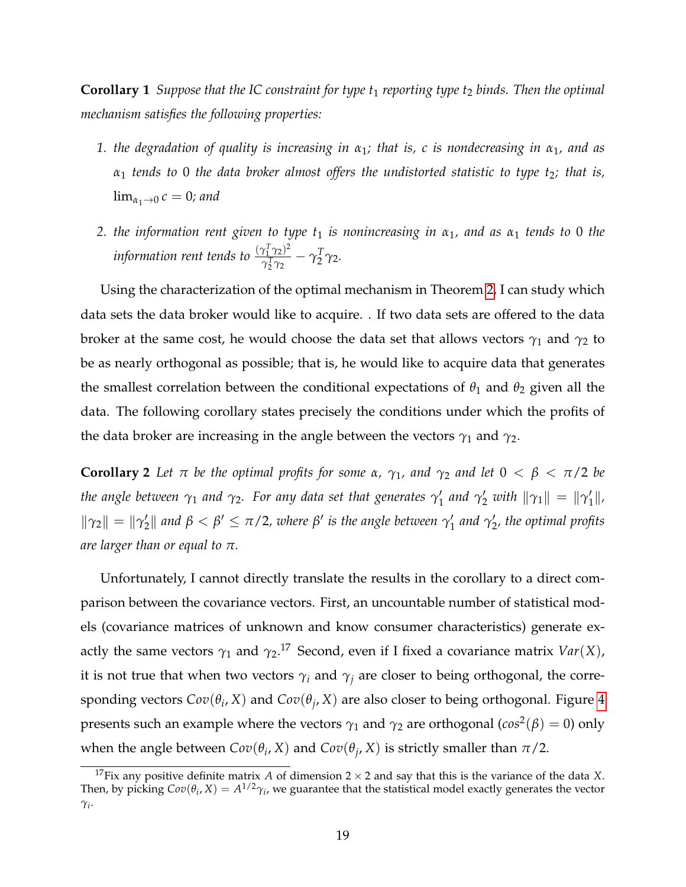**Corollary 1** *Suppose that the IC constraint for type $t_1$ reporting type $t_2$ binds. Then the optimal mechanism satisfies the following properties:*

1. *the degradation of quality is increasing in $\alpha_1$; that is, $c$ is nondecreasing in $\alpha_1$, and as $\alpha_1$ tends to 0 the data broker almost offers the undistorted statistic to type $t_2$; that is, $\lim_{\alpha_1 \to 0} c = 0$; and*

2. *the information rent given to type $t_1$ is nonincreasing in $\alpha_1$, and as $\alpha_1$ tends to 0 the information rent tends to $\frac{(\gamma_1^T \gamma_2)^2}{\gamma_2^T \gamma_2} - \gamma_2^T \gamma_2$.*

Using the characterization of the optimal mechanism in Theorem 2, I can study which data sets the data broker would like to acquire. . If two data sets are offered to the data broker at the same cost, he would choose the data set that allows vectors $\gamma_1$ and $\gamma_2$ to be as nearly orthogonal as possible; that is, he would like to acquire data that generates the smallest correlation between the conditional expectations of $\theta_1$ and $\theta_2$ given all the data. The following corollary states precisely the conditions under which the profits of the data broker are increasing in the angle between the vectors $\gamma_1$ and $\gamma_2$.

**Corollary 2** *Let $\pi$ be the optimal profits for some $\alpha$, $\gamma_1$, and $\gamma_2$ and let $0 < \beta < \pi/2$ be the angle between $\gamma_1$ and $\gamma_2$. For any data set that generates $\gamma_1'$ and $\gamma_2'$ with $\|\gamma_1\| = \|\gamma_1'\|$, $\|\gamma_2\| = \|\gamma_2'\|$ and $\beta < \beta' \leq \pi/2$, where $\beta'$ is the angle between $\gamma_1'$ and $\gamma_2'$, the optimal profits are larger than or equal to $\pi$.*

Unfortunately, I cannot directly translate the results in the corollary to a direct comparison between the covariance vectors. First, an uncountable number of statistical models (covariance matrices of unknown and know consumer characteristics) generate exactly the same vectors $\gamma_1$ and $\gamma_2$.[17] Second, even if I fixed a covariance matrix $Var(X)$, it is not true that when two vectors $\gamma_i$ and $\gamma_j$ are closer to being orthogonal, the corresponding vectors $Cov(\theta_i, X)$ and $Cov(\theta_j, X)$ are also closer to being orthogonal. Figure 4 presents such an example where the vectors $\gamma_1$ and $\gamma_2$ are orthogonal ($cos^2(\beta) = 0$) only when the angle between $Cov(\theta_i, X)$ and $Cov(\theta_j, X)$ is strictly smaller than $\pi/2$.

[17] Fix any positive definite matrix $A$ of dimension $2 \times 2$ and say that this is the variance of the data $X$. Then, by picking $Cov(\theta_i, X) = A^{1/2}\gamma_i$, we guarantee that the statistical model exactly generates the vector $\gamma_i$.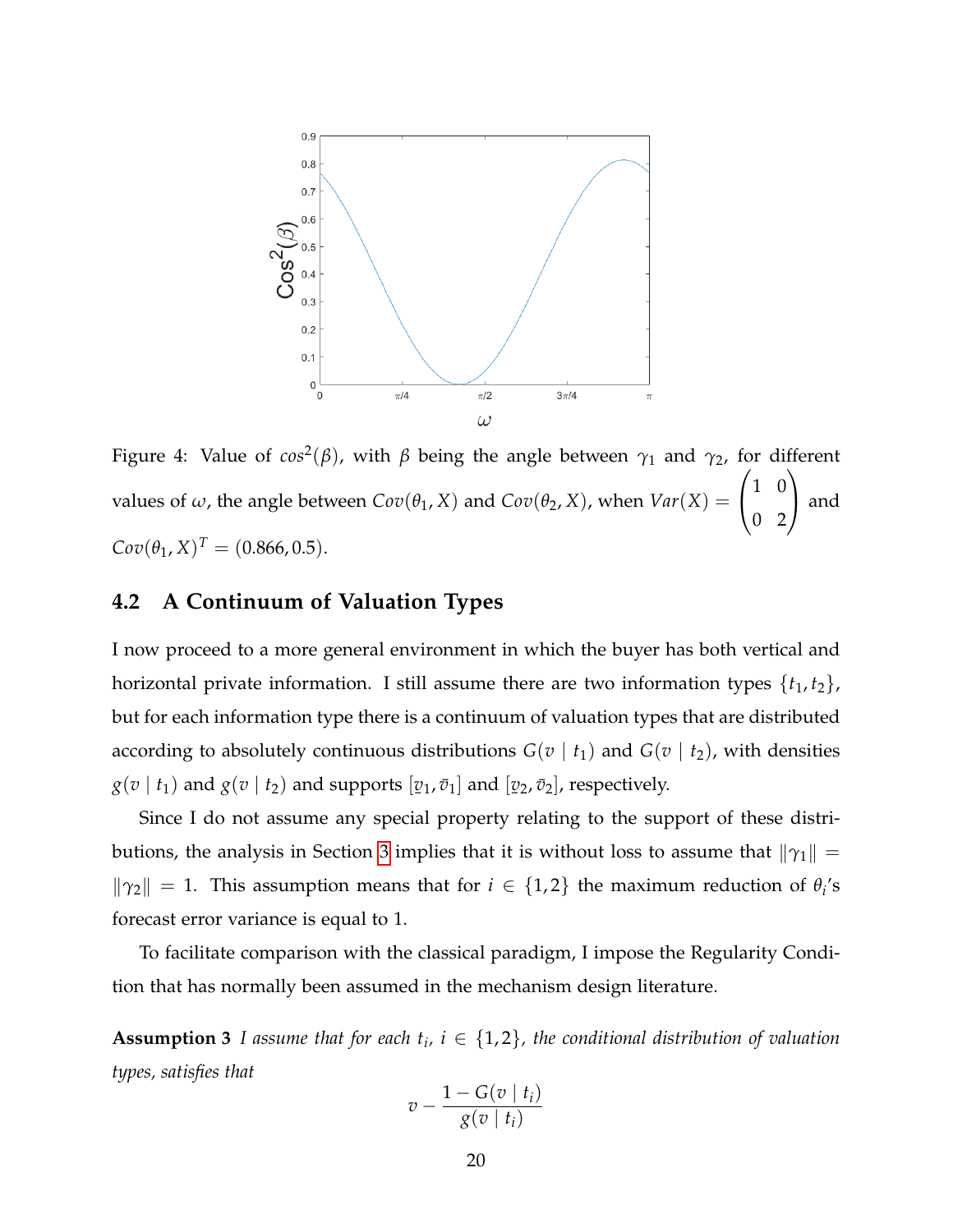Figure 4: Value of $cos^2(\beta)$, with $\beta$ being the angle between $\gamma_1$ and $\gamma_2$, for different values of $\omega$, the angle between $Cov(\theta_1, X)$ and $Cov(\theta_2, X)$, when $Var(X) = \begin{pmatrix} 1 & 0 \\ 0 & 2 \end{pmatrix}$ and $Cov(\theta_1, X)^T = (0.866, 0.5)$.

## 4.2 A Continuum of Valuation Types

I now proceed to a more general environment in which the buyer has both vertical and horizontal private information. I still assume there are two information types $\{t_1, t_2\}$, but for each information type there is a continuum of valuation types that are distributed according to absolutely continuous distributions $G(v \mid t_1)$ and $G(v \mid t_2)$, with densities $g(v \mid t_1)$ and $g(v \mid t_2)$ and supports $[\underline{v}_1, \bar{v}_1]$ and $[\underline{v}_2, \bar{v}_2]$, respectively.

Since I do not assume any special property relating to the support of these distributions, the analysis in Section 3 implies that it is without loss to assume that $\|\gamma_1\| = \|\gamma_2\| = 1$. This assumption means that for $i \in \{1, 2\}$ the maximum reduction of $\theta_i$'s forecast error variance is equal to 1.

To facilitate comparison with the classical paradigm, I impose the Regularity Condition that has normally been assumed in the mechanism design literature.

**Assumption 3** *I assume that for each $t_i$, $i \in \{1, 2\}$, the conditional distribution of valuation types, satisfies that*

$$v - \frac{1 - G(v \mid t_i)}{g(v \mid t_i)}$$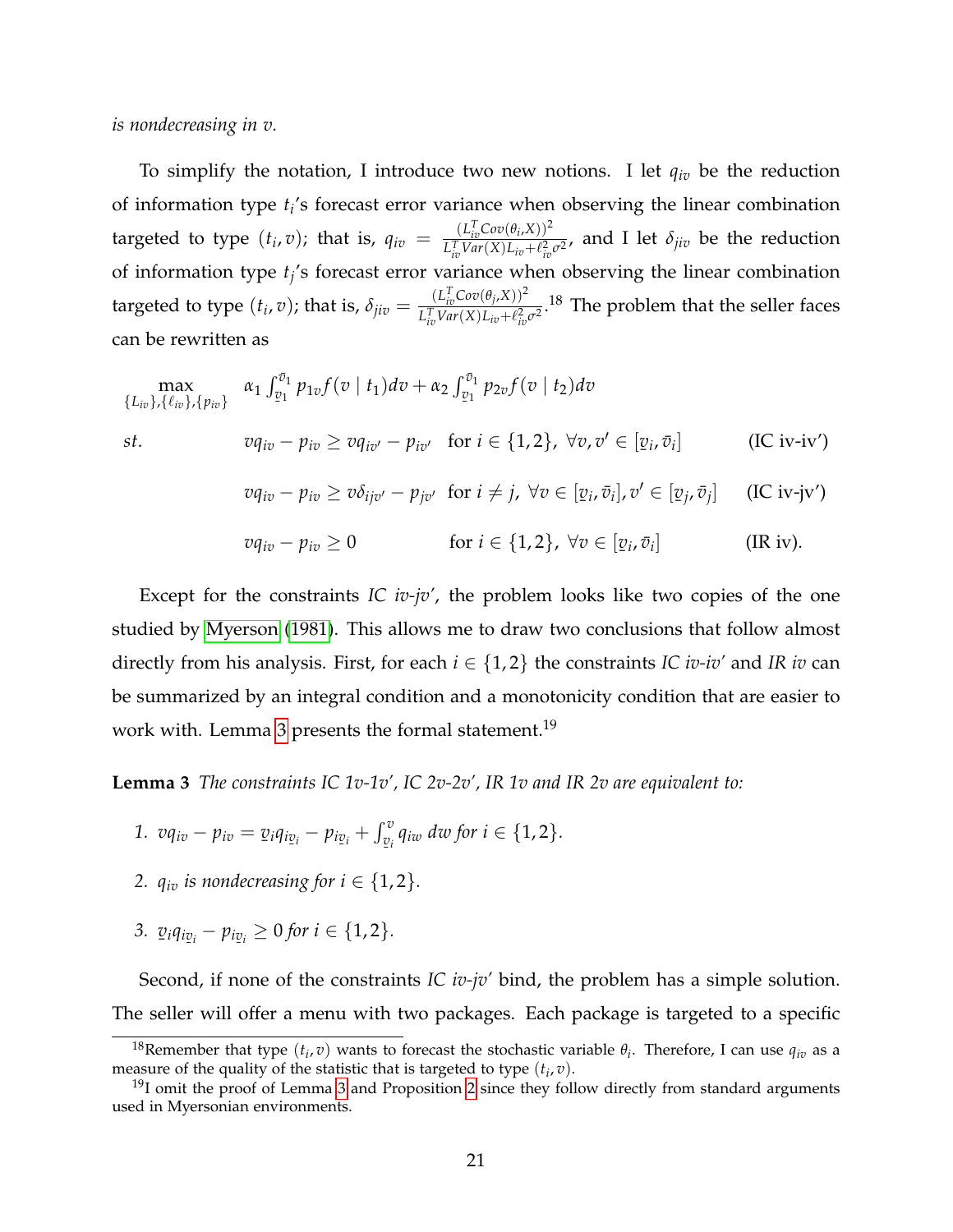*is nondecreasing in v.*

To simplify the notation, I introduce two new notions. I let $q_{iv}$ be the reduction of information type $t_i$'s forecast error variance when observing the linear combination targeted to type $(t_i, v)$; that is, $q_{iv} = \frac{(L_{iv}^T Cov(\theta_i, X))^2}{L_{iv}^T Var(X) L_{iv} + \ell_{iv}^2 \sigma^2}$, and I let $\delta_{jiv}$ be the reduction of information type $t_j$'s forecast error variance when observing the linear combination targeted to type $(t_i, v)$; that is, $\delta_{jiv} = \frac{(L_{iv}^T Cov(\theta_j, X))^2}{L_{iv}^T Var(X) L_{iv} + \ell_{iv}^2 \sigma^2}$.[18] The problem that the seller faces can be rewritten as

$$
\begin{aligned}
\max_{\{L_{iv}\},\{\ell_{iv}\},\{p_{iv}\}} \quad & \alpha_1 \int_{\underline{v}_1}^{\bar{v}_1} p_{1v} f(v \mid t_1) dv + \alpha_2 \int_{\underline{v}_1}^{\bar{v}_1} p_{2v} f(v \mid t_2) dv \\
st. \quad & v q_{iv} - p_{iv} \geq v q_{iv'} - p_{iv'} \quad \text{for } i \in \{1,2\},\ \forall v, v' \in [\underline{v}_i, \bar{v}_i] \qquad \text{(IC iv-iv')} \\
& v q_{iv} - p_{iv} \geq v \delta_{ijv'} - p_{jv'} \quad \text{for } i \neq j,\ \forall v \in [\underline{v}_i, \bar{v}_i], v' \in [\underline{v}_j, \bar{v}_j] \qquad \text{(IC iv-jv')} \\
& v q_{iv} - p_{iv} \geq 0 \qquad \text{for } i \in \{1,2\},\ \forall v \in [\underline{v}_i, \bar{v}_i] \qquad \text{(IR iv).}
\end{aligned}
$$

Except for the constraints *IC iv-jv'*, the problem looks like two copies of the one studied by Myerson (1981). This allows me to draw two conclusions that follow almost directly from his analysis. First, for each $i \in \{1,2\}$ the constraints *IC iv-iv'* and *IR iv* can be summarized by an integral condition and a monotonicity condition that are easier to work with. Lemma 3 presents the formal statement.[19]

**Lemma 3** *The constraints IC 1v-1v', IC 2v-2v', IR 1v and IR 2v are equivalent to:*

1. $v q_{iv} - p_{iv} = \underline{v}_i q_{i\underline{v}_i} - p_{i\underline{v}_i} + \int_{\underline{v}_i}^{v} q_{iw}\, dw$ *for* $i \in \{1,2\}$.
2. $q_{iv}$ *is nondecreasing for* $i \in \{1,2\}$.
3. $\underline{v}_i q_{i\underline{v}_i} - p_{i\underline{v}_i} \geq 0$ *for* $i \in \{1,2\}$.

Second, if none of the constraints *IC iv-jv'* bind, the problem has a simple solution. The seller will offer a menu with two packages. Each package is targeted to a specific

[18] Remember that type $(t_i, v)$ wants to forecast the stochastic variable $\theta_i$. Therefore, I can use $q_{iv}$ as a measure of the quality of the statistic that is targeted to type $(t_i, v)$.

[19] I omit the proof of Lemma 3 and Proposition 2 since they follow directly from standard arguments used in Myersonian environments.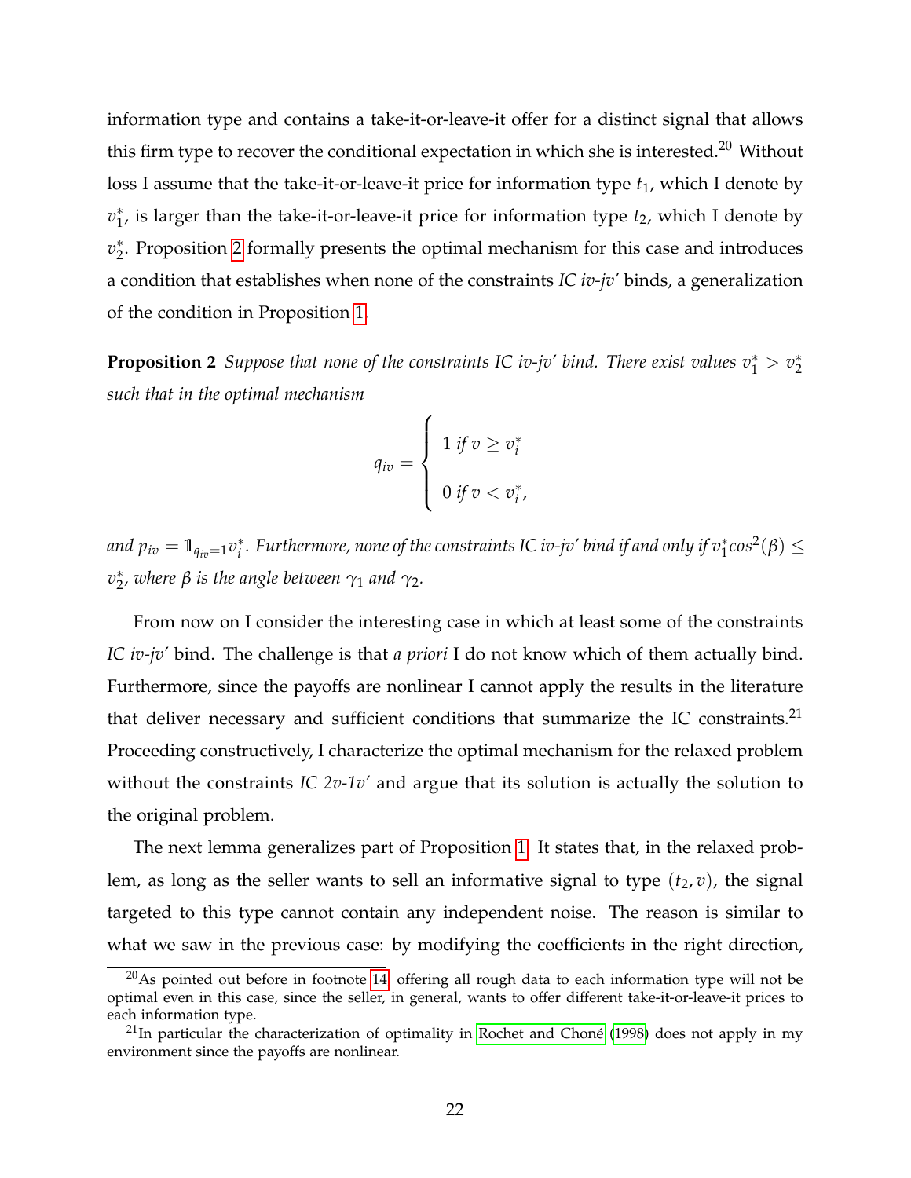information type and contains a take-it-or-leave-it offer for a distinct signal that allows this firm type to recover the conditional expectation in which she is interested.[20] Without loss I assume that the take-it-or-leave-it price for information type $t_1$, which I denote by $v_1^*$, is larger than the take-it-or-leave-it price for information type $t_2$, which I denote by $v_2^*$. Proposition 2 formally presents the optimal mechanism for this case and introduces a condition that establishes when none of the constraints *IC iv-jv′* binds, a generalization of the condition in Proposition 1.

**Proposition 2** *Suppose that none of the constraints IC iv-jv′ bind. There exist values $v_1^* > v_2^*$ such that in the optimal mechanism*

$$q_{iv} = \begin{cases} 1 \text{ if } v \geq v_i^* \\ 0 \text{ if } v < v_i^*, \end{cases}$$

*and $p_{iv} = \mathbb{1}_{q_{iv}=1} v_i^*$. Furthermore, none of the constraints IC iv-jv′ bind if and only if $v_1^* cos^2(\beta) \leq v_2^*$, where $\beta$ is the angle between $\gamma_1$ and $\gamma_2$.*

From now on I consider the interesting case in which at least some of the constraints *IC iv-jv′* bind. The challenge is that *a priori* I do not know which of them actually bind. Furthermore, since the payoffs are nonlinear I cannot apply the results in the literature that deliver necessary and sufficient conditions that summarize the IC constraints.[21] Proceeding constructively, I characterize the optimal mechanism for the relaxed problem without the constraints *IC 2v-1v′* and argue that its solution is actually the solution to the original problem.

The next lemma generalizes part of Proposition 1. It states that, in the relaxed problem, as long as the seller wants to sell an informative signal to type $(t_2, v)$, the signal targeted to this type cannot contain any independent noise. The reason is similar to what we saw in the previous case: by modifying the coefficients in the right direction,

[20] As pointed out before in footnote 14, offering all rough data to each information type will not be optimal even in this case, since the seller, in general, wants to offer different take-it-or-leave-it prices to each information type.

[21] In particular the characterization of optimality in Rochet and Choné (1998) does not apply in my environment since the payoffs are nonlinear.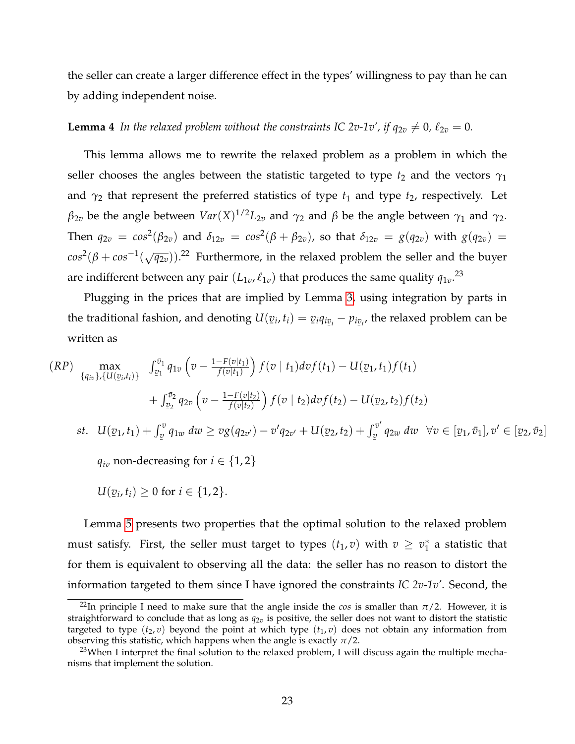the seller can create a larger difference effect in the types' willingness to pay than he can by adding independent noise.

**Lemma 4** *In the relaxed problem without the constraints IC 2v-1v′, if $q_{2v} \neq 0$, $\ell_{2v} = 0$.*

This lemma allows me to rewrite the relaxed problem as a problem in which the seller chooses the angles between the statistic targeted to type $t_2$ and the vectors $\gamma_1$ and $\gamma_2$ that represent the preferred statistics of type $t_1$ and type $t_2$, respectively. Let $\beta_{2v}$ be the angle between $Var(X)^{1/2}L_{2v}$ and $\gamma_2$ and $\beta$ be the angle between $\gamma_1$ and $\gamma_2$. Then $q_{2v} = cos^2(\beta_{2v})$ and $\delta_{12v} = cos^2(\beta + \beta_{2v})$, so that $\delta_{12v} = g(q_{2v})$ with $g(q_{2v}) = cos^2(\beta + cos^{-1}(\sqrt{q_{2v}}))$.[22] Furthermore, in the relaxed problem the seller and the buyer are indifferent between any pair $(L_{1v}, \ell_{1v})$ that produces the same quality $q_{1v}$.[23]

Plugging in the prices that are implied by Lemma 3, using integration by parts in the traditional fashion, and denoting $U(\underline{v}_i, t_i) = \underline{v}_i q_{i\underline{v}_i} - p_{i\underline{v}_i}$, the relaxed problem can be written as

$$
\begin{aligned}
(RP) \quad \max_{\{q_{iv}\},\{U(\underline{v}_i,t_i)\}} \quad & \int_{\underline{v}_1}^{\bar{v}_1} q_{1v}\left(v - \frac{1-F(v|t_1)}{f(v|t_1)}\right) f(v \mid t_1)dv f(t_1) - U(\underline{v}_1, t_1) f(t_1) \\
& + \int_{\underline{v}_2}^{\bar{v}_2} q_{2v}\left(v - \frac{1-F(v|t_2)}{f(v|t_2)}\right) f(v \mid t_2)dv f(t_2) - U(\underline{v}_2, t_2) f(t_2) \\
st. \quad & U(\underline{v}_1, t_1) + \int_{\underline{v}}^{v} q_{1w}\, dw \geq v g(q_{2v'}) - v' q_{2v'} + U(\underline{v}_2, t_2) + \int_{\underline{v}}^{v'} q_{2w}\, dw \quad \forall v \in [\underline{v}_1, \bar{v}_1], v' \in [\underline{v}_2, \bar{v}_2] \\
& q_{iv} \text{ non-decreasing for } i \in \{1, 2\} \\
& U(\underline{v}_i, t_i) \geq 0 \text{ for } i \in \{1, 2\}.
\end{aligned}
$$

Lemma 5 presents two properties that the optimal solution to the relaxed problem must satisfy. First, the seller must target to types $(t_1, v)$ with $v \geq v_1^*$ a statistic that for them is equivalent to observing all the data: the seller has no reason to distort the information targeted to them since I have ignored the constraints *IC 2v-1v′*. Second, the

[22] In principle I need to make sure that the angle inside the *cos* is smaller than $\pi/2$. However, it is straightforward to conclude that as long as $q_{2v}$ is positive, the seller does not want to distort the statistic targeted to type $(t_2, v)$ beyond the point at which type $(t_1, v)$ does not obtain any information from observing this statistic, which happens when the angle is exactly $\pi/2$.

[23] When I interpret the final solution to the relaxed problem, I will discuss again the multiple mechanisms that implement the solution.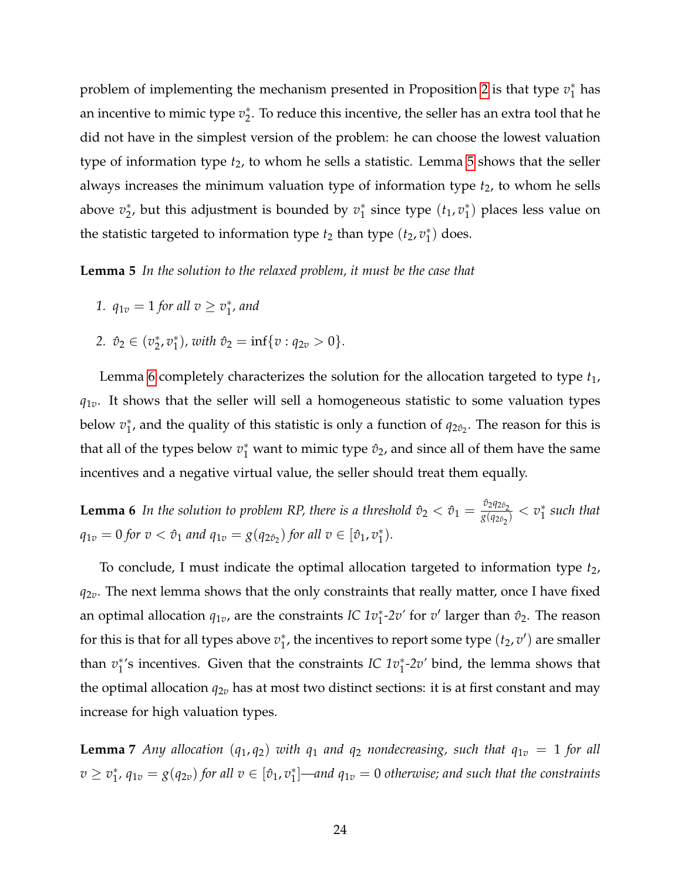problem of implementing the mechanism presented in Proposition 2 is that type $v_1^*$ has an incentive to mimic type $v_2^*$. To reduce this incentive, the seller has an extra tool that he did not have in the simplest version of the problem: he can choose the lowest valuation type of information type $t_2$, to whom he sells a statistic. Lemma 5 shows that the seller always increases the minimum valuation type of information type $t_2$, to whom he sells above $v_2^*$, but this adjustment is bounded by $v_1^*$ since type $(t_1, v_1^*)$ places less value on the statistic targeted to information type $t_2$ than type $(t_2, v_1^*)$ does.

**Lemma 5** *In the solution to the relaxed problem, it must be the case that*

1. *$q_{1v} = 1$ for all $v \geq v_1^*$, and*
2. *$\hat{v}_2 \in (v_2^*, v_1^*)$, with $\hat{v}_2 = \inf\{v : q_{2v} > 0\}$.*

Lemma 6 completely characterizes the solution for the allocation targeted to type $t_1$, $q_{1v}$. It shows that the seller will sell a homogeneous statistic to some valuation types below $v_1^*$, and the quality of this statistic is only a function of $q_{2\hat{v}_2}$. The reason for this is that all of the types below $v_1^*$ want to mimic type $\hat{v}_2$, and since all of them have the same incentives and a negative virtual value, the seller should treat them equally.

**Lemma 6** *In the solution to problem RP, there is a threshold $\hat{v}_2 < \hat{v}_1 = \frac{\hat{v}_2 q_{2\hat{v}_2}}{g(q_{2\hat{v}_2})} < v_1^*$ such that $q_{1v} = 0$ for $v < \hat{v}_1$ and $q_{1v} = g(q_{2\hat{v}_2})$ for all $v \in [\hat{v}_1, v_1^*)$.*

To conclude, I must indicate the optimal allocation targeted to information type $t_2$, $q_{2v}$. The next lemma shows that the only constraints that really matter, once I have fixed an optimal allocation $q_{1v}$, are the constraints *IC 1$v_1^*$-2$v'$* for $v'$ larger than $\hat{v}_2$. The reason for this is that for all types above $v_1^*$, the incentives to report some type $(t_2, v')$ are smaller than $v_1^*$'s incentives. Given that the constraints *IC 1$v_1^*$-2$v'$* bind, the lemma shows that the optimal allocation $q_{2v}$ has at most two distinct sections: it is at first constant and may increase for high valuation types.

**Lemma 7** *Any allocation $(q_1, q_2)$ with $q_1$ and $q_2$ nondecreasing, such that $q_{1v} = 1$ for all $v \geq v_1^*$, $q_{1v} = g(q_{2v})$ for all $v \in [\hat{v}_1, v_1^*]$—and $q_{1v} = 0$ otherwise; and such that the constraints*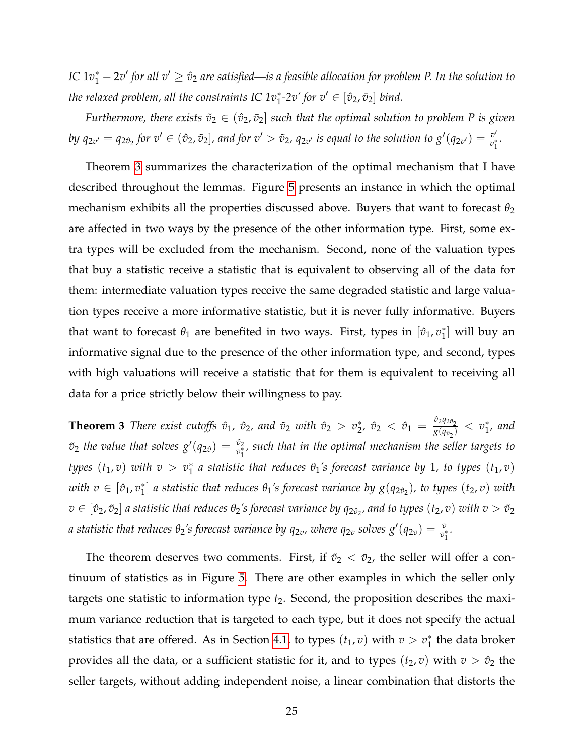*IC $1v_1^*-2v'$ for all $v' \geq \hat{v}_2$ are satisfied—is a feasible allocation for problem P. In the solution to the relaxed problem, all the constraints IC $1v_1^*$-$2v'$ for $v' \in [\hat{v}_2, \bar{v}_2]$ bind.*

*Furthermore, there exists $\tilde{v}_2 \in (\hat{v}_2, \bar{v}_2]$ such that the optimal solution to problem P is given by $q_{2v'} = q_{2\hat{v}_2}$ for $v' \in (\hat{v}_2, \tilde{v}_2]$, and for $v' > \tilde{v}_2$, $q_{2v'}$ is equal to the solution to $g'(q_{2v'}) = \frac{v'}{v_1^*}$.*

Theorem 3 summarizes the characterization of the optimal mechanism that I have described throughout the lemmas. Figure 5 presents an instance in which the optimal mechanism exhibits all the properties discussed above. Buyers that want to forecast $\theta_2$ are affected in two ways by the presence of the other information type. First, some extra types will be excluded from the mechanism. Second, none of the valuation types that buy a statistic receive a statistic that is equivalent to observing all of the data for them: intermediate valuation types receive the same degraded statistic and large valuation types receive a more informative statistic, but it is never fully informative. Buyers that want to forecast $\theta_1$ are benefited in two ways. First, types in $[\hat{v}_1, v_1^*]$ will buy an informative signal due to the presence of the other information type, and second, types with high valuations will receive a statistic that for them is equivalent to receiving all data for a price strictly below their willingness to pay.

**Theorem 3** *There exist cutoffs $\hat{v}_1$, $\hat{v}_2$, and $\tilde{v}_2$ with $\hat{v}_2 > v_2^*$, $\hat{v}_2 < \hat{v}_1 = \frac{\hat{v}_2 q_{2\hat{v}_2}}{g(q_{\hat{v}_2})} < v_1^*$, and $\tilde{v}_2$ the value that solves $g'(q_{2\hat{v}}) = \frac{\tilde{v}_2}{v_1^*}$, such that in the optimal mechanism the seller targets to types $(t_1, v)$ with $v > v_1^*$ a statistic that reduces $\theta_1$'s forecast variance by 1, to types $(t_1, v)$ with $v \in [\hat{v}_1, v_1^*]$ a statistic that reduces $\theta_1$'s forecast variance by $g(q_{2\hat{v}_2})$, to types $(t_2, v)$ with $v \in [\hat{v}_2, \tilde{v}_2]$ a statistic that reduces $\theta_2$'s forecast variance by $q_{2\hat{v}_2}$, and to types $(t_2, v)$ with $v > \tilde{v}_2$ a statistic that reduces $\theta_2$'s forecast variance by $q_{2v}$, where $q_{2v}$ solves $g'(q_{2v}) = \frac{v}{v_1^*}$.*

The theorem deserves two comments. First, if $\tilde{v}_2 < \bar{v}_2$, the seller will offer a continuum of statistics as in Figure 5. There are other examples in which the seller only targets one statistic to information type $t_2$. Second, the proposition describes the maximum variance reduction that is targeted to each type, but it does not specify the actual statistics that are offered. As in Section 4.1, to types $(t_1, v)$ with $v > v_1^*$ the data broker provides all the data, or a sufficient statistic for it, and to types $(t_2, v)$ with $v > \hat{v}_2$ the seller targets, without adding independent noise, a linear combination that distorts the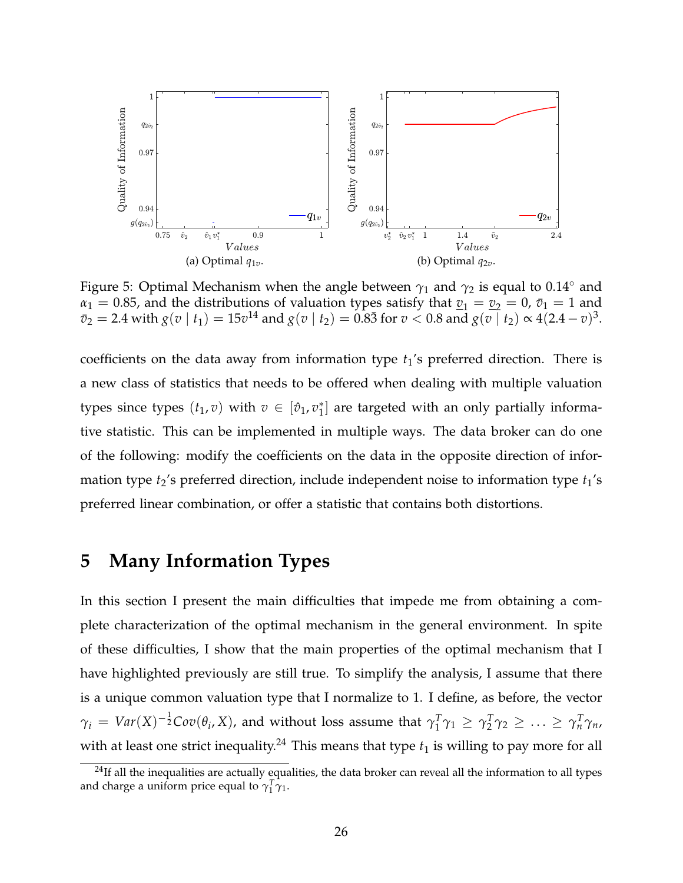(a) Optimal $q_{1v}$.

(b) Optimal $q_{2v}$.

Figure 5: Optimal Mechanism when the angle between $\gamma_1$ and $\gamma_2$ is equal to 0.14° and $\alpha_1 = 0.85$, and the distributions of valuation types satisfy that $\underline{v}_1 = \underline{v}_2 = 0$, $\bar{v}_1 = 1$ and $\bar{v}_2 = 2.4$ with $g(v \mid t_1) = 15v^{14}$ and $g(v \mid t_2) = 0.8\bar{3}$ for $v < 0.8$ and $g(v \mid t_2) \propto 4(2.4 - v)^3$.

coefficients on the data away from information type $t_1$'s preferred direction. There is a new class of statistics that needs to be offered when dealing with multiple valuation types since types $(t_1, v)$ with $v \in [\hat{v}_1, v_1^*]$ are targeted with an only partially informative statistic. This can be implemented in multiple ways. The data broker can do one of the following: modify the coefficients on the data in the opposite direction of information type $t_2$'s preferred direction, include independent noise to information type $t_1$'s preferred linear combination, or offer a statistic that contains both distortions.

# 5 Many Information Types

In this section I present the main difficulties that impede me from obtaining a complete characterization of the optimal mechanism in the general environment. In spite of these difficulties, I show that the main properties of the optimal mechanism that I have highlighted previously are still true. To simplify the analysis, I assume that there is a unique common valuation type that I normalize to 1. I define, as before, the vector $\gamma_i = Var(X)^{-\frac{1}{2}} Cov(\theta_i, X)$, and without loss assume that $\gamma_1^T \gamma_1 \geq \gamma_2^T \gamma_2 \geq \ldots \geq \gamma_n^T \gamma_n$, with at least one strict inequality.[24] This means that type $t_1$ is willing to pay more for all

[24] If all the inequalities are actually equalities, the data broker can reveal all the information to all types and charge a uniform price equal to $\gamma_1^T \gamma_1$.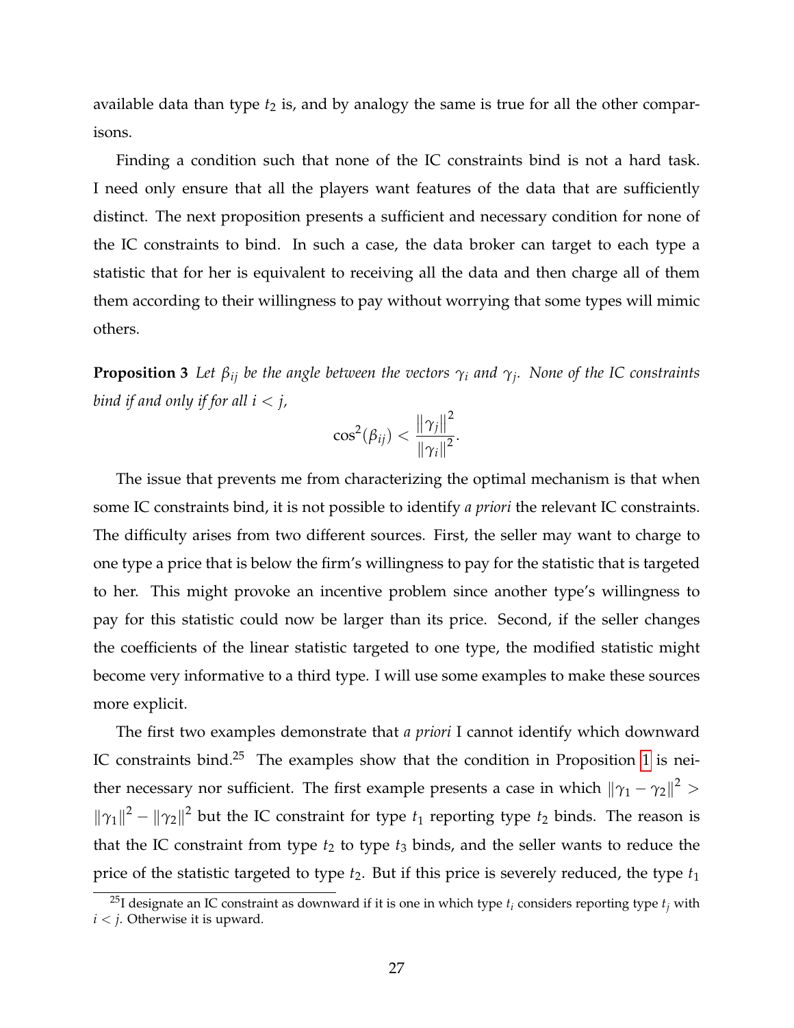available data than type $t_2$ is, and by analogy the same is true for all the other comparisons.

Finding a condition such that none of the IC constraints bind is not a hard task. I need only ensure that all the players want features of the data that are sufficiently distinct. The next proposition presents a sufficient and necessary condition for none of the IC constraints to bind. In such a case, the data broker can target to each type a statistic that for her is equivalent to receiving all the data and then charge all of them them according to their willingness to pay without worrying that some types will mimic others.

**Proposition 3** *Let $\beta_{ij}$ be the angle between the vectors $\gamma_i$ and $\gamma_j$. None of the IC constraints bind if and only if for all $i < j$,*

$$\cos^2(\beta_{ij}) < \frac{\|\gamma_j\|^2}{\|\gamma_i\|^2}.$$

The issue that prevents me from characterizing the optimal mechanism is that when some IC constraints bind, it is not possible to identify *a priori* the relevant IC constraints. The difficulty arises from two different sources. First, the seller may want to charge to one type a price that is below the firm's willingness to pay for the statistic that is targeted to her. This might provoke an incentive problem since another type's willingness to pay for this statistic could now be larger than its price. Second, if the seller changes the coefficients of the linear statistic targeted to one type, the modified statistic might become very informative to a third type. I will use some examples to make these sources more explicit.

The first two examples demonstrate that *a priori* I cannot identify which downward IC constraints bind.[25] The examples show that the condition in Proposition 1 is neither necessary nor sufficient. The first example presents a case in which $\|\gamma_1 - \gamma_2\|^2 > \|\gamma_1\|^2 - \|\gamma_2\|^2$ but the IC constraint for type $t_1$ reporting type $t_2$ binds. The reason is that the IC constraint from type $t_2$ to type $t_3$ binds, and the seller wants to reduce the price of the statistic targeted to type $t_2$. But if this price is severely reduced, the type $t_1$

[25] I designate an IC constraint as downward if it is one in which type $t_i$ considers reporting type $t_j$ with $i < j$. Otherwise it is upward.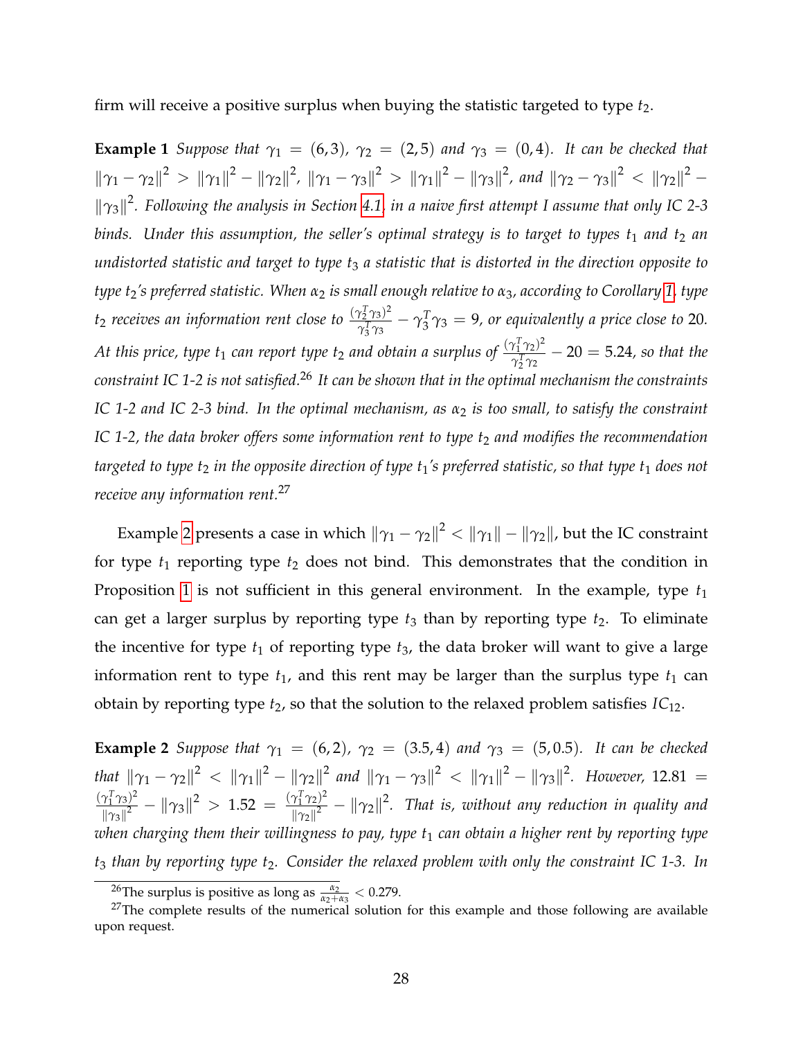firm will receive a positive surplus when buying the statistic targeted to type $t_2$.

**Example 1** *Suppose that $\gamma_1 = (6,3)$, $\gamma_2 = (2,5)$ and $\gamma_3 = (0,4)$. It can be checked that $\|\gamma_1 - \gamma_2\|^2 > \|\gamma_1\|^2 - \|\gamma_2\|^2$, $\|\gamma_1 - \gamma_3\|^2 > \|\gamma_1\|^2 - \|\gamma_3\|^2$, and $\|\gamma_2 - \gamma_3\|^2 < \|\gamma_2\|^2 - \|\gamma_3\|^2$. Following the analysis in Section 4.1, in a naive first attempt I assume that only IC 2-3 binds. Under this assumption, the seller's optimal strategy is to target to types $t_1$ and $t_2$ an undistorted statistic and target to type $t_3$ a statistic that is distorted in the direction opposite to type $t_2$'s preferred statistic. When $\alpha_2$ is small enough relative to $\alpha_3$, according to Corollary 1, type $t_2$ receives an information rent close to $\frac{(\gamma_2^T\gamma_3)^2}{\gamma_3^T\gamma_3} - \gamma_3^T\gamma_3 = 9$, or equivalently a price close to 20. At this price, type $t_1$ can report type $t_2$ and obtain a surplus of $\frac{(\gamma_1^T\gamma_2)^2}{\gamma_2^T\gamma_2} - 20 = 5.24$, so that the constraint IC 1-2 is not satisfied.*[26] *It can be shown that in the optimal mechanism the constraints IC 1-2 and IC 2-3 bind. In the optimal mechanism, as $\alpha_2$ is too small, to satisfy the constraint IC 1-2, the data broker offers some information rent to type $t_2$ and modifies the recommendation targeted to type $t_2$ in the opposite direction of type $t_1$'s preferred statistic, so that type $t_1$ does not receive any information rent.*[27]

Example 2 presents a case in which $\|\gamma_1 - \gamma_2\|^2 < \|\gamma_1\| - \|\gamma_2\|$, but the IC constraint for type $t_1$ reporting type $t_2$ does not bind. This demonstrates that the condition in Proposition 1 is not sufficient in this general environment. In the example, type $t_1$ can get a larger surplus by reporting type $t_3$ than by reporting type $t_2$. To eliminate the incentive for type $t_1$ of reporting type $t_3$, the data broker will want to give a large information rent to type $t_1$, and this rent may be larger than the surplus type $t_1$ can obtain by reporting type $t_2$, so that the solution to the relaxed problem satisfies $IC_{12}$.

**Example 2** *Suppose that $\gamma_1 = (6,2)$, $\gamma_2 = (3.5,4)$ and $\gamma_3 = (5,0.5)$. It can be checked that $\|\gamma_1 - \gamma_2\|^2 < \|\gamma_1\|^2 - \|\gamma_2\|^2$ and $\|\gamma_1 - \gamma_3\|^2 < \|\gamma_1\|^2 - \|\gamma_3\|^2$. However, $12.81 = \frac{(\gamma_1^T\gamma_3)^2}{\|\gamma_3\|^2} - \|\gamma_3\|^2 > 1.52 = \frac{(\gamma_1^T\gamma_2)^2}{\|\gamma_2\|^2} - \|\gamma_2\|^2$. That is, without any reduction in quality and when charging them their willingness to pay, type $t_1$ can obtain a higher rent by reporting type $t_3$ than by reporting type $t_2$. Consider the relaxed problem with only the constraint IC 1-3. In*

[26] The surplus is positive as long as $\frac{\alpha_2}{\alpha_2+\alpha_3} < 0.279$.

[27] The complete results of the numerical solution for this example and those following are available upon request.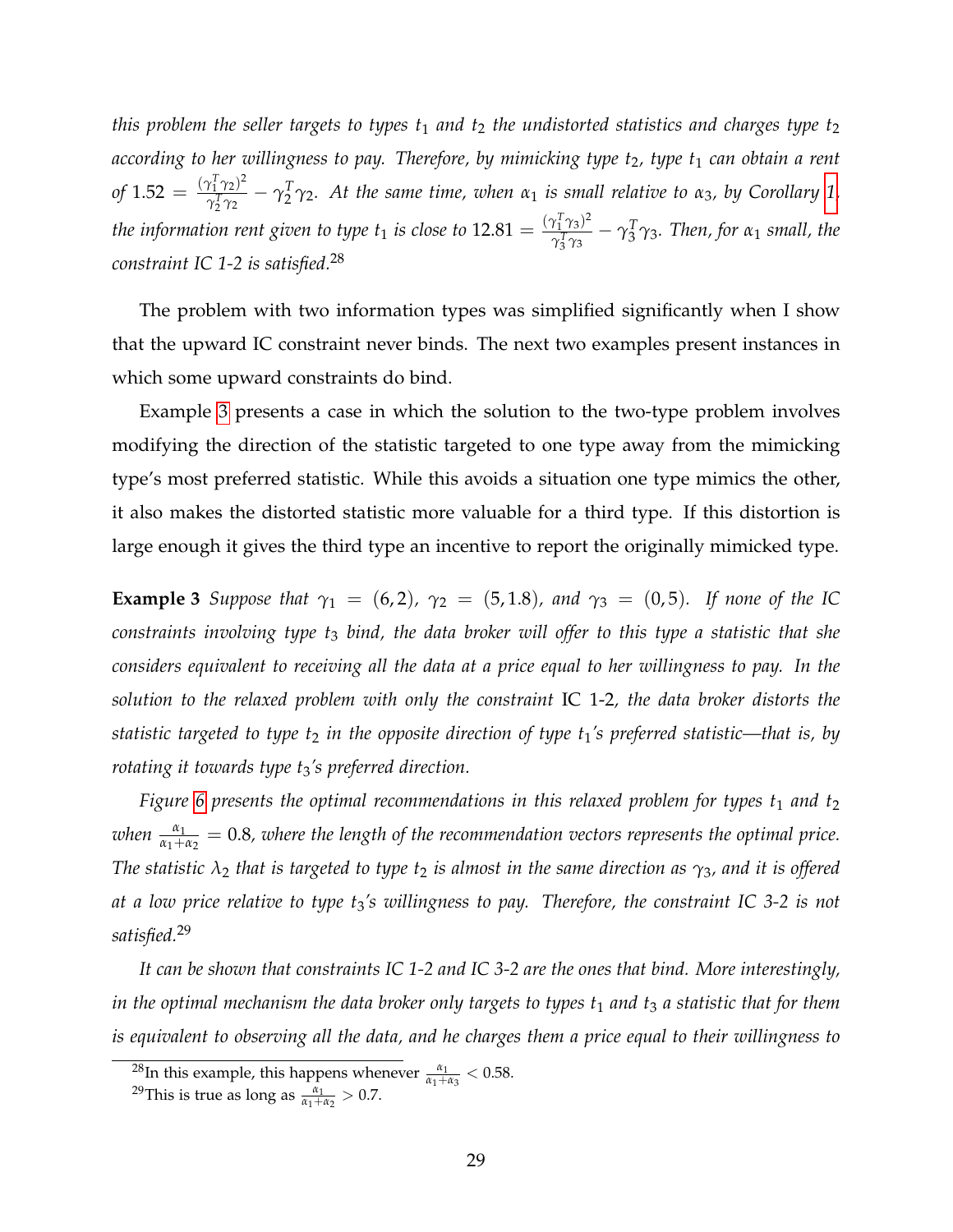*this problem the seller targets to types $t_1$ and $t_2$ the undistorted statistics and charges type $t_2$ according to her willingness to pay. Therefore, by mimicking type $t_2$, type $t_1$ can obtain a rent of $1.52 = \frac{(\gamma_1^T \gamma_2)^2}{\gamma_2^T \gamma_2} - \gamma_2^T \gamma_2$. At the same time, when $\alpha_1$ is small relative to $\alpha_3$, by Corollary 1, the information rent given to type $t_1$ is close to $12.81 = \frac{(\gamma_1^T \gamma_3)^2}{\gamma_3^T \gamma_3} - \gamma_3^T \gamma_3$. Then, for $\alpha_1$ small, the constraint IC 1-2 is satisfied.*[28]

The problem with two information types was simplified significantly when I show that the upward IC constraint never binds. The next two examples present instances in which some upward constraints do bind.

Example 3 presents a case in which the solution to the two-type problem involves modifying the direction of the statistic targeted to one type away from the mimicking type's most preferred statistic. While this avoids a situation one type mimics the other, it also makes the distorted statistic more valuable for a third type. If this distortion is large enough it gives the third type an incentive to report the originally mimicked type.

**Example 3** *Suppose that $\gamma_1 = (6, 2)$, $\gamma_2 = (5, 1.8)$, and $\gamma_3 = (0, 5)$. If none of the IC constraints involving type $t_3$ bind, the data broker will offer to this type a statistic that she considers equivalent to receiving all the data at a price equal to her willingness to pay. In the solution to the relaxed problem with only the constraint* IC 1-2*, the data broker distorts the statistic targeted to type $t_2$ in the opposite direction of type $t_1$'s preferred statistic—that is, by rotating it towards type $t_3$'s preferred direction.*

*Figure 6 presents the optimal recommendations in this relaxed problem for types $t_1$ and $t_2$ when $\frac{\alpha_1}{\alpha_1+\alpha_2} = 0.8$, where the length of the recommendation vectors represents the optimal price. The statistic $\lambda_2$ that is targeted to type $t_2$ is almost in the same direction as $\gamma_3$, and it is offered at a low price relative to type $t_3$'s willingness to pay. Therefore, the constraint IC 3-2 is not satisfied.*[29]

*It can be shown that constraints IC 1-2 and IC 3-2 are the ones that bind. More interestingly, in the optimal mechanism the data broker only targets to types $t_1$ and $t_3$ a statistic that for them is equivalent to observing all the data, and he charges them a price equal to their willingness to*

[28] In this example, this happens whenever $\frac{\alpha_1}{\alpha_1+\alpha_3} < 0.58$.

[29] This is true as long as $\frac{\alpha_1}{\alpha_1+\alpha_2} > 0.7$.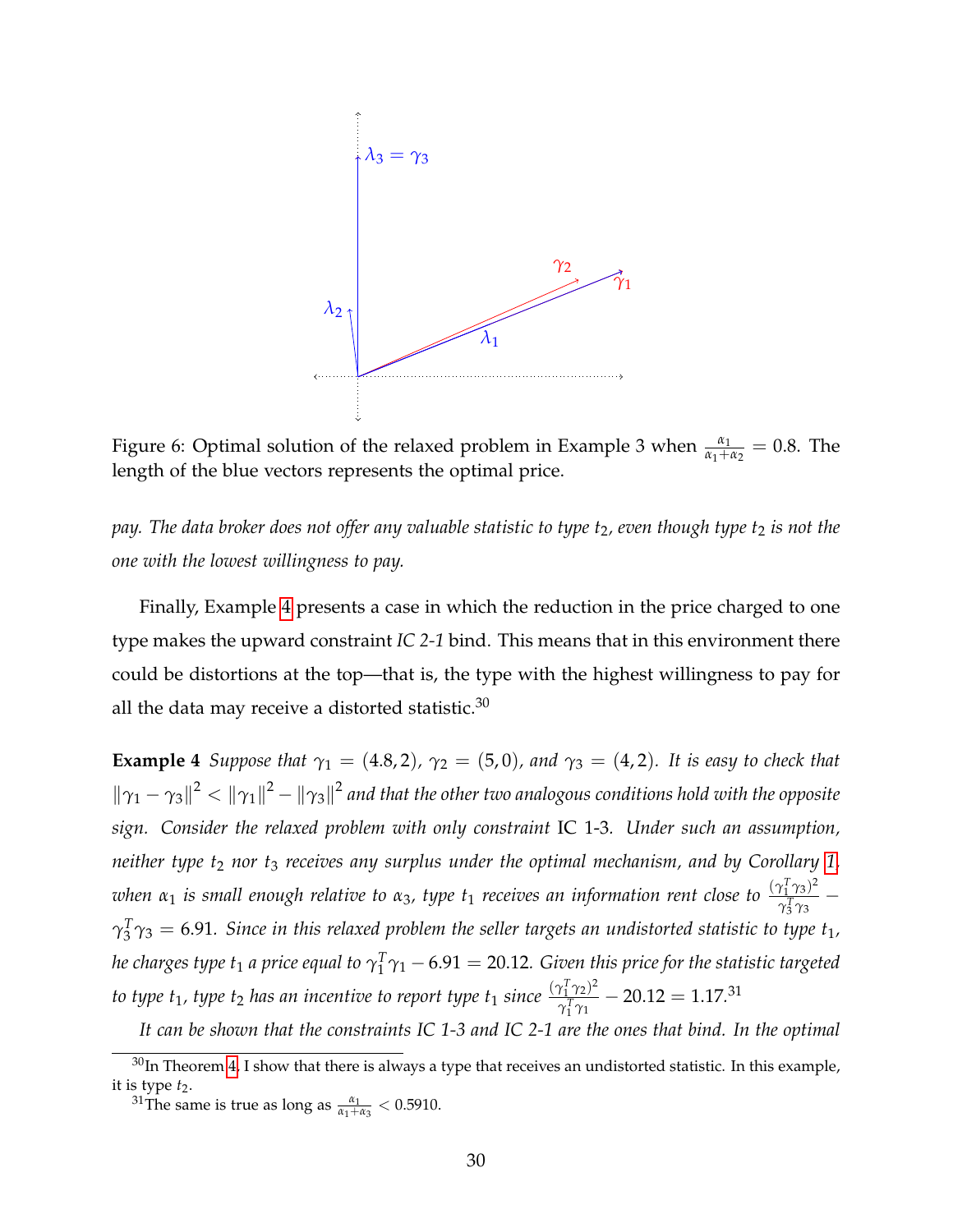Figure 6: Optimal solution of the relaxed problem in Example 3 when $\frac{\alpha_1}{\alpha_1+\alpha_2} = 0.8$. The length of the blue vectors represents the optimal price.

*pay. The data broker does not offer any valuable statistic to type $t_2$, even though type $t_2$ is not the one with the lowest willingness to pay.*

Finally, Example 4 presents a case in which the reduction in the price charged to one type makes the upward constraint *IC 2-1* bind. This means that in this environment there could be distortions at the top—that is, the type with the highest willingness to pay for all the data may receive a distorted statistic.[30]

**Example 4** *Suppose that $\gamma_1 = (4.8, 2)$, $\gamma_2 = (5, 0)$, and $\gamma_3 = (4, 2)$. It is easy to check that $\|\gamma_1 - \gamma_3\|^2 < \|\gamma_1\|^2 - \|\gamma_3\|^2$ and that the other two analogous conditions hold with the opposite sign. Consider the relaxed problem with only constraint* IC 1-3*. Under such an assumption, neither type $t_2$ nor $t_3$ receives any surplus under the optimal mechanism, and by Corollary 1, when $\alpha_1$ is small enough relative to $\alpha_3$, type $t_1$ receives an information rent close to $\frac{(\gamma_1^T\gamma_3)^2}{\gamma_3^T\gamma_3} - \gamma_3^T\gamma_3 = 6.91$. Since in this relaxed problem the seller targets an undistorted statistic to type $t_1$, he charges type $t_1$ a price equal to $\gamma_1^T\gamma_1 - 6.91 = 20.12$. Given this price for the statistic targeted to type $t_1$, type $t_2$ has an incentive to report type $t_1$ since $\frac{(\gamma_1^T\gamma_2)^2}{\gamma_1^T\gamma_1} - 20.12 = 1.17$.*[31]

*It can be shown that the constraints IC 1-3 and IC 2-1 are the ones that bind. In the optimal*

[30] In Theorem 4, I show that there is always a type that receives an undistorted statistic. In this example, it is type $t_2$.

[31] The same is true as long as $\frac{\alpha_1}{\alpha_1+\alpha_3} < 0.5910$.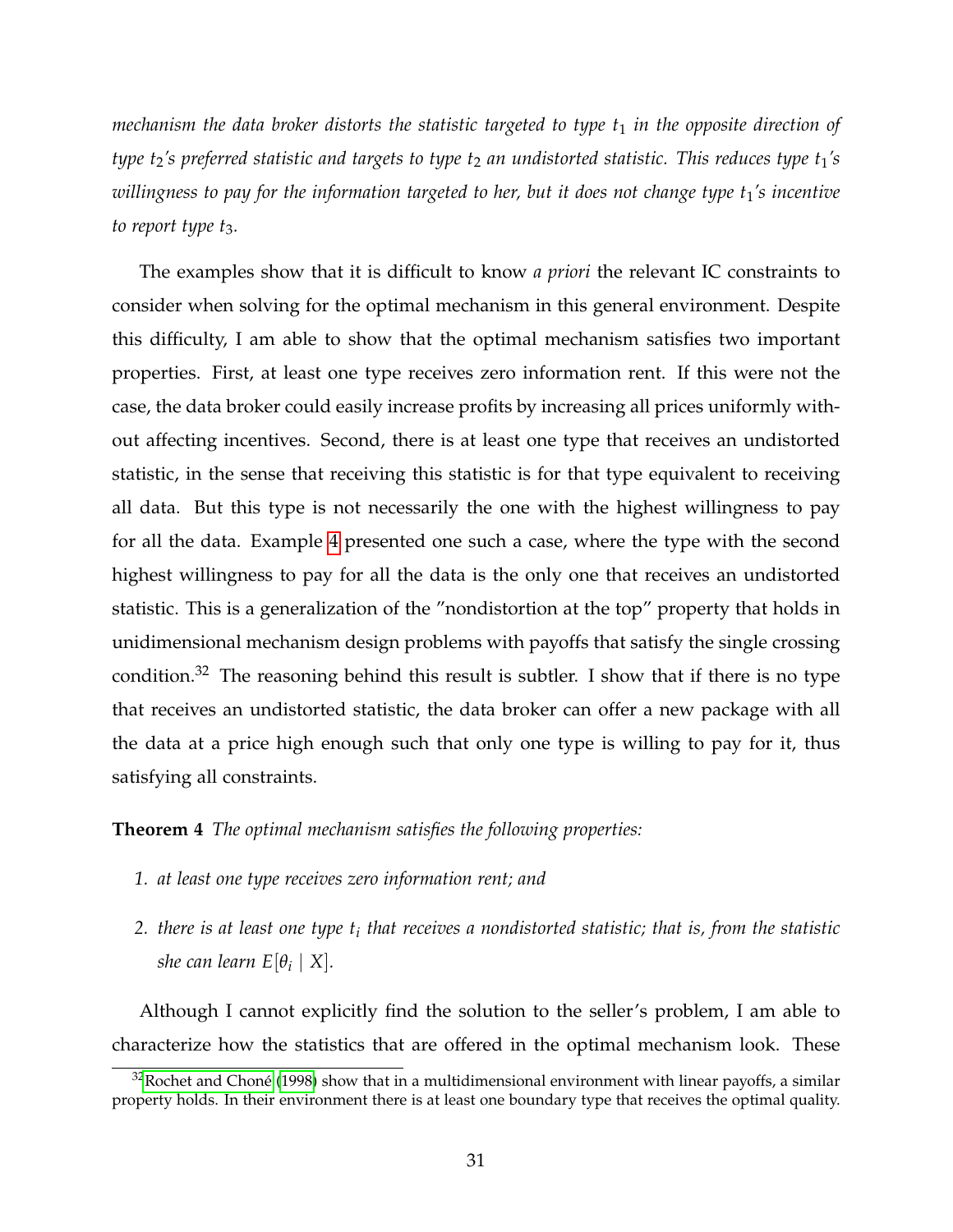*mechanism the data broker distorts the statistic targeted to type $t_1$ in the opposite direction of type $t_2$'s preferred statistic and targets to type $t_2$ an undistorted statistic. This reduces type $t_1$'s willingness to pay for the information targeted to her, but it does not change type $t_1$'s incentive to report type $t_3$.*

The examples show that it is difficult to know *a priori* the relevant IC constraints to consider when solving for the optimal mechanism in this general environment. Despite this difficulty, I am able to show that the optimal mechanism satisfies two important properties. First, at least one type receives zero information rent. If this were not the case, the data broker could easily increase profits by increasing all prices uniformly without affecting incentives. Second, there is at least one type that receives an undistorted statistic, in the sense that receiving this statistic is for that type equivalent to receiving all data. But this type is not necessarily the one with the highest willingness to pay for all the data. Example 4 presented one such a case, where the type with the second highest willingness to pay for all the data is the only one that receives an undistorted statistic. This is a generalization of the "nondistortion at the top" property that holds in unidimensional mechanism design problems with payoffs that satisfy the single crossing condition.[32] The reasoning behind this result is subtler. I show that if there is no type that receives an undistorted statistic, the data broker can offer a new package with all the data at a price high enough such that only one type is willing to pay for it, thus satisfying all constraints.

**Theorem 4** *The optimal mechanism satisfies the following properties:*

1. *at least one type receives zero information rent; and*
2. *there is at least one type $t_i$ that receives a nondistorted statistic; that is, from the statistic she can learn $E[\theta_i \mid X]$.*

Although I cannot explicitly find the solution to the seller's problem, I am able to characterize how the statistics that are offered in the optimal mechanism look. These

[32] Rochet and Choné (1998) show that in a multidimensional environment with linear payoffs, a similar property holds. In their environment there is at least one boundary type that receives the optimal quality.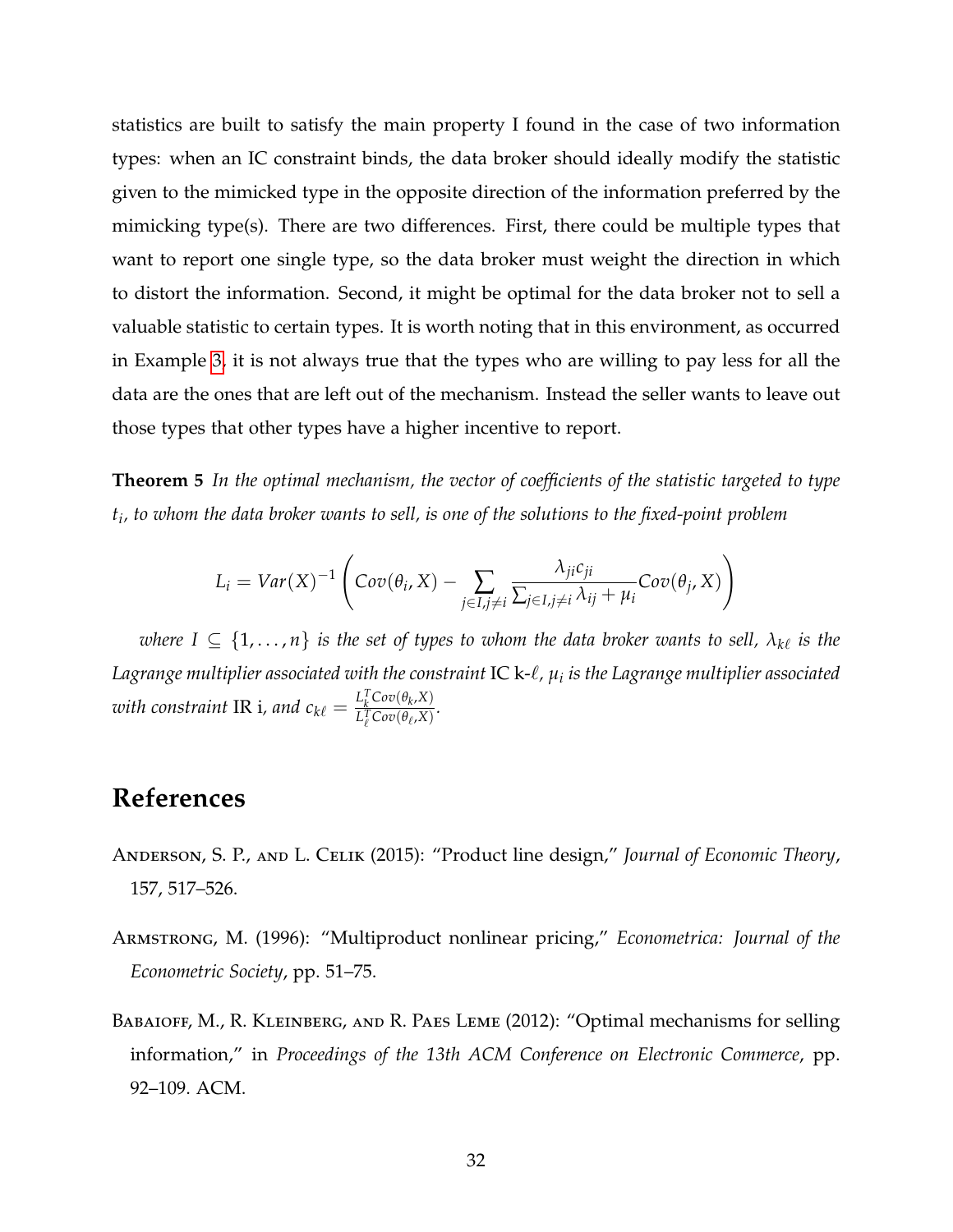statistics are built to satisfy the main property I found in the case of two information types: when an IC constraint binds, the data broker should ideally modify the statistic given to the mimicked type in the opposite direction of the information preferred by the mimicking type(s). There are two differences. First, there could be multiple types that want to report one single type, so the data broker must weight the direction in which to distort the information. Second, it might be optimal for the data broker not to sell a valuable statistic to certain types. It is worth noting that in this environment, as occurred in Example 3, it is not always true that the types who are willing to pay less for all the data are the ones that are left out of the mechanism. Instead the seller wants to leave out those types that other types have a higher incentive to report.

**Theorem 5** *In the optimal mechanism, the vector of coefficients of the statistic targeted to type $t_i$, to whom the data broker wants to sell, is one of the solutions to the fixed-point problem*

$$L_i = Var(X)^{-1}\left(Cov(\theta_i, X) - \sum_{j\in I, j\neq i} \frac{\lambda_{ji}c_{ji}}{\sum_{j\in I, j\neq i}\lambda_{ij} + \mu_i} Cov(\theta_j, X)\right)$$

*where $I \subseteq \{1, \ldots, n\}$ is the set of types to whom the data broker wants to sell, $\lambda_{k\ell}$ is the Lagrange multiplier associated with the constraint* IC k-$\ell$, *$\mu_i$ is the Lagrange multiplier associated with constraint* IR i, *and $c_{k\ell} = \frac{L_k^T Cov(\theta_k, X)}{L_\ell^T Cov(\theta_\ell, X)}$.*

# References

Anderson, S. P., and L. Celik (2015): "Product line design," *Journal of Economic Theory*, 157, 517–526.

Armstrong, M. (1996): "Multiproduct nonlinear pricing," *Econometrica: Journal of the Econometric Society*, pp. 51–75.

Babaioff, M., R. Kleinberg, and R. Paes Leme (2012): "Optimal mechanisms for selling information," in *Proceedings of the 13th ACM Conference on Electronic Commerce*, pp. 92–109. ACM.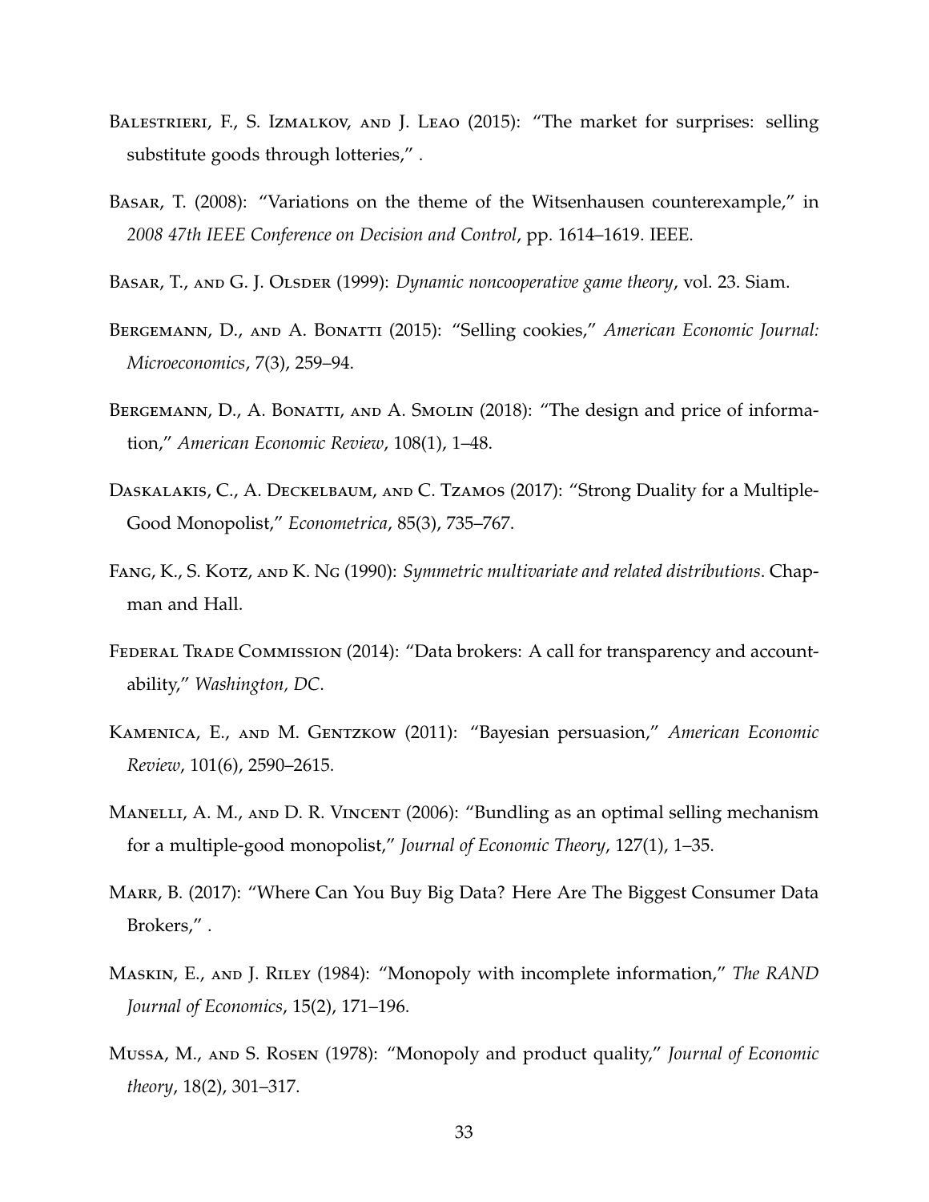Balestrieri, F., S. Izmalkov, and J. Leao (2015): "The market for surprises: selling substitute goods through lotteries," .

Basar, T. (2008): "Variations on the theme of the Witsenhausen counterexample," in *2008 47th IEEE Conference on Decision and Control*, pp. 1614–1619. IEEE.

Basar, T., and G. J. Olsder (1999): *Dynamic noncooperative game theory*, vol. 23. Siam.

Bergemann, D., and A. Bonatti (2015): "Selling cookies," *American Economic Journal: Microeconomics*, 7(3), 259–94.

Bergemann, D., A. Bonatti, and A. Smolin (2018): "The design and price of information," *American Economic Review*, 108(1), 1–48.

Daskalakis, C., A. Deckelbaum, and C. Tzamos (2017): "Strong Duality for a Multiple-Good Monopolist," *Econometrica*, 85(3), 735–767.

Fang, K., S. Kotz, and K. Ng (1990): *Symmetric multivariate and related distributions*. Chapman and Hall.

Federal Trade Commission (2014): "Data brokers: A call for transparency and accountability," *Washington, DC*.

Kamenica, E., and M. Gentzkow (2011): "Bayesian persuasion," *American Economic Review*, 101(6), 2590–2615.

Manelli, A. M., and D. R. Vincent (2006): "Bundling as an optimal selling mechanism for a multiple-good monopolist," *Journal of Economic Theory*, 127(1), 1–35.

Marr, B. (2017): "Where Can You Buy Big Data? Here Are The Biggest Consumer Data Brokers," .

Maskin, E., and J. Riley (1984): "Monopoly with incomplete information," *The RAND Journal of Economics*, 15(2), 171–196.

Mussa, M., and S. Rosen (1978): "Monopoly and product quality," *Journal of Economic theory*, 18(2), 301–317.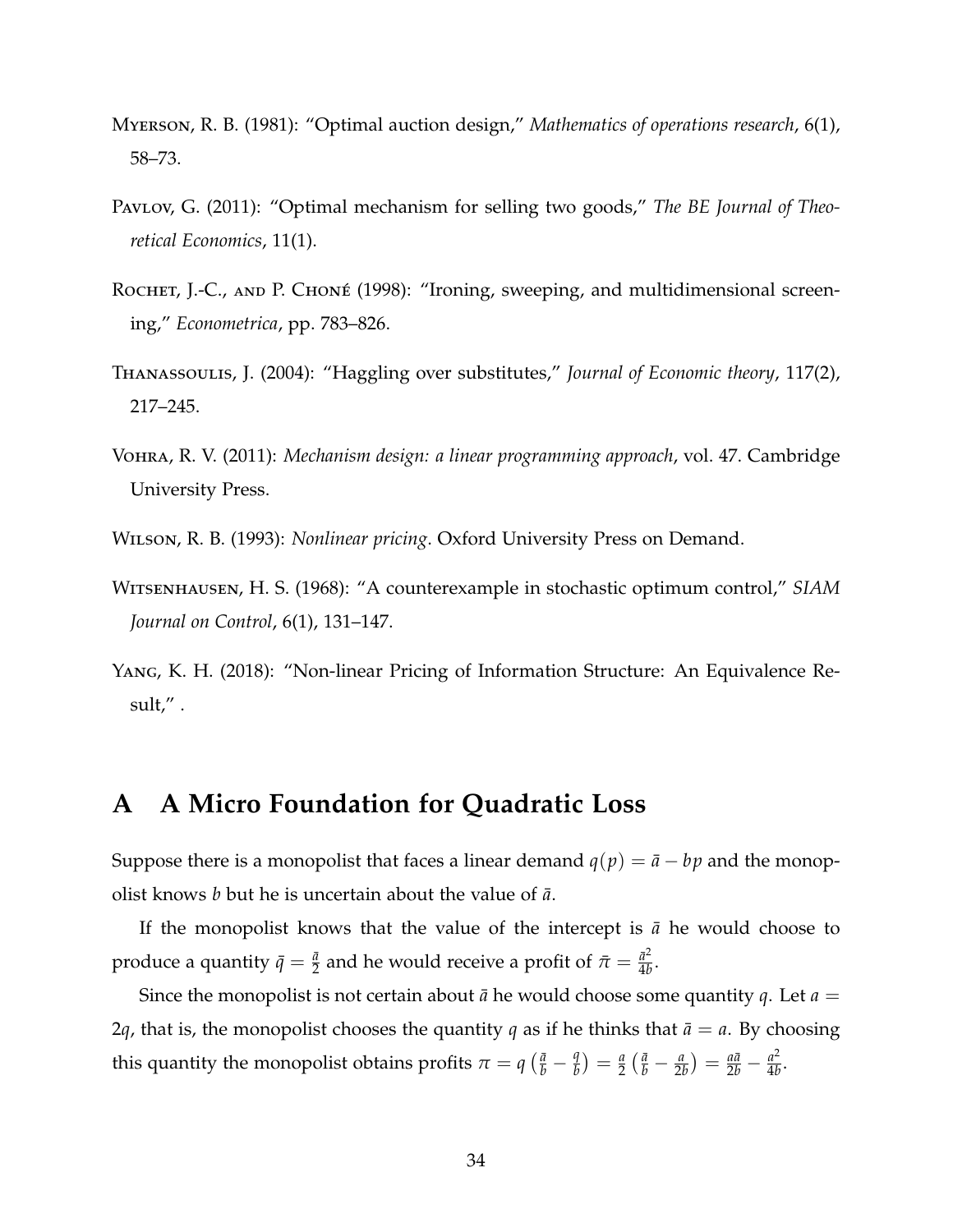Myerson, R. B. (1981): "Optimal auction design," *Mathematics of operations research*, 6(1), 58–73.

Pavlov, G. (2011): "Optimal mechanism for selling two goods," *The BE Journal of Theoretical Economics*, 11(1).

Rochet, J.-C., and P. Choné (1998): "Ironing, sweeping, and multidimensional screening," *Econometrica*, pp. 783–826.

Thanassoulis, J. (2004): "Haggling over substitutes," *Journal of Economic theory*, 117(2), 217–245.

Vohra, R. V. (2011): *Mechanism design: a linear programming approach*, vol. 47. Cambridge University Press.

Wilson, R. B. (1993): *Nonlinear pricing*. Oxford University Press on Demand.

Witsenhausen, H. S. (1968): "A counterexample in stochastic optimum control," *SIAM Journal on Control*, 6(1), 131–147.

Yang, K. H. (2018): "Non-linear Pricing of Information Structure: An Equivalence Result," .

# A A Micro Foundation for Quadratic Loss

Suppose there is a monopolist that faces a linear demand $q(p) = \bar{a} - bp$ and the monopolist knows $b$ but he is uncertain about the value of $\bar{a}$.

If the monopolist knows that the value of the intercept is $\bar{a}$ he would choose to produce a quantity $\bar{q} = \frac{\bar{a}}{2}$ and he would receive a profit of $\bar{\pi} = \frac{\bar{a}^2}{4b}$.

Since the monopolist is not certain about $\bar{a}$ he would choose some quantity $q$. Let $a = 2q$, that is, the monopolist chooses the quantity $q$ as if he thinks that $\bar{a} = a$. By choosing this quantity the monopolist obtains profits $\pi = q\left(\frac{\bar{a}}{b} - \frac{q}{b}\right) = \frac{a}{2}\left(\frac{\bar{a}}{b} - \frac{a}{2b}\right) = \frac{a\bar{a}}{2b} - \frac{a^2}{4b}$.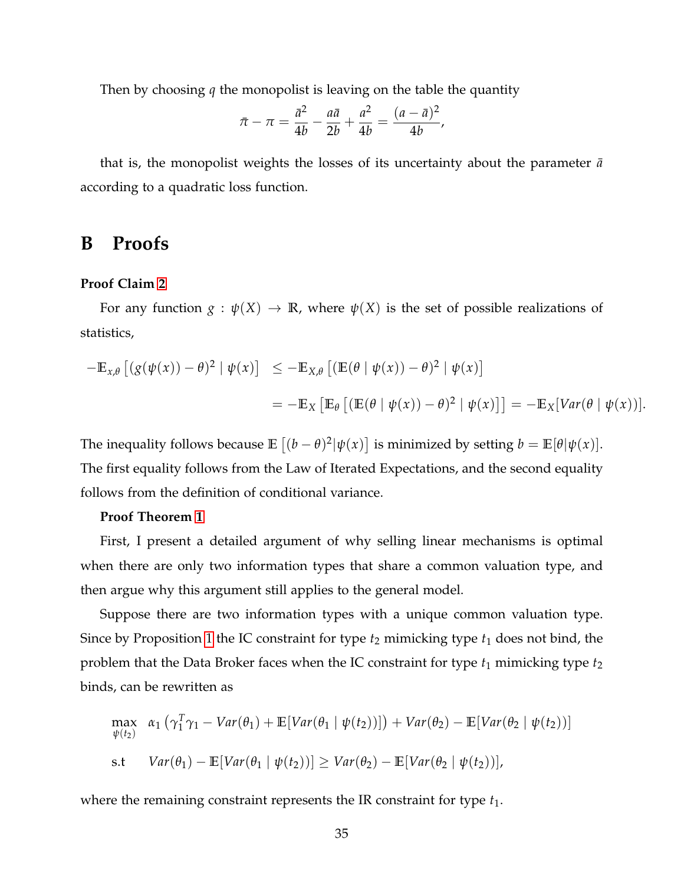Then by choosing $q$ the monopolist is leaving on the table the quantity

$$\bar{\pi} - \pi = \frac{\bar{a}^2}{4b} - \frac{a\bar{a}}{2b} + \frac{a^2}{4b} = \frac{(a-\bar{a})^2}{4b},$$

that is, the monopolist weights the losses of its uncertainty about the parameter $\bar{a}$ according to a quadratic loss function.

# B Proofs

**Proof Claim 2**

For any function $g : \psi(X) \to \mathbb{R}$, where $\psi(X)$ is the set of possible realizations of statistics,

$$\begin{aligned}
-\mathbb{E}_{x,\theta}\left[(g(\psi(x)) - \theta)^2 \mid \psi(x)\right] &\leq -\mathbb{E}_{X,\theta}\left[(\mathbb{E}(\theta \mid \psi(x)) - \theta)^2 \mid \psi(x)\right] \\
&= -\mathbb{E}_X\left[\mathbb{E}_\theta\left[(\mathbb{E}(\theta \mid \psi(x)) - \theta)^2 \mid \psi(x)\right]\right] = -\mathbb{E}_X[Var(\theta \mid \psi(x))].
\end{aligned}$$

The inequality follows because $\mathbb{E}\left[(b-\theta)^2 | \psi(x)\right]$ is minimized by setting $b = \mathbb{E}[\theta | \psi(x)]$. The first equality follows from the Law of Iterated Expectations, and the second equality follows from the definition of conditional variance.

**Proof Theorem 1**

First, I present a detailed argument of why selling linear mechanisms is optimal when there are only two information types that share a common valuation type, and then argue why this argument still applies to the general model.

Suppose there are two information types with a unique common valuation type. Since by Proposition 1 the IC constraint for type $t_2$ mimicking type $t_1$ does not bind, the problem that the Data Broker faces when the IC constraint for type $t_1$ mimicking type $t_2$ binds, can be rewritten as

$$\begin{aligned}
\max_{\psi(t_2)} \quad & \alpha_1\left(\gamma_1^T\gamma_1 - Var(\theta_1) + \mathbb{E}[Var(\theta_1 \mid \psi(t_2))]\right) + Var(\theta_2) - \mathbb{E}[Var(\theta_2 \mid \psi(t_2))] \\
\text{s.t} \quad & Var(\theta_1) - \mathbb{E}[Var(\theta_1 \mid \psi(t_2))] \geq Var(\theta_2) - \mathbb{E}[Var(\theta_2 \mid \psi(t_2))],
\end{aligned}$$

where the remaining constraint represents the IR constraint for type $t_1$.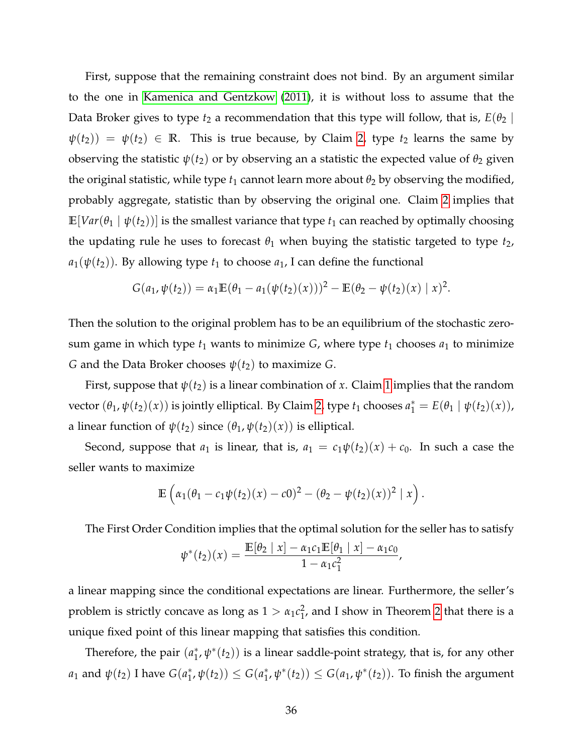First, suppose that the remaining constraint does not bind. By an argument similar to the one in Kamenica and Gentzkow (2011), it is without loss to assume that the Data Broker gives to type $t_2$ a recommendation that this type will follow, that is, $E(\theta_2 \mid \psi(t_2)) = \psi(t_2) \in \mathbb{R}$. This is true because, by Claim 2, type $t_2$ learns the same by observing the statistic $\psi(t_2)$ or by observing an a statistic the expected value of $\theta_2$ given the original statistic, while type $t_1$ cannot learn more about $\theta_2$ by observing the modified, probably aggregate, statistic than by observing the original one. Claim 2 implies that $\mathbb{E}[Var(\theta_1 \mid \psi(t_2))]$ is the smallest variance that type $t_1$ can reached by optimally choosing the updating rule he uses to forecast $\theta_1$ when buying the statistic targeted to type $t_2$, $a_1(\psi(t_2))$. By allowing type $t_1$ to choose $a_1$, I can define the functional

$$G(a_1, \psi(t_2)) = \alpha_1 \mathbb{E}(\theta_1 - a_1(\psi(t_2)(x)))^2 - \mathbb{E}(\theta_2 - \psi(t_2)(x) \mid x)^2.$$

Then the solution to the original problem has to be an equilibrium of the stochastic zero-sum game in which type $t_1$ wants to minimize $G$, where type $t_1$ chooses $a_1$ to minimize $G$ and the Data Broker chooses $\psi(t_2)$ to maximize $G$.

First, suppose that $\psi(t_2)$ is a linear combination of $x$. Claim 1 implies that the random vector $(\theta_1, \psi(t_2)(x))$ is jointly elliptical. By Claim 2, type $t_1$ chooses $a_1^* = E(\theta_1 \mid \psi(t_2)(x))$, a linear function of $\psi(t_2)$ since $(\theta_1, \psi(t_2)(x))$ is elliptical.

Second, suppose that $a_1$ is linear, that is, $a_1 = c_1 \psi(t_2)(x) + c_0$. In such a case the seller wants to maximize

$$\mathbb{E}\left(\alpha_1(\theta_1 - c_1\psi(t_2)(x) - c0)^2 - (\theta_2 - \psi(t_2)(x))^2 \mid x\right).$$

The First Order Condition implies that the optimal solution for the seller has to satisfy

$$\psi^*(t_2)(x) = \frac{\mathbb{E}[\theta_2 \mid x] - \alpha_1 c_1 \mathbb{E}[\theta_1 \mid x] - \alpha_1 c_0}{1 - \alpha_1 c_1^2},$$

a linear mapping since the conditional expectations are linear. Furthermore, the seller's problem is strictly concave as long as $1 > \alpha_1 c_1^2$, and I show in Theorem 2 that there is a unique fixed point of this linear mapping that satisfies this condition.

Therefore, the pair $(a_1^*, \psi^*(t_2))$ is a linear saddle-point strategy, that is, for any other $a_1$ and $\psi(t_2)$ I have $G(a_1^*, \psi(t_2)) \leq G(a_1^*, \psi^*(t_2)) \leq G(a_1, \psi^*(t_2))$. To finish the argument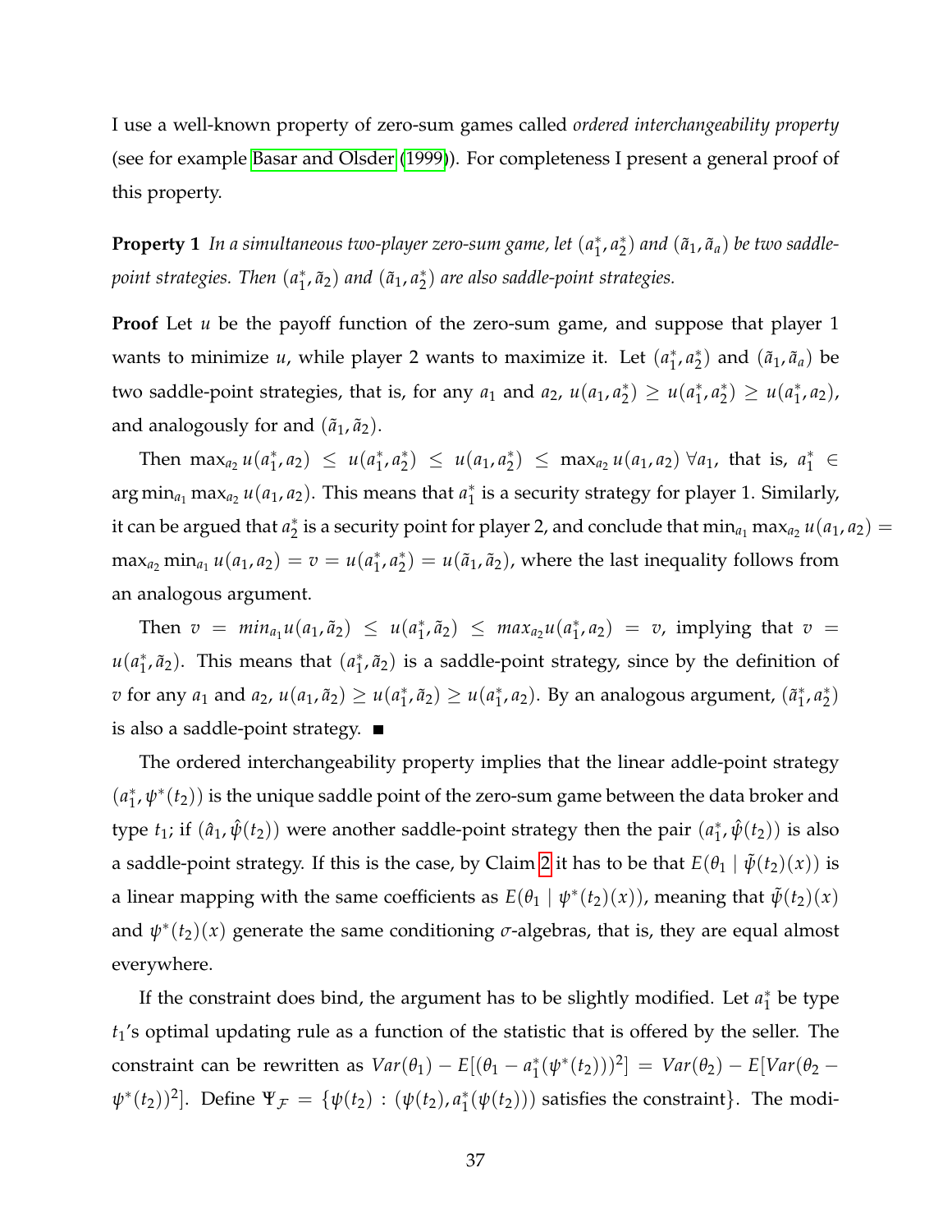I use a well-known property of zero-sum games called *ordered interchangeability property* (see for example Basar and Olsder (1999)). For completeness I present a general proof of this property.

**Property 1** *In a simultaneous two-player zero-sum game, let $(a_1^*, a_2^*)$ and $(\tilde{a}_1, \tilde{a}_a)$ be two saddle-point strategies. Then $(a_1^*, \tilde{a}_2)$ and $(\tilde{a}_1, a_2^*)$ are also saddle-point strategies.*

**Proof** Let $u$ be the payoff function of the zero-sum game, and suppose that player 1 wants to minimize $u$, while player 2 wants to maximize it. Let $(a_1^*, a_2^*)$ and $(\tilde{a}_1, \tilde{a}_a)$ be two saddle-point strategies, that is, for any $a_1$ and $a_2$, $u(a_1, a_2^*) \geq u(a_1^*, a_2^*) \geq u(a_1^*, a_2)$, and analogously for and $(\tilde{a}_1, \tilde{a}_2)$.

Then $\max_{a_2} u(a_1^*, a_2) \leq u(a_1^*, a_2^*) \leq u(a_1, a_2^*) \leq \max_{a_2} u(a_1, a_2) \; \forall a_1$, that is, $a_1^* \in \arg\min_{a_1} \max_{a_2} u(a_1, a_2)$. This means that $a_1^*$ is a security strategy for player 1. Similarly, it can be argued that $a_2^*$ is a security point for player 2, and conclude that $\min_{a_1} \max_{a_2} u(a_1, a_2) = \max_{a_2} \min_{a_1} u(a_1, a_2) = v = u(a_1^*, a_2^*) = u(\tilde{a}_1, \tilde{a}_2)$, where the last inequality follows from an analogous argument.

Then $v = min_{a_1} u(a_1, \tilde{a}_2) \leq u(a_1^*, \tilde{a}_2) \leq max_{a_2} u(a_1^*, a_2) = v$, implying that $v = u(a_1^*, \tilde{a}_2)$. This means that $(a_1^*, \tilde{a}_2)$ is a saddle-point strategy, since by the definition of $v$ for any $a_1$ and $a_2$, $u(a_1, \tilde{a}_2) \geq u(a_1^*, \tilde{a}_2) \geq u(a_1^*, a_2)$. By an analogous argument, $(\tilde{a}_1^*, a_2^*)$ is also a saddle-point strategy. ■

The ordered interchangeability property implies that the linear addle-point strategy $(a_1^*, \psi^*(t_2))$ is the unique saddle point of the zero-sum game between the data broker and type $t_1$; if $(\hat{a}_1, \hat{\psi}(t_2))$ were another saddle-point strategy then the pair $(a_1^*, \hat{\psi}(t_2))$ is also a saddle-point strategy. If this is the case, by Claim 2 it has to be that $E(\theta_1 \mid \tilde{\psi}(t_2)(x))$ is a linear mapping with the same coefficients as $E(\theta_1 \mid \psi^*(t_2)(x))$, meaning that $\tilde{\psi}(t_2)(x)$ and $\psi^*(t_2)(x)$ generate the same conditioning $\sigma$-algebras, that is, they are equal almost everywhere.

If the constraint does bind, the argument has to be slightly modified. Let $a_1^*$ be type $t_1$'s optimal updating rule as a function of the statistic that is offered by the seller. The constraint can be rewritten as $Var(\theta_1) - E[(\theta_1 - a_1^*(\psi^*(t_2)))^2] = Var(\theta_2) - E[Var(\theta_2 - \psi^*(t_2))^2]$. Define $\Psi_{\mathcal{F}} = \{\psi(t_2) : (\psi(t_2), a_1^*(\psi(t_2)))$ satisfies the constraint$\}$. The modi-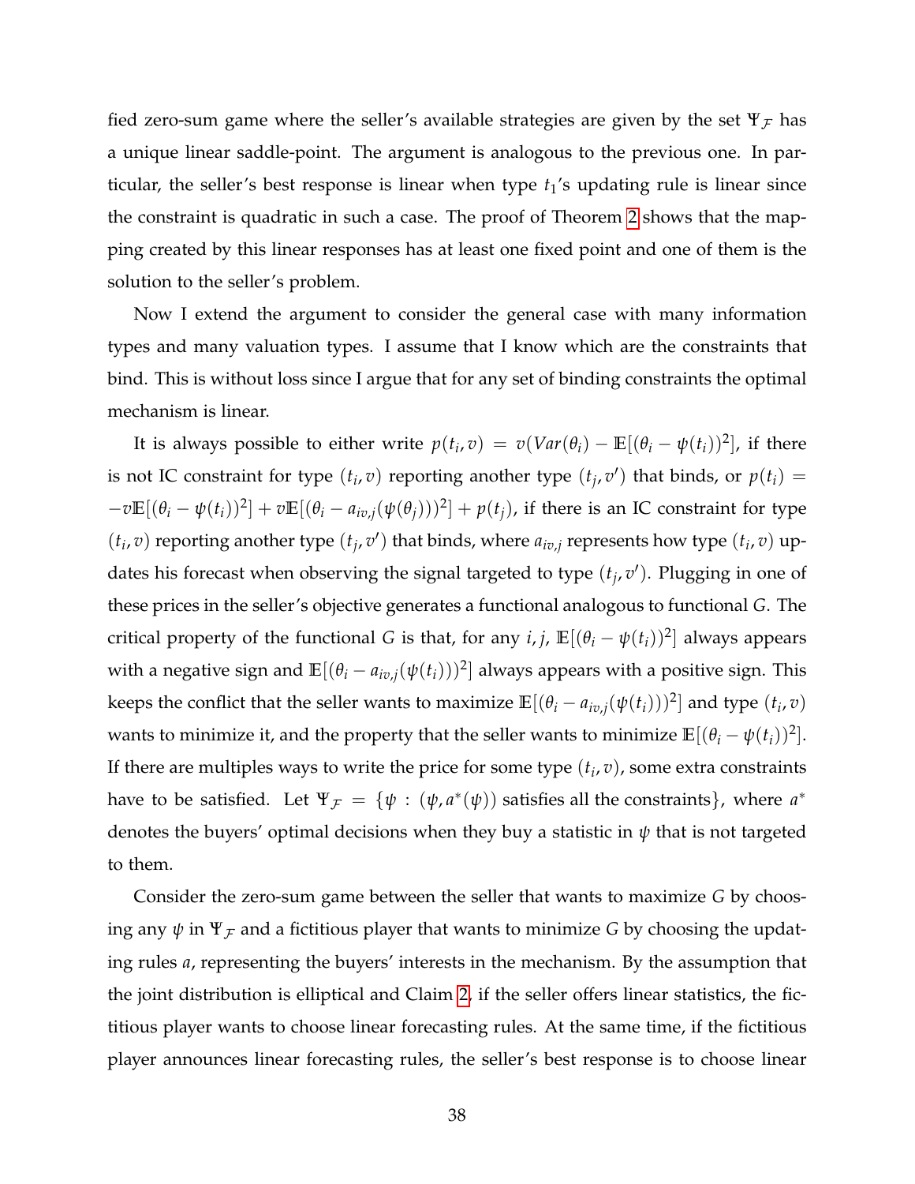fied zero-sum game where the seller's available strategies are given by the set $\Psi_{\mathcal{F}}$ has a unique linear saddle-point. The argument is analogous to the previous one. In particular, the seller's best response is linear when type $t_1$'s updating rule is linear since the constraint is quadratic in such a case. The proof of Theorem 2 shows that the mapping created by this linear responses has at least one fixed point and one of them is the solution to the seller's problem.

Now I extend the argument to consider the general case with many information types and many valuation types. I assume that I know which are the constraints that bind. This is without loss since I argue that for any set of binding constraints the optimal mechanism is linear.

It is always possible to either write $p(t_i, v) = v(Var(\theta_i) - \mathbb{E}[(\theta_i - \psi(t_i))^2]$, if there is not IC constraint for type $(t_i, v)$ reporting another type $(t_j, v')$ that binds, or $p(t_i) = -v\mathbb{E}[(\theta_i - \psi(t_i))^2] + v\mathbb{E}[(\theta_i - a_{iv,j}(\psi(\theta_j)))^2] + p(t_j)$, if there is an IC constraint for type $(t_i, v)$ reporting another type $(t_j, v')$ that binds, where $a_{iv,j}$ represents how type $(t_i, v)$ updates his forecast when observing the signal targeted to type $(t_j, v')$. Plugging in one of these prices in the seller's objective generates a functional analogous to functional $G$. The critical property of the functional $G$ is that, for any $i, j$, $\mathbb{E}[(\theta_i - \psi(t_i))^2]$ always appears with a negative sign and $\mathbb{E}[(\theta_i - a_{iv,j}(\psi(t_i)))^2]$ always appears with a positive sign. This keeps the conflict that the seller wants to maximize $\mathbb{E}[(\theta_i - a_{iv,j}(\psi(t_i)))^2]$ and type $(t_i, v)$ wants to minimize it, and the property that the seller wants to minimize $\mathbb{E}[(\theta_i - \psi(t_i))^2]$. If there are multiples ways to write the price for some type $(t_i, v)$, some extra constraints have to be satisfied. Let $\Psi_{\mathcal{F}} = \{\psi : (\psi, a^*(\psi))$ satisfies all the constraints$\}$, where $a^*$ denotes the buyers' optimal decisions when they buy a statistic in $\psi$ that is not targeted to them.

Consider the zero-sum game between the seller that wants to maximize $G$ by choosing any $\psi$ in $\Psi_{\mathcal{F}}$ and a fictitious player that wants to minimize $G$ by choosing the updating rules $a$, representing the buyers' interests in the mechanism. By the assumption that the joint distribution is elliptical and Claim 2, if the seller offers linear statistics, the fictitious player wants to choose linear forecasting rules. At the same time, if the fictitious player announces linear forecasting rules, the seller's best response is to choose linear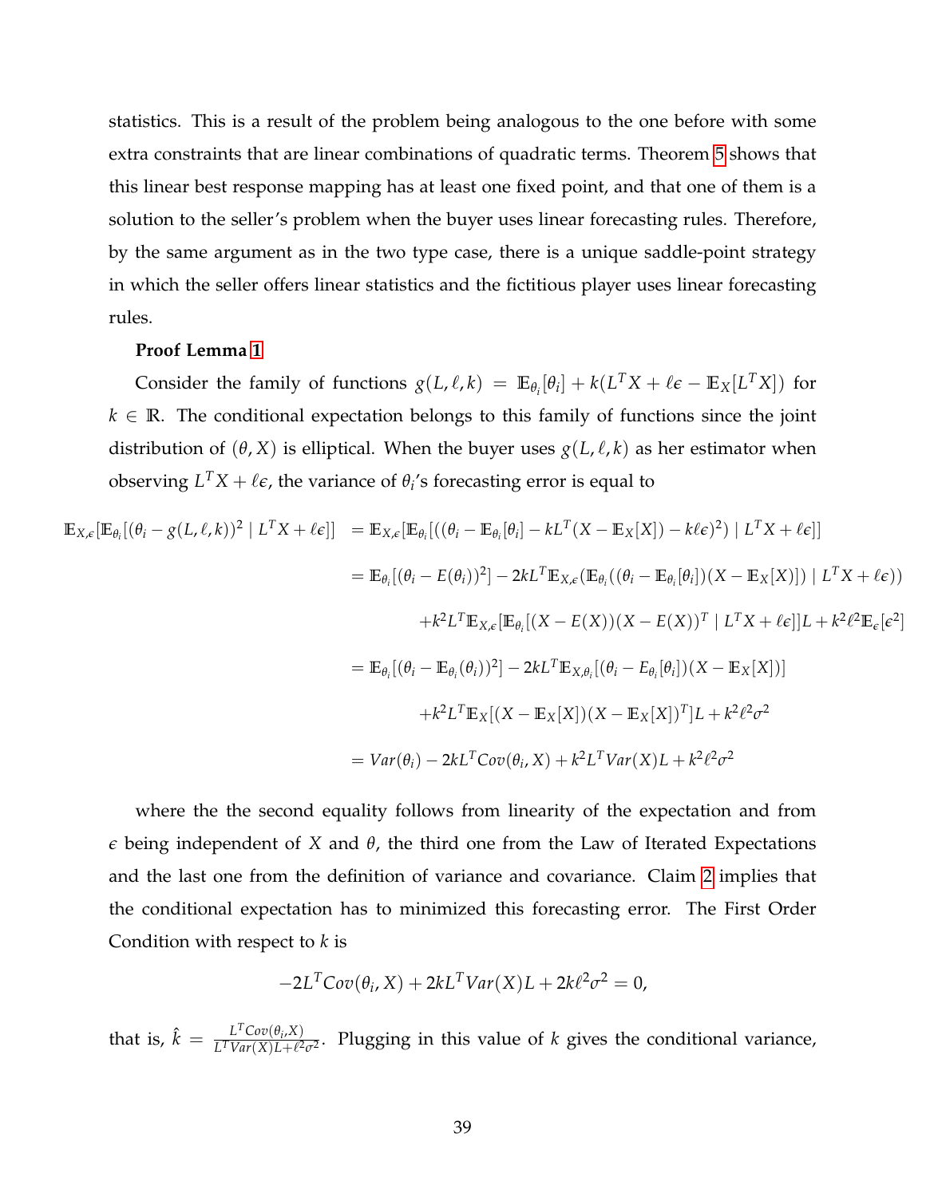statistics. This is a result of the problem being analogous to the one before with some extra constraints that are linear combinations of quadratic terms. Theorem 5 shows that this linear best response mapping has at least one fixed point, and that one of them is a solution to the seller's problem when the buyer uses linear forecasting rules. Therefore, by the same argument as in the two type case, there is a unique saddle-point strategy in which the seller offers linear statistics and the fictitious player uses linear forecasting rules.

**Proof Lemma 1**

Consider the family of functions $g(L, \ell, k) = \mathbb{E}_{\theta_i}[\theta_i] + k(L^T X + \ell\epsilon - \mathbb{E}_X[L^T X])$ for $k \in \mathbb{R}$. The conditional expectation belongs to this family of functions since the joint distribution of $(\theta, X)$ is elliptical. When the buyer uses $g(L, \ell, k)$ as her estimator when observing $L^T X + \ell\epsilon$, the variance of $\theta_i$'s forecasting error is equal to

$$
\begin{aligned}
\mathbb{E}_{X,\epsilon}[\mathbb{E}_{\theta_i}[(\theta_i - g(L,\ell,k))^2 \mid L^T X + \ell\epsilon]] &= \mathbb{E}_{X,\epsilon}[\mathbb{E}_{\theta_i}[((\theta_i - \mathbb{E}_{\theta_i}[\theta_i] - kL^T(X - \mathbb{E}_X[X]) - k\ell\epsilon)^2) \mid L^T X + \ell\epsilon]] \\
&= \mathbb{E}_{\theta_i}[(\theta_i - E(\theta_i))^2] - 2kL^T \mathbb{E}_{X,\epsilon}(\mathbb{E}_{\theta_i}((\theta_i - \mathbb{E}_{\theta_i}[\theta_i])(X - \mathbb{E}_X[X])] \mid L^T X + \ell\epsilon)) \\
&\quad + k^2 L^T \mathbb{E}_{X,\epsilon}[\mathbb{E}_{\theta_i}[(X - E(X))(X - E(X))^T \mid L^T X + \ell\epsilon]]L + k^2\ell^2 \mathbb{E}_\epsilon[\epsilon^2] \\
&= \mathbb{E}_{\theta_i}[(\theta_i - \mathbb{E}_{\theta_i}(\theta_i))^2] - 2kL^T \mathbb{E}_{X,\theta_i}[(\theta_i - E_{\theta_i}[\theta_i])(X - \mathbb{E}_X[X])] \\
&\quad + k^2 L^T \mathbb{E}_X[(X - \mathbb{E}_X[X])(X - \mathbb{E}_X[X])^T]L + k^2\ell^2\sigma^2 \\
&= Var(\theta_i) - 2kL^T Cov(\theta_i, X) + k^2 L^T Var(X) L + k^2\ell^2\sigma^2
\end{aligned}
$$

where the the second equality follows from linearity of the expectation and from $\epsilon$ being independent of $X$ and $\theta$, the third one from the Law of Iterated Expectations and the last one from the definition of variance and covariance. Claim 2 implies that the conditional expectation has to minimized this forecasting error. The First Order Condition with respect to $k$ is

$$
-2L^T Cov(\theta_i, X) + 2kL^T Var(X) L + 2k\ell^2\sigma^2 = 0,
$$

that is, $\hat{k} = \frac{L^T Cov(\theta_i, X)}{L^T Var(X) L + \ell^2\sigma^2}$. Plugging in this value of $k$ gives the conditional variance,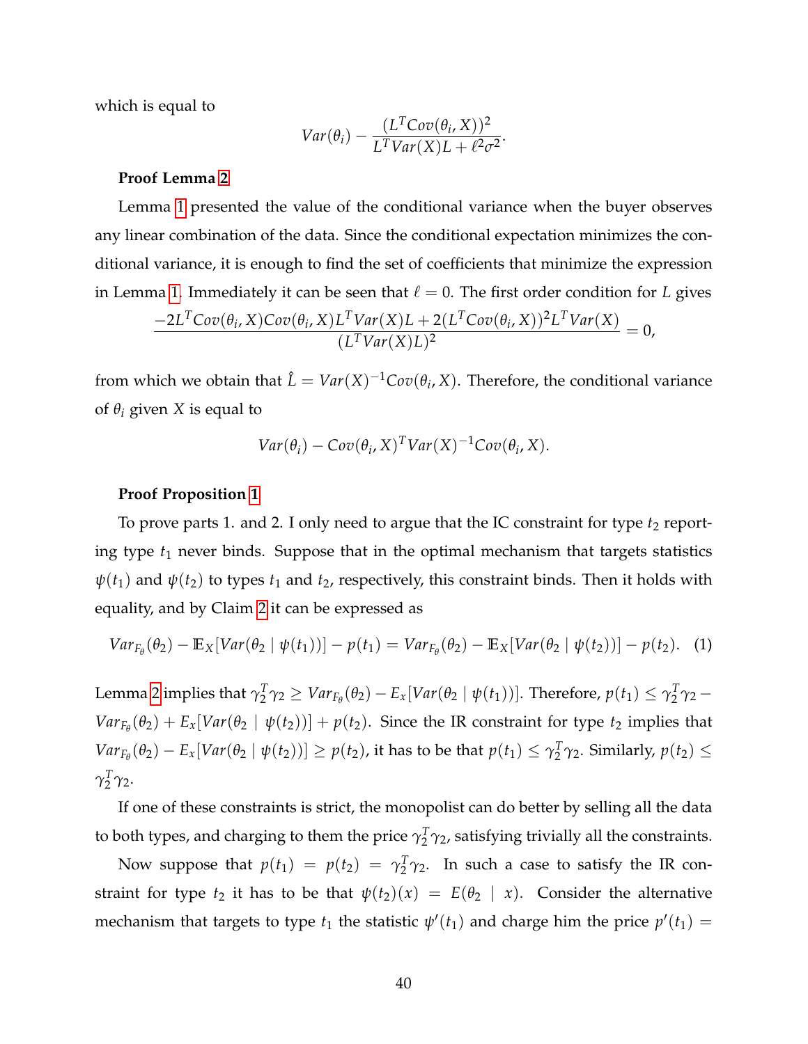which is equal to

$$Var(\theta_i) - \frac{(L^T Cov(\theta_i, X))^2}{L^T Var(X) L + \ell^2 \sigma^2}.$$

**Proof Lemma 2**

Lemma 1 presented the value of the conditional variance when the buyer observes any linear combination of the data. Since the conditional expectation minimizes the conditional variance, it is enough to find the set of coefficients that minimize the expression in Lemma 1. Immediately it can be seen that $\ell = 0$. The first order condition for $L$ gives

$$\frac{-2L^T Cov(\theta_i, X) Cov(\theta_i, X) L^T Var(X) L + 2(L^T Cov(\theta_i, X))^2 L^T Var(X)}{(L^T Var(X) L)^2} = 0,$$

from which we obtain that $\hat{L} = Var(X)^{-1} Cov(\theta_i, X)$. Therefore, the conditional variance of $\theta_i$ given $X$ is equal to

$$Var(\theta_i) - Cov(\theta_i, X)^T Var(X)^{-1} Cov(\theta_i, X).$$

**Proof Proposition 1**

To prove parts 1. and 2. I only need to argue that the IC constraint for type $t_2$ reporting type $t_1$ never binds. Suppose that in the optimal mechanism that targets statistics $\psi(t_1)$ and $\psi(t_2)$ to types $t_1$ and $t_2$, respectively, this constraint binds. Then it holds with equality, and by Claim 2 it can be expressed as

$$Var_{F_\theta}(\theta_2) - \mathbb{E}_X[Var(\theta_2 \mid \psi(t_1))] - p(t_1) = Var_{F_\theta}(\theta_2) - \mathbb{E}_X[Var(\theta_2 \mid \psi(t_2))] - p(t_2). \quad (1)$$

Lemma 2 implies that $\gamma_2^T \gamma_2 \geq Var_{F_\theta}(\theta_2) - E_x[Var(\theta_2 \mid \psi(t_1))]$. Therefore, $p(t_1) \leq \gamma_2^T \gamma_2 - Var_{F_\theta}(\theta_2) + E_x[Var(\theta_2 \mid \psi(t_2))] + p(t_2)$. Since the IR constraint for type $t_2$ implies that $Var_{F_\theta}(\theta_2) - E_x[Var(\theta_2 \mid \psi(t_2))] \geq p(t_2)$, it has to be that $p(t_1) \leq \gamma_2^T \gamma_2$. Similarly, $p(t_2) \leq \gamma_2^T \gamma_2$.

If one of these constraints is strict, the monopolist can do better by selling all the data to both types, and charging to them the price $\gamma_2^T \gamma_2$, satisfying trivially all the constraints.

Now suppose that $p(t_1) = p(t_2) = \gamma_2^T \gamma_2$. In such a case to satisfy the IR constraint for type $t_2$ it has to be that $\psi(t_2)(x) = E(\theta_2 \mid x)$. Consider the alternative mechanism that targets to type $t_1$ the statistic $\psi'(t_1)$ and charge him the price $p'(t_1) =$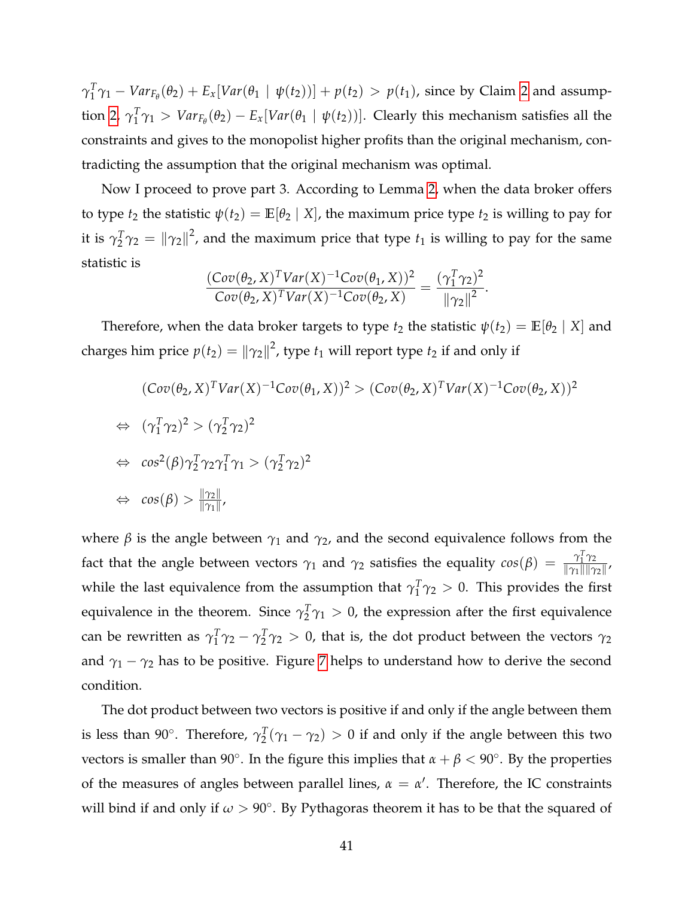$\gamma_1^T\gamma_1 - Var_{F_\theta}(\theta_2) + E_x[Var(\theta_1 \mid \psi(t_2))] + p(t_2) > p(t_1)$, since by Claim 2 and assumption 2, $\gamma_1^T\gamma_1 > Var_{F_\theta}(\theta_2) - E_x[Var(\theta_1 \mid \psi(t_2))]$. Clearly this mechanism satisfies all the constraints and gives to the monopolist higher profits than the original mechanism, contradicting the assumption that the original mechanism was optimal.

Now I proceed to prove part 3. According to Lemma 2, when the data broker offers to type $t_2$ the statistic $\psi(t_2) = \mathbb{E}[\theta_2 \mid X]$, the maximum price type $t_2$ is willing to pay for it is $\gamma_2^T\gamma_2 = \|\gamma_2\|^2$, and the maximum price that type $t_1$ is willing to pay for the same statistic is

$$\frac{(Cov(\theta_2, X)^T Var(X)^{-1} Cov(\theta_1, X))^2}{Cov(\theta_2, X)^T Var(X)^{-1} Cov(\theta_2, X)} = \frac{(\gamma_1^T\gamma_2)^2}{\|\gamma_2\|^2}.$$

Therefore, when the data broker targets to type $t_2$ the statistic $\psi(t_2) = \mathbb{E}[\theta_2 \mid X]$ and charges him price $p(t_2) = \|\gamma_2\|^2$, type $t_1$ will report type $t_2$ if and only if

$$(Cov(\theta_2, X)^T Var(X)^{-1} Cov(\theta_1, X))^2 > (Cov(\theta_2, X)^T Var(X)^{-1} Cov(\theta_2, X))^2$$

$$\Leftrightarrow \quad (\gamma_1^T\gamma_2)^2 > (\gamma_2^T\gamma_2)^2$$

$$\Leftrightarrow \quad cos^2(\beta)\gamma_2^T\gamma_2\gamma_1^T\gamma_1 > (\gamma_2^T\gamma_2)^2$$

$$\Leftrightarrow \quad cos(\beta) > \frac{\|\gamma_2\|}{\|\gamma_1\|},$$

where $\beta$ is the angle between $\gamma_1$ and $\gamma_2$, and the second equivalence follows from the fact that the angle between vectors $\gamma_1$ and $\gamma_2$ satisfies the equality $cos(\beta) = \frac{\gamma_1^T\gamma_2}{\|\gamma_1\|\|\gamma_2\|}$, while the last equivalence from the assumption that $\gamma_1^T\gamma_2 > 0$. This provides the first equivalence in the theorem. Since $\gamma_2^T\gamma_1 > 0$, the expression after the first equivalence can be rewritten as $\gamma_1^T\gamma_2 - \gamma_2^T\gamma_2 > 0$, that is, the dot product between the vectors $\gamma_2$ and $\gamma_1 - \gamma_2$ has to be positive. Figure 7 helps to understand how to derive the second condition.

The dot product between two vectors is positive if and only if the angle between them is less than 90°. Therefore, $\gamma_2^T(\gamma_1 - \gamma_2) > 0$ if and only if the angle between this two vectors is smaller than 90°. In the figure this implies that $\alpha + \beta < 90°$. By the properties of the measures of angles between parallel lines, $\alpha = \alpha'$. Therefore, the IC constraints will bind if and only if $\omega > 90°$. By Pythagoras theorem it has to be that the squared of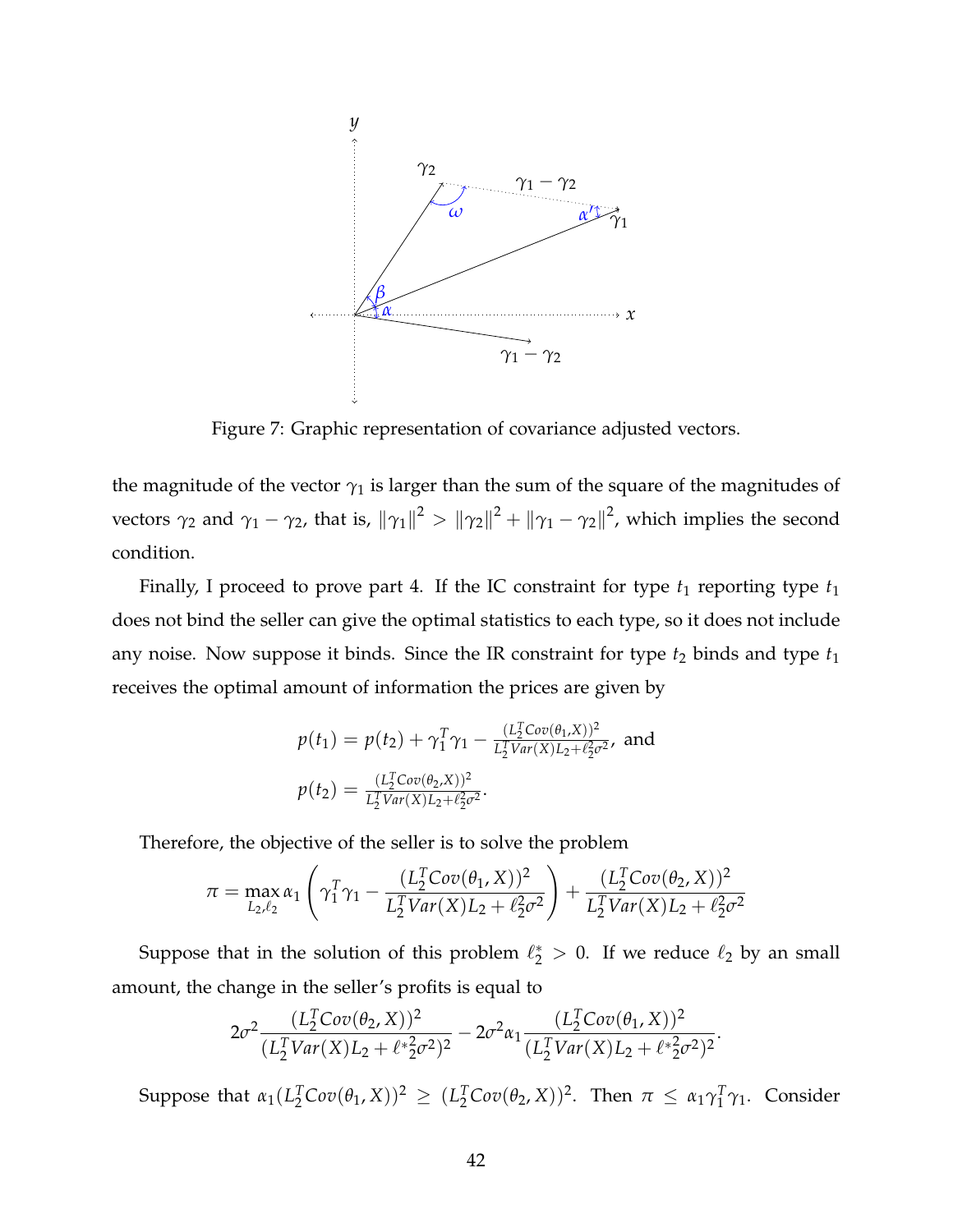Figure 7: Graphic representation of covariance adjusted vectors.

the magnitude of the vector $\gamma_1$ is larger than the sum of the square of the magnitudes of vectors $\gamma_2$ and $\gamma_1 - \gamma_2$, that is, $\|\gamma_1\|^2 > \|\gamma_2\|^2 + \|\gamma_1 - \gamma_2\|^2$, which implies the second condition.

Finally, I proceed to prove part 4. If the IC constraint for type $t_1$ reporting type $t_1$ does not bind the seller can give the optimal statistics to each type, so it does not include any noise. Now suppose it binds. Since the IR constraint for type $t_2$ binds and type $t_1$ receives the optimal amount of information the prices are given by

$$p(t_1) = p(t_2) + \gamma_1^T \gamma_1 - \frac{(L_2^T Cov(\theta_1, X))^2}{L_2^T Var(X) L_2 + \ell_2^2 \sigma^2}, \text{ and}$$

$$p(t_2) = \frac{(L_2^T Cov(\theta_2, X))^2}{L_2^T Var(X) L_2 + \ell_2^2 \sigma^2}.$$

Therefore, the objective of the seller is to solve the problem

$$\pi = \max_{L_2, \ell_2} \alpha_1 \left( \gamma_1^T \gamma_1 - \frac{(L_2^T Cov(\theta_1, X))^2}{L_2^T Var(X) L_2 + \ell_2^2 \sigma^2} \right) + \frac{(L_2^T Cov(\theta_2, X))^2}{L_2^T Var(X) L_2 + \ell_2^2 \sigma^2}$$

Suppose that in the solution of this problem $\ell_2^* > 0$. If we reduce $\ell_2$ by an small amount, the change in the seller's profits is equal to

$$2\sigma^2 \frac{(L_2^T Cov(\theta_2, X))^2}{(L_2^T Var(X) L_2 + \ell^{*2}_2 \sigma^2)^2} - 2\sigma^2 \alpha_1 \frac{(L_2^T Cov(\theta_1, X))^2}{(L_2^T Var(X) L_2 + \ell^{*2}_2 \sigma^2)^2}.$$

Suppose that $\alpha_1 (L_2^T Cov(\theta_1, X))^2 \geq (L_2^T Cov(\theta_2, X))^2$. Then $\pi \leq \alpha_1 \gamma_1^T \gamma_1$. Consider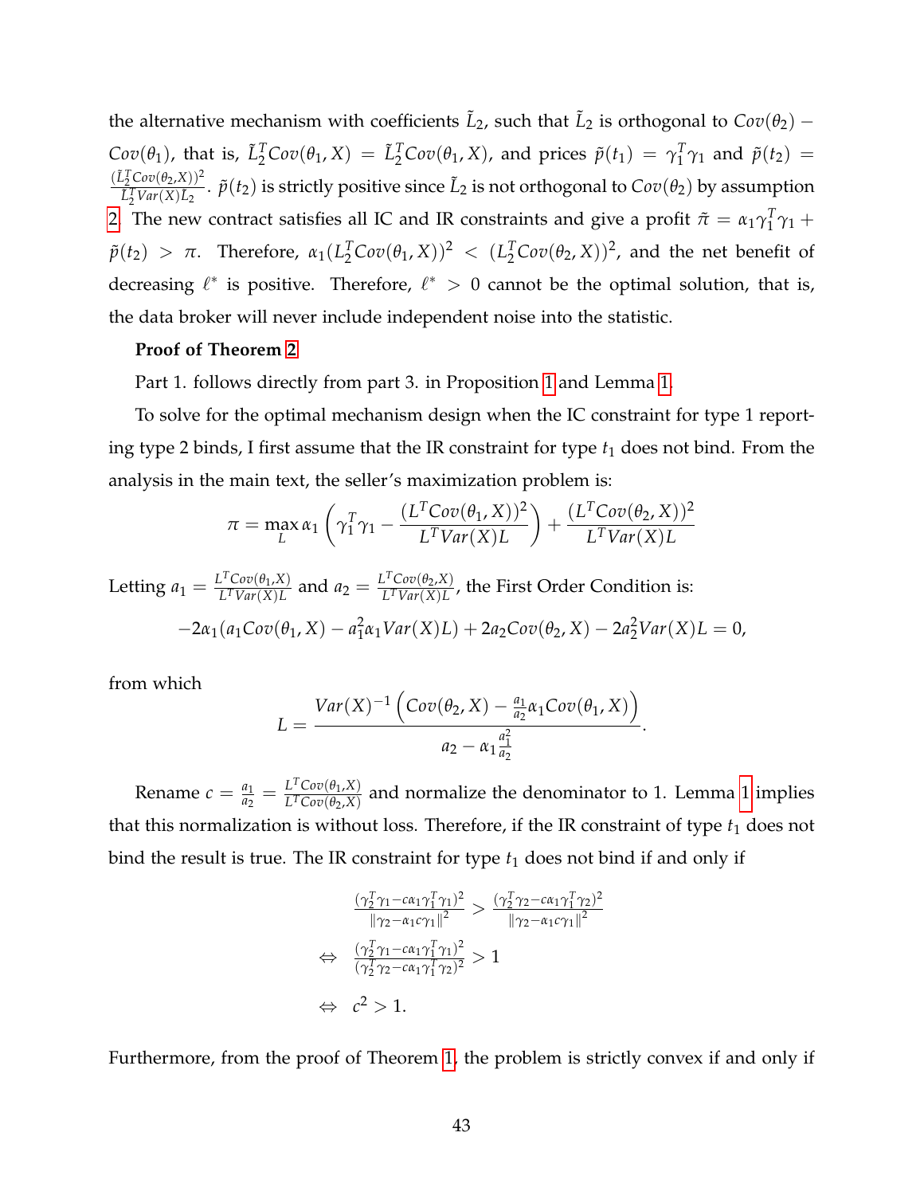the alternative mechanism with coefficients $\tilde{L}_2$, such that $\tilde{L}_2$ is orthogonal to $Cov(\theta_2) - Cov(\theta_1)$, that is, $\tilde{L}_2^T Cov(\theta_1, X) = \tilde{L}_2^T Cov(\theta_1, X)$, and prices $\tilde{p}(t_1) = \gamma_1^T \gamma_1$ and $\tilde{p}(t_2) = \frac{(\tilde{L}_2^T Cov(\theta_2, X))^2}{\tilde{L}_2^T Var(X) \tilde{L}_2}$. $\tilde{p}(t_2)$ is strictly positive since $\tilde{L}_2$ is not orthogonal to $Cov(\theta_2)$ by assumption 2. The new contract satisfies all IC and IR constraints and give a profit $\tilde{\pi} = \alpha_1 \gamma_1^T \gamma_1 + \tilde{p}(t_2) > \pi$. Therefore, $\alpha_1 (L_2^T Cov(\theta_1, X))^2 < (L_2^T Cov(\theta_2, X))^2$, and the net benefit of decreasing $\ell^*$ is positive. Therefore, $\ell^* > 0$ cannot be the optimal solution, that is, the data broker will never include independent noise into the statistic.

**Proof of Theorem 2**

Part 1. follows directly from part 3. in Proposition 1 and Lemma 1.

To solve for the optimal mechanism design when the IC constraint for type 1 reporting type 2 binds, I first assume that the IR constraint for type $t_1$ does not bind. From the analysis in the main text, the seller's maximization problem is:

$$\pi = \max_L \alpha_1 \left( \gamma_1^T \gamma_1 - \frac{(L^T Cov(\theta_1, X))^2}{L^T Var(X) L} \right) + \frac{(L^T Cov(\theta_2, X))^2}{L^T Var(X) L}$$

Letting $a_1 = \frac{L^T Cov(\theta_1, X)}{L^T Var(X) L}$ and $a_2 = \frac{L^T Cov(\theta_2, X)}{L^T Var(X) L}$, the First Order Condition is:

$$-2\alpha_1 (a_1 Cov(\theta_1, X) - a_1^2 \alpha_1 Var(X) L) + 2a_2 Cov(\theta_2, X) - 2a_2^2 Var(X) L = 0,$$

from which

$$L = \frac{Var(X)^{-1} \left( Cov(\theta_2, X) - \frac{a_1}{a_2} \alpha_1 Cov(\theta_1, X) \right)}{a_2 - \alpha_1 \frac{a_1^2}{a_2}}.$$

Rename $c = \frac{a_1}{a_2} = \frac{L^T Cov(\theta_1, X)}{L^T Cov(\theta_2, X)}$ and normalize the denominator to 1. Lemma 1 implies that this normalization is without loss. Therefore, if the IR constraint of type $t_1$ does not bind the result is true. The IR constraint for type $t_1$ does not bind if and only if

$$\begin{aligned}
& \frac{(\gamma_2^T \gamma_1 - c\alpha_1 \gamma_1^T \gamma_1)^2}{\|\gamma_2 - \alpha_1 c \gamma_1\|^2} > \frac{(\gamma_2^T \gamma_2 - c\alpha_1 \gamma_1^T \gamma_2)^2}{\|\gamma_2 - \alpha_1 c \gamma_1\|^2} \\
\Leftrightarrow \quad & \frac{(\gamma_2^T \gamma_1 - c\alpha_1 \gamma_1^T \gamma_1)^2}{(\gamma_2^T \gamma_2 - c\alpha_1 \gamma_1^T \gamma_2)^2} > 1 \\
\Leftrightarrow \quad & c^2 > 1.
\end{aligned}$$

Furthermore, from the proof of Theorem 1, the problem is strictly convex if and only if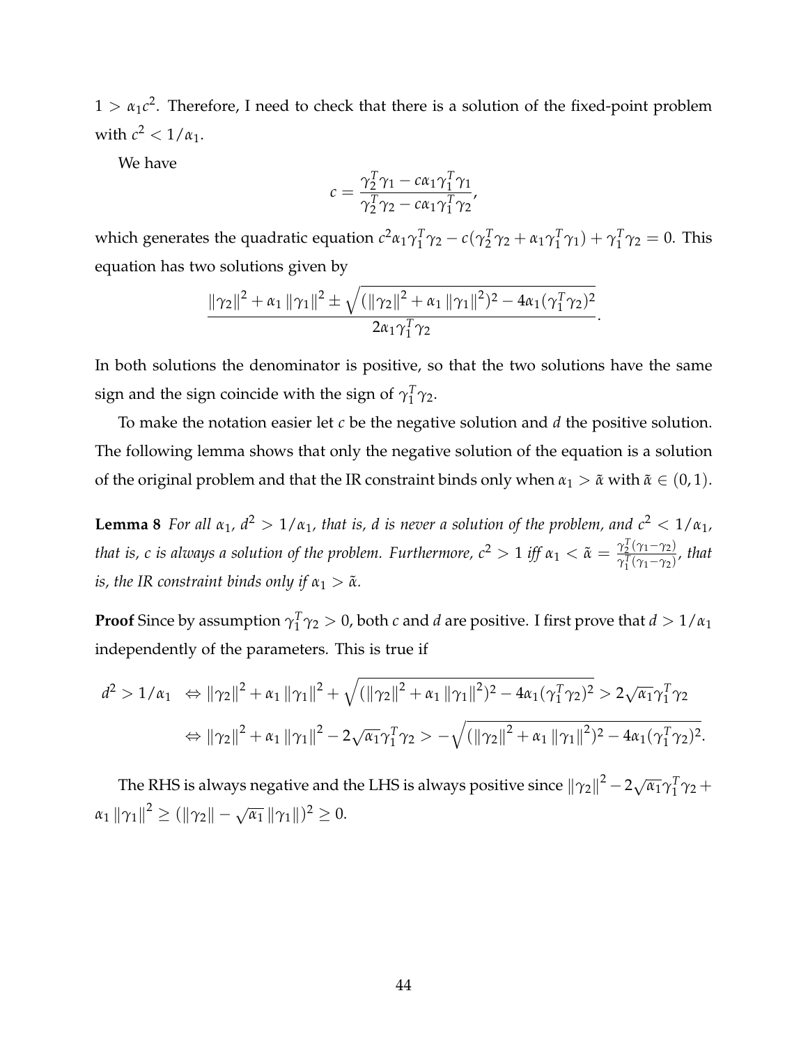$1 > \alpha_1 c^2$. Therefore, I need to check that there is a solution of the fixed-point problem with $c^2 < 1/\alpha_1$.

We have

$$c = \frac{\gamma_2^T \gamma_1 - c\alpha_1 \gamma_1^T \gamma_1}{\gamma_2^T \gamma_2 - c\alpha_1 \gamma_1^T \gamma_2},$$

which generates the quadratic equation $c^2 \alpha_1 \gamma_1^T \gamma_2 - c(\gamma_2^T \gamma_2 + \alpha_1 \gamma_1^T \gamma_1) + \gamma_1^T \gamma_2 = 0$. This equation has two solutions given by

$$\frac{\|\gamma_2\|^2 + \alpha_1 \|\gamma_1\|^2 \pm \sqrt{(\|\gamma_2\|^2 + \alpha_1 \|\gamma_1\|^2)^2 - 4\alpha_1 (\gamma_1^T \gamma_2)^2}}{2\alpha_1 \gamma_1^T \gamma_2}.$$

In both solutions the denominator is positive, so that the two solutions have the same sign and the sign coincide with the sign of $\gamma_1^T \gamma_2$.

To make the notation easier let $c$ be the negative solution and $d$ the positive solution. The following lemma shows that only the negative solution of the equation is a solution of the original problem and that the IR constraint binds only when $\alpha_1 > \tilde{\alpha}$ with $\tilde{\alpha} \in (0, 1)$.

**Lemma 8** *For all $\alpha_1$, $d^2 > 1/\alpha_1$, that is, $d$ is never a solution of the problem, and $c^2 < 1/\alpha_1$, that is, $c$ is always a solution of the problem. Furthermore, $c^2 > 1$ iff $\alpha_1 < \tilde{\alpha} = \frac{\gamma_2^T(\gamma_1 - \gamma_2)}{\gamma_1^T(\gamma_1 - \gamma_2)}$, that is, the IR constraint binds only if $\alpha_1 > \tilde{\alpha}$.*

**Proof** Since by assumption $\gamma_1^T \gamma_2 > 0$, both $c$ and $d$ are positive. I first prove that $d > 1/\alpha_1$ independently of the parameters. This is true if

$$\begin{aligned}
d^2 > 1/\alpha_1 \quad &\Leftrightarrow \|\gamma_2\|^2 + \alpha_1 \|\gamma_1\|^2 + \sqrt{(\|\gamma_2\|^2 + \alpha_1 \|\gamma_1\|^2)^2 - 4\alpha_1 (\gamma_1^T \gamma_2)^2} > 2\sqrt{\alpha_1} \gamma_1^T \gamma_2 \\
&\Leftrightarrow \|\gamma_2\|^2 + \alpha_1 \|\gamma_1\|^2 - 2\sqrt{\alpha_1} \gamma_1^T \gamma_2 > -\sqrt{(\|\gamma_2\|^2 + \alpha_1 \|\gamma_1\|^2)^2 - 4\alpha_1 (\gamma_1^T \gamma_2)^2}.
\end{aligned}$$

The RHS is always negative and the LHS is always positive since $\|\gamma_2\|^2 - 2\sqrt{\alpha_1} \gamma_1^T \gamma_2 + \alpha_1 \|\gamma_1\|^2 \geq (\|\gamma_2\| - \sqrt{\alpha_1} \|\gamma_1\|)^2 \geq 0$.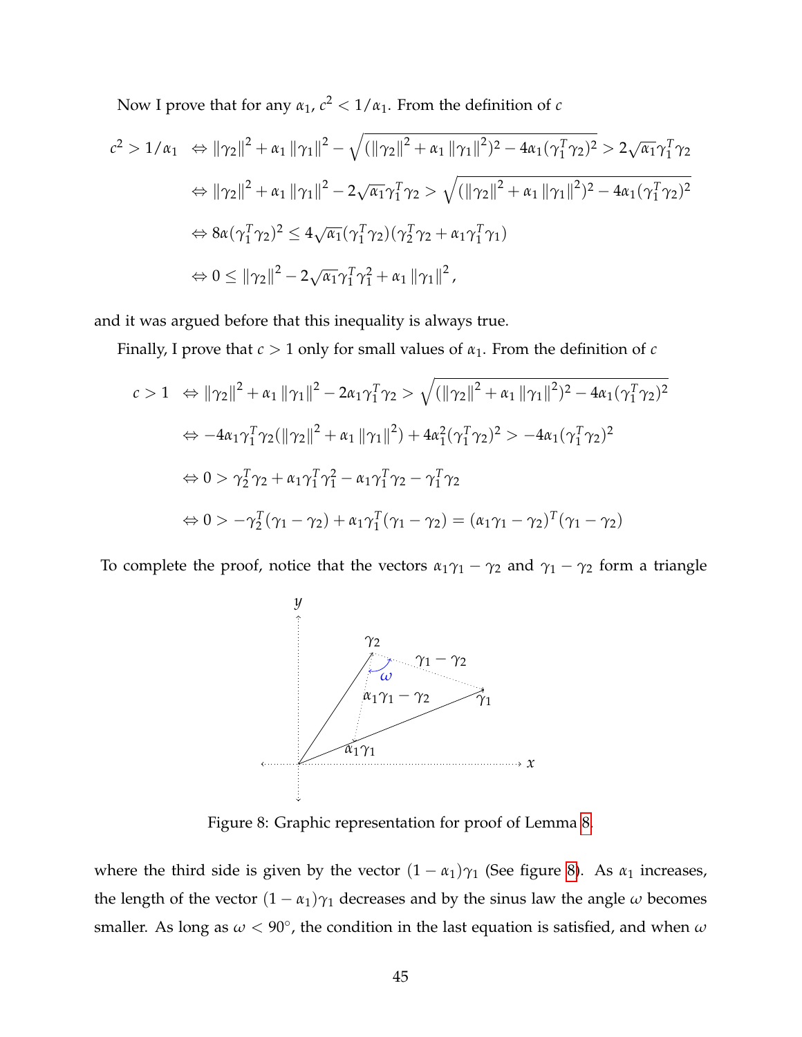Now I prove that for any $\alpha_1$, $c^2 < 1/\alpha_1$. From the definition of $c$

$$
\begin{aligned}
c^2 > 1/\alpha_1 \quad &\Leftrightarrow \|\gamma_2\|^2 + \alpha_1 \|\gamma_1\|^2 - \sqrt{(\|\gamma_2\|^2 + \alpha_1 \|\gamma_1\|^2)^2 - 4\alpha_1(\gamma_1^T\gamma_2)^2} > 2\sqrt{\alpha_1}\gamma_1^T\gamma_2 \\
&\Leftrightarrow \|\gamma_2\|^2 + \alpha_1 \|\gamma_1\|^2 - 2\sqrt{\alpha_1}\gamma_1^T\gamma_2 > \sqrt{(\|\gamma_2\|^2 + \alpha_1 \|\gamma_1\|^2)^2 - 4\alpha_1(\gamma_1^T\gamma_2)^2} \\
&\Leftrightarrow 8\alpha(\gamma_1^T\gamma_2)^2 \leq 4\sqrt{\alpha_1}(\gamma_1^T\gamma_2)(\gamma_2^T\gamma_2 + \alpha_1\gamma_1^T\gamma_1) \\
&\Leftrightarrow 0 \leq \|\gamma_2\|^2 - 2\sqrt{\alpha_1}\gamma_1^T\gamma_1^2 + \alpha_1 \|\gamma_1\|^2,
\end{aligned}
$$

and it was argued before that this inequality is always true.

Finally, I prove that $c > 1$ only for small values of $\alpha_1$. From the definition of $c$

$$
\begin{aligned}
c > 1 \quad &\Leftrightarrow \|\gamma_2\|^2 + \alpha_1 \|\gamma_1\|^2 - 2\alpha_1\gamma_1^T\gamma_2 > \sqrt{(\|\gamma_2\|^2 + \alpha_1 \|\gamma_1\|^2)^2 - 4\alpha_1(\gamma_1^T\gamma_2)^2} \\
&\Leftrightarrow -4\alpha_1\gamma_1^T\gamma_2(\|\gamma_2\|^2 + \alpha_1 \|\gamma_1\|^2) + 4\alpha_1^2(\gamma_1^T\gamma_2)^2 > -4\alpha_1(\gamma_1^T\gamma_2)^2 \\
&\Leftrightarrow 0 > \gamma_2^T\gamma_2 + \alpha_1\gamma_1^T\gamma_1^2 - \alpha_1\gamma_1^T\gamma_2 - \gamma_1^T\gamma_2 \\
&\Leftrightarrow 0 > -\gamma_2^T(\gamma_1 - \gamma_2) + \alpha_1\gamma_1^T(\gamma_1 - \gamma_2) = (\alpha_1\gamma_1 - \gamma_2)^T(\gamma_1 - \gamma_2)
\end{aligned}
$$

To complete the proof, notice that the vectors $\alpha_1\gamma_1 - \gamma_2$ and $\gamma_1 - \gamma_2$ form a triangle

Figure 8: Graphic representation for proof of Lemma 8.

where the third side is given by the vector $(1 - \alpha_1)\gamma_1$ (See figure 8). As $\alpha_1$ increases, the length of the vector $(1 - \alpha_1)\gamma_1$ decreases and by the sinus law the angle $\omega$ becomes smaller. As long as $\omega < 90°$, the condition in the last equation is satisfied, and when $\omega$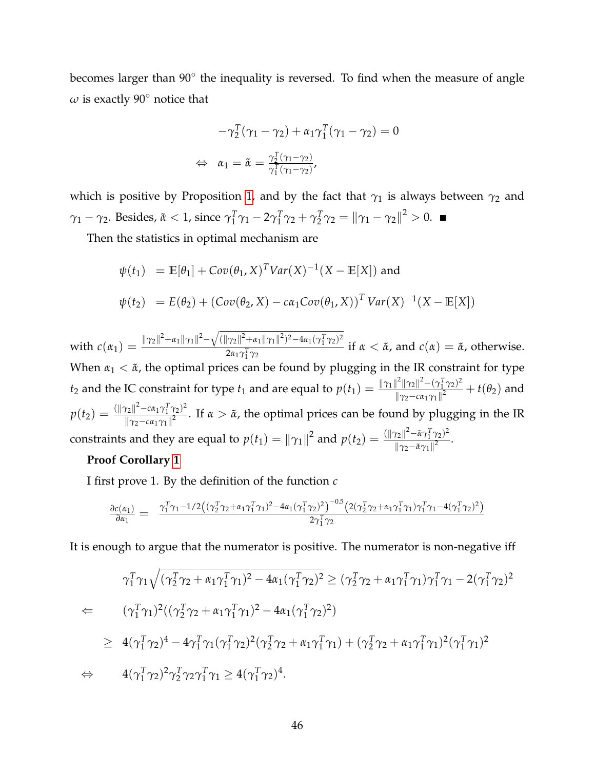becomes larger than 90° the inequality is reversed. To find when the measure of angle $\omega$ is exactly 90° notice that

$$-\gamma_2^T(\gamma_1 - \gamma_2) + \alpha_1 \gamma_1^T(\gamma_1 - \gamma_2) = 0$$

$$\Leftrightarrow \quad \alpha_1 = \tilde{\alpha} = \frac{\gamma_2^T(\gamma_1 - \gamma_2)}{\gamma_1^T(\gamma_1 - \gamma_2)},$$

which is positive by Proposition 1, and by the fact that $\gamma_1$ is always between $\gamma_2$ and $\gamma_1 - \gamma_2$. Besides, $\tilde{\alpha} < 1$, since $\gamma_1^T\gamma_1 - 2\gamma_1^T\gamma_2 + \gamma_2^T\gamma_2 = \|\gamma_1 - \gamma_2\|^2 > 0$. ■

Then the statistics in optimal mechanism are

$$\psi(t_1) \ = \mathbb{E}[\theta_1] + Cov(\theta_1, X)^T Var(X)^{-1}(X - \mathbb{E}[X]) \text{ and}$$

$$\psi(t_2) \ = E(\theta_2) + \left(Cov(\theta_2, X) - c\alpha_1 Cov(\theta_1, X)\right)^T Var(X)^{-1}(X - \mathbb{E}[X])$$

with $c(\alpha_1) = \frac{\|\gamma_2\|^2 + \alpha_1\|\gamma_1\|^2 - \sqrt{(\|\gamma_2\|^2 + \alpha_1\|\gamma_1\|^2)^2 - 4\alpha_1(\gamma_1^T\gamma_2)^2}}{2\alpha_1\gamma_1^T\gamma_2}$ if $\alpha < \tilde{\alpha}$, and $c(\alpha) = \tilde{\alpha}$, otherwise. When $\alpha_1 < \tilde{\alpha}$, the optimal prices can be found by plugging in the IR constraint for type $t_2$ and the IC constraint for type $t_1$ and are equal to $p(t_1) = \frac{\|\gamma_1\|^2\|\gamma_2\|^2 - (\gamma_1^T\gamma_2)^2}{\|\gamma_2 - c\alpha_1\gamma_1\|^2} + t(\theta_2)$ and $p(t_2) = \frac{(\|\gamma_2\|^2 - c\alpha_1\gamma_1^T\gamma_2)^2}{\|\gamma_2 - c\alpha_1\gamma_1\|^2}$. If $\alpha > \tilde{\alpha}$, the optimal prices can be found by plugging in the IR constraints and they are equal to $p(t_1) = \|\gamma_1\|^2$ and $p(t_2) = \frac{(\|\gamma_2\|^2 - \tilde{\alpha}\gamma_1^T\gamma_2)^2}{\|\gamma_2 - \tilde{\alpha}\gamma_1\|^2}$.

**Proof Corollary 1**

I first prove 1. By the definition of the function $c$

$$\frac{\partial c(\alpha_1)}{\partial \alpha_1} = \frac{\gamma_1^T\gamma_1 - 1/2\left((\gamma_2^T\gamma_2 + \alpha_1\gamma_1^T\gamma_1)^2 - 4\alpha_1(\gamma_1^T\gamma_2)^2\right)^{-0.5}\left(2(\gamma_2^T\gamma_2 + \alpha_1\gamma_1^T\gamma_1)\gamma_1^T\gamma_1 - 4(\gamma_1^T\gamma_2)^2\right)}{2\gamma_1^T\gamma_2}$$

It is enough to argue that the numerator is positive. The numerator is non-negative iff

$$\gamma_1^T\gamma_1\sqrt{(\gamma_2^T\gamma_2 + \alpha_1\gamma_1^T\gamma_1)^2 - 4\alpha_1(\gamma_1^T\gamma_2)^2} \geq (\gamma_2^T\gamma_2 + \alpha_1\gamma_1^T\gamma_1)\gamma_1^T\gamma_1 - 2(\gamma_1^T\gamma_2)^2$$

$$\Leftarrow \qquad (\gamma_1^T\gamma_1)^2((\gamma_2^T\gamma_2 + \alpha_1\gamma_1^T\gamma_1)^2 - 4\alpha_1(\gamma_1^T\gamma_2)^2)$$

$$\geq \ 4(\gamma_1^T\gamma_2)^4 - 4\gamma_1^T\gamma_1(\gamma_1^T\gamma_2)^2(\gamma_2^T\gamma_2 + \alpha_1\gamma_1^T\gamma_1) + (\gamma_2^T\gamma_2 + \alpha_1\gamma_1^T\gamma_1)^2(\gamma_1^T\gamma_1)^2$$

$$\Leftrightarrow \qquad 4(\gamma_1^T\gamma_2)^2\gamma_2^T\gamma_2\gamma_1^T\gamma_1 \geq 4(\gamma_1^T\gamma_2)^4.$$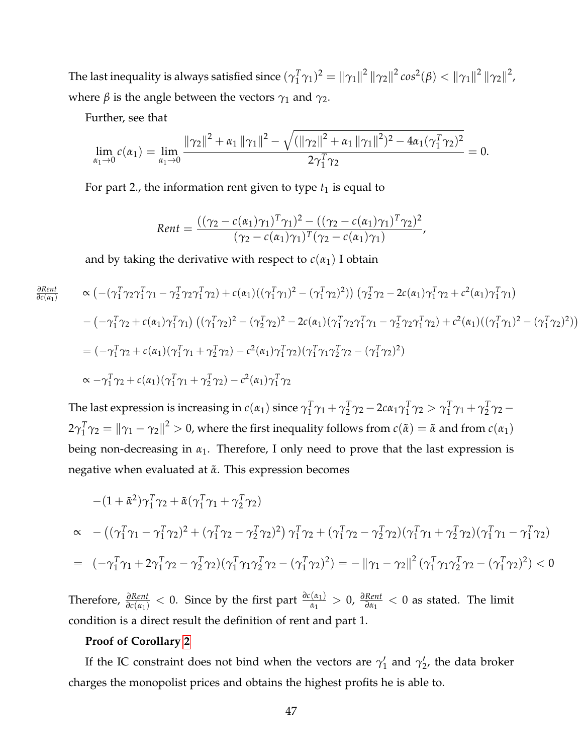The last inequality is always satisfied since $(\gamma_1^T\gamma_1)^2 = \|\gamma_1\|^2 \|\gamma_2\|^2 cos^2(\beta) < \|\gamma_1\|^2 \|\gamma_2\|^2$, where $\beta$ is the angle between the vectors $\gamma_1$ and $\gamma_2$.

Further, see that

$$\lim_{\alpha_1 \to 0} c(\alpha_1) = \lim_{\alpha_1 \to 0} \frac{\|\gamma_2\|^2 + \alpha_1 \|\gamma_1\|^2 - \sqrt{(\|\gamma_2\|^2 + \alpha_1 \|\gamma_1\|^2)^2 - 4\alpha_1(\gamma_1^T\gamma_2)^2}}{2\gamma_1^T\gamma_2} = 0.$$

For part 2., the information rent given to type $t_1$ is equal to

$$Rent = \frac{((\gamma_2 - c(\alpha_1)\gamma_1)^T\gamma_1)^2 - ((\gamma_2 - c(\alpha_1)\gamma_1)^T\gamma_2)^2}{(\gamma_2 - c(\alpha_1)\gamma_1)^T(\gamma_2 - c(\alpha_1)\gamma_1)},$$

and by taking the derivative with respect to $c(\alpha_1)$ I obtain

$$\begin{aligned}
\frac{\partial Rent}{\partial c(\alpha_1)} \quad & \propto \left(-(\gamma_1^T\gamma_2\gamma_1^T\gamma_1 - \gamma_2^T\gamma_2\gamma_1^T\gamma_2) + c(\alpha_1)((\gamma_1^T\gamma_1)^2 - (\gamma_1^T\gamma_2)^2)\right)\left(\gamma_2^T\gamma_2 - 2c(\alpha_1)\gamma_1^T\gamma_2 + c^2(\alpha_1)\gamma_1^T\gamma_1\right) \\
& - \left(-\gamma_1^T\gamma_2 + c(\alpha_1)\gamma_1^T\gamma_1\right)\left((\gamma_1^T\gamma_2)^2 - (\gamma_2^T\gamma_2)^2 - 2c(\alpha_1)(\gamma_1^T\gamma_2\gamma_1^T\gamma_1 - \gamma_2^T\gamma_2\gamma_1^T\gamma_2) + c^2(\alpha_1)((\gamma_1^T\gamma_1)^2 - (\gamma_1^T\gamma_2)^2)\right) \\
& = (-\gamma_1^T\gamma_2 + c(\alpha_1)(\gamma_1^T\gamma_1 + \gamma_2^T\gamma_2) - c^2(\alpha_1)\gamma_1^T\gamma_2)(\gamma_1^T\gamma_1\gamma_2^T\gamma_2 - (\gamma_1^T\gamma_2)^2) \\
& \propto -\gamma_1^T\gamma_2 + c(\alpha_1)(\gamma_1^T\gamma_1 + \gamma_2^T\gamma_2) - c^2(\alpha_1)\gamma_1^T\gamma_2
\end{aligned}$$

The last expression is increasing in $c(\alpha_1)$ since $\gamma_1^T\gamma_1 + \gamma_2^T\gamma_2 - 2c\alpha_1\gamma_1^T\gamma_2 > \gamma_1^T\gamma_1 + \gamma_2^T\gamma_2 - 2\gamma_1^T\gamma_2 = \|\gamma_1 - \gamma_2\|^2 > 0$, where the first inequality follows from $c(\tilde{\alpha}) = \tilde{\alpha}$ and from $c(\alpha_1)$ being non-decreasing in $\alpha_1$. Therefore, I only need to prove that the last expression is negative when evaluated at $\tilde{\alpha}$. This expression becomes

$$\begin{aligned}
& -(1+\tilde{\alpha}^2)\gamma_1^T\gamma_2 + \tilde{\alpha}(\gamma_1^T\gamma_1 + \gamma_2^T\gamma_2) \\
\propto \quad & -\left((\gamma_1^T\gamma_1 - \gamma_1^T\gamma_2)^2 + (\gamma_1^T\gamma_2 - \gamma_2^T\gamma_2)^2\right)\gamma_1^T\gamma_2 + (\gamma_1^T\gamma_2 - \gamma_2^T\gamma_2)(\gamma_1^T\gamma_1 + \gamma_2^T\gamma_2)(\gamma_1^T\gamma_1 - \gamma_1^T\gamma_2) \\
= \quad & (-\gamma_1^T\gamma_1 + 2\gamma_1^T\gamma_2 - \gamma_2^T\gamma_2)(\gamma_1^T\gamma_1\gamma_2^T\gamma_2 - (\gamma_1^T\gamma_2)^2) = -\|\gamma_1 - \gamma_2\|^2(\gamma_1^T\gamma_1\gamma_2^T\gamma_2 - (\gamma_1^T\gamma_2)^2) < 0
\end{aligned}$$

Therefore, $\frac{\partial Rent}{\partial c(\alpha_1)} < 0$. Since by the first part $\frac{\partial c(\alpha_1)}{\alpha_1} > 0$, $\frac{\partial Rent}{\partial \alpha_1} < 0$ as stated. The limit condition is a direct result the definition of rent and part 1.

**Proof of Corollary 2**

If the IC constraint does not bind when the vectors are $\gamma_1'$ and $\gamma_2'$, the data broker charges the monopolist prices and obtains the highest profits he is able to.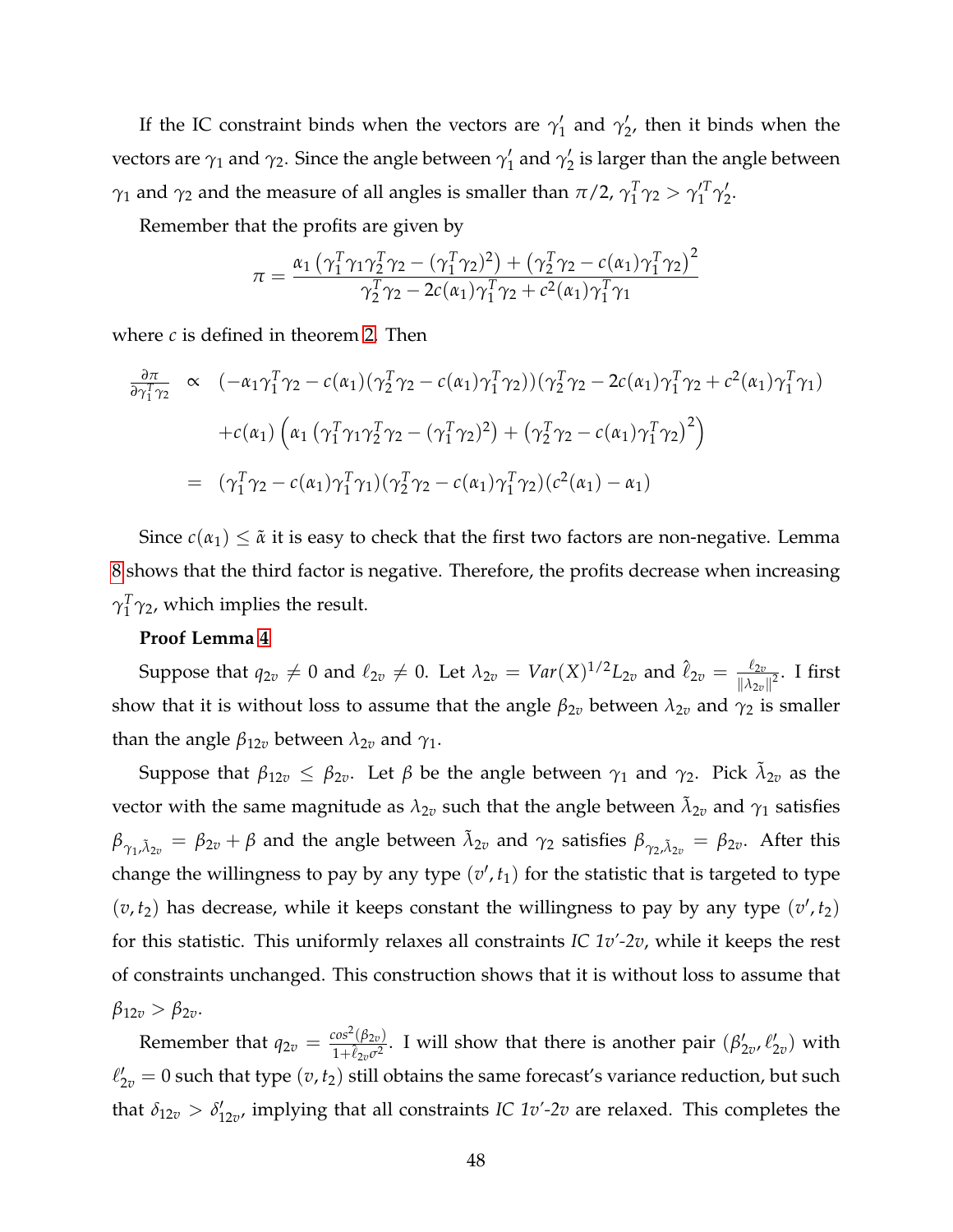If the IC constraint binds when the vectors are $\gamma_1'$ and $\gamma_2'$, then it binds when the vectors are $\gamma_1$ and $\gamma_2$. Since the angle between $\gamma_1'$ and $\gamma_2'$ is larger than the angle between $\gamma_1$ and $\gamma_2$ and the measure of all angles is smaller than $\pi/2$, $\gamma_1^T\gamma_2 > \gamma_1'^T\gamma_2'$.

Remember that the profits are given by

$$\pi = \frac{\alpha_1\left(\gamma_1^T\gamma_1\gamma_2^T\gamma_2 - (\gamma_1^T\gamma_2)^2\right) + \left(\gamma_2^T\gamma_2 - c(\alpha_1)\gamma_1^T\gamma_2\right)^2}{\gamma_2^T\gamma_2 - 2c(\alpha_1)\gamma_1^T\gamma_2 + c^2(\alpha_1)\gamma_1^T\gamma_1}$$

where $c$ is defined in theorem 2. Then

$$\begin{aligned}
\frac{\partial \pi}{\partial \gamma_1^T\gamma_2} \;\propto\;& (-\alpha_1\gamma_1^T\gamma_2 - c(\alpha_1)(\gamma_2^T\gamma_2 - c(\alpha_1)\gamma_1^T\gamma_2))(\gamma_2^T\gamma_2 - 2c(\alpha_1)\gamma_1^T\gamma_2 + c^2(\alpha_1)\gamma_1^T\gamma_1) \\
&+ c(\alpha_1)\left(\alpha_1\left(\gamma_1^T\gamma_1\gamma_2^T\gamma_2 - (\gamma_1^T\gamma_2)^2\right) + \left(\gamma_2^T\gamma_2 - c(\alpha_1)\gamma_1^T\gamma_2\right)^2\right) \\
=\;& (\gamma_1^T\gamma_2 - c(\alpha_1)\gamma_1^T\gamma_1)(\gamma_2^T\gamma_2 - c(\alpha_1)\gamma_1^T\gamma_2)(c^2(\alpha_1) - \alpha_1)
\end{aligned}$$

Since $c(\alpha_1) \le \tilde{\alpha}$ it is easy to check that the first two factors are non-negative. Lemma 8 shows that the third factor is negative. Therefore, the profits decrease when increasing $\gamma_1^T\gamma_2$, which implies the result.

**Proof Lemma 4**

Suppose that $q_{2v} \neq 0$ and $\ell_{2v} \neq 0$. Let $\lambda_{2v} = Var(X)^{1/2}L_{2v}$ and $\hat{\ell}_{2v} = \frac{\ell_{2v}}{\|\lambda_{2v}\|^2}$. I first show that it is without loss to assume that the angle $\beta_{2v}$ between $\lambda_{2v}$ and $\gamma_2$ is smaller than the angle $\beta_{12v}$ between $\lambda_{2v}$ and $\gamma_1$.

Suppose that $\beta_{12v} \le \beta_{2v}$. Let $\beta$ be the angle between $\gamma_1$ and $\gamma_2$. Pick $\tilde{\lambda}_{2v}$ as the vector with the same magnitude as $\lambda_{2v}$ such that the angle between $\tilde{\lambda}_{2v}$ and $\gamma_1$ satisfies $\beta_{\gamma_1,\tilde{\lambda}_{2v}} = \beta_{2v} + \beta$ and the angle between $\tilde{\lambda}_{2v}$ and $\gamma_2$ satisfies $\beta_{\gamma_2,\tilde{\lambda}_{2v}} = \beta_{2v}$. After this change the willingness to pay by any type $(v', t_1)$ for the statistic that is targeted to type $(v, t_2)$ has decrease, while it keeps constant the willingness to pay by any type $(v', t_2)$ for this statistic. This uniformly relaxes all constraints *IC 1v'-2v*, while it keeps the rest of constraints unchanged. This construction shows that it is without loss to assume that $\beta_{12v} > \beta_{2v}$.

Remember that $q_{2v} = \frac{cos^2(\beta_{2v})}{1+\hat{\ell}_{2v}\sigma^2}$. I will show that there is another pair $(\beta_{2v}', \ell_{2v}')$ with $\ell_{2v}' = 0$ such that type $(v, t_2)$ still obtains the same forecast's variance reduction, but such that $\delta_{12v} > \delta_{12v}'$, implying that all constraints *IC 1v'-2v* are relaxed. This completes the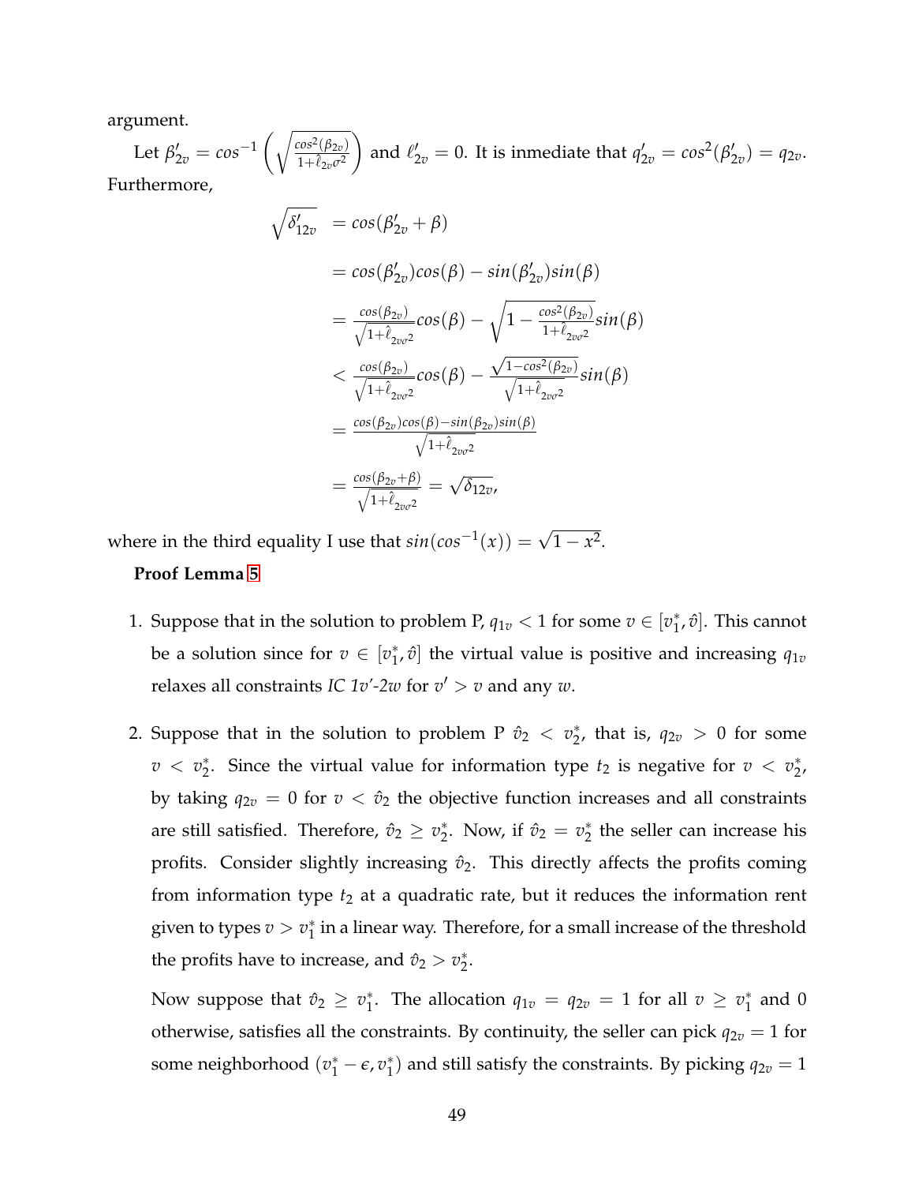argument.

Let $\beta'_{2v} = cos^{-1}\left(\sqrt{\frac{cos^2(\beta_{2v})}{1+\hat{\ell}_{2v}\sigma^2}}\right)$ and $\ell'_{2v} = 0$. It is inmediate that $q'_{2v} = cos^2(\beta'_{2v}) = q_{2v}$. Furthermore,

$$
\begin{aligned}
\sqrt{\delta'_{12v}} &= cos(\beta'_{2v} + \beta) \\
&= cos(\beta'_{2v})cos(\beta) - sin(\beta'_{2v})sin(\beta) \\
&= \frac{cos(\beta_{2v})}{\sqrt{1+\hat{\ell}_{2v\sigma^2}}}cos(\beta) - \sqrt{1 - \frac{cos^2(\beta_{2v})}{1+\hat{\ell}_{2v\sigma^2}}}sin(\beta) \\
&< \frac{cos(\beta_{2v})}{\sqrt{1+\hat{\ell}_{2v\sigma^2}}}cos(\beta) - \frac{\sqrt{1-cos^2(\beta_{2v})}}{\sqrt{1+\hat{\ell}_{2v\sigma^2}}}sin(\beta) \\
&= \frac{cos(\beta_{2v})cos(\beta) - sin(\beta_{2v})sin(\beta)}{\sqrt{1+\hat{\ell}_{2v\sigma^2}}} \\
&= \frac{cos(\beta_{2v}+\beta)}{\sqrt{1+\hat{\ell}_{2v\sigma^2}}} = \sqrt{\delta_{12v}},
\end{aligned}
$$

where in the third equality I use that $sin(cos^{-1}(x)) = \sqrt{1-x^2}$.

**Proof Lemma 5**

1. Suppose that in the solution to problem P, $q_{1v} < 1$ for some $v \in [v_1^*, \hat{v}]$. This cannot be a solution since for $v \in [v_1^*, \hat{v}]$ the virtual value is positive and increasing $q_{1v}$ relaxes all constraints *IC 1v'-2w* for $v' > v$ and any $w$.

2. Suppose that in the solution to problem P $\hat{v}_2 < v_2^*$, that is, $q_{2v} > 0$ for some $v < v_2^*$. Since the virtual value for information type $t_2$ is negative for $v < v_2^*$, by taking $q_{2v} = 0$ for $v < \hat{v}_2$ the objective function increases and all constraints are still satisfied. Therefore, $\hat{v}_2 \geq v_2^*$. Now, if $\hat{v}_2 = v_2^*$ the seller can increase his profits. Consider slightly increasing $\hat{v}_2$. This directly affects the profits coming from information type $t_2$ at a quadratic rate, but it reduces the information rent given to types $v > v_1^*$ in a linear way. Therefore, for a small increase of the threshold the profits have to increase, and $\hat{v}_2 > v_2^*$.

   Now suppose that $\hat{v}_2 \geq v_1^*$. The allocation $q_{1v} = q_{2v} = 1$ for all $v \geq v_1^*$ and 0 otherwise, satisfies all the constraints. By continuity, the seller can pick $q_{2v} = 1$ for some neighborhood $(v_1^* - \epsilon, v_1^*)$ and still satisfy the constraints. By picking $q_{2v} = 1$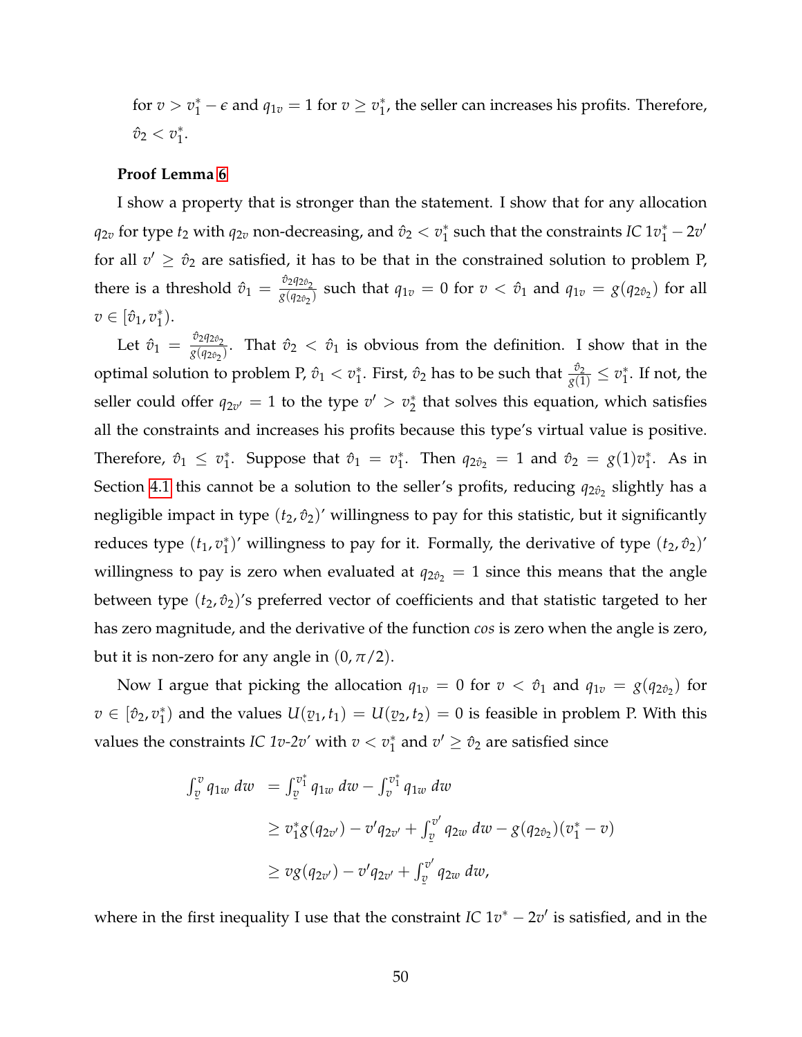for $v > v_1^* - \epsilon$ and $q_{1v} = 1$ for $v \geq v_1^*$, the seller can increases his profits. Therefore, $\hat{v}_2 < v_1^*$.

**Proof Lemma 6**

I show a property that is stronger than the statement. I show that for any allocation $q_{2v}$ for type $t_2$ with $q_{2v}$ non-decreasing, and $\hat{v}_2 < v_1^*$ such that the constraints *IC* $1v_1^* - 2v'$ for all $v' \geq \hat{v}_2$ are satisfied, it has to be that in the constrained solution to problem P, there is a threshold $\hat{v}_1 = \frac{\hat{v}_2 q_{2\hat{v}_2}}{g(q_{2\hat{v}_2})}$ such that $q_{1v} = 0$ for $v < \hat{v}_1$ and $q_{1v} = g(q_{2\hat{v}_2})$ for all $v \in [\hat{v}_1, v_1^*)$.

Let $\hat{v}_1 = \frac{\hat{v}_2 q_{2\hat{v}_2}}{g(q_{2\hat{v}_2})}$. That $\hat{v}_2 < \hat{v}_1$ is obvious from the definition. I show that in the optimal solution to problem P, $\hat{v}_1 < v_1^*$. First, $\hat{v}_2$ has to be such that $\frac{\hat{v}_2}{g(1)} \leq v_1^*$. If not, the seller could offer $q_{2v'} = 1$ to the type $v' > v_2^*$ that solves this equation, which satisfies all the constraints and increases his profits because this type's virtual value is positive. Therefore, $\hat{v}_1 \leq v_1^*$. Suppose that $\hat{v}_1 = v_1^*$. Then $q_{2\hat{v}_2} = 1$ and $\hat{v}_2 = g(1)v_1^*$. As in Section 4.1 this cannot be a solution to the seller's profits, reducing $q_{2\hat{v}_2}$ slightly has a negligible impact in type $(t_2, \hat{v}_2)$' willingness to pay for this statistic, but it significantly reduces type $(t_1, v_1^*)$' willingness to pay for it. Formally, the derivative of type $(t_2, \hat{v}_2)$' willingness to pay is zero when evaluated at $q_{2\hat{v}_2} = 1$ since this means that the angle between type $(t_2, \hat{v}_2)$'s preferred vector of coefficients and that statistic targeted to her has zero magnitude, and the derivative of the function *cos* is zero when the angle is zero, but it is non-zero for any angle in $(0, \pi/2)$.

Now I argue that picking the allocation $q_{1v} = 0$ for $v < \hat{v}_1$ and $q_{1v} = g(q_{2\hat{v}_2})$ for $v \in [\hat{v}_2, v_1^*)$ and the values $U(\underline{v}_1, t_1) = U(\underline{v}_2, t_2) = 0$ is feasible in problem P. With this values the constraints *IC 1v-2v'* with $v < v_1^*$ and $v' \geq \hat{v}_2$ are satisfied since

$$
\begin{aligned}
\int_{\underline{v}}^{v} q_{1w}\, dw &= \int_{\underline{v}}^{v_1^*} q_{1w}\, dw - \int_{v}^{v_1^*} q_{1w}\, dw \\
&\geq v_1^* g(q_{2v'}) - v' q_{2v'} + \int_{\underline{v}}^{v'} q_{2w}\, dw - g(q_{2\hat{v}_2})(v_1^* - v) \\
&\geq v g(q_{2v'}) - v' q_{2v'} + \int_{\underline{v}}^{v'} q_{2w}\, dw,
\end{aligned}
$$

where in the first inequality I use that the constraint *IC* $1v^* - 2v'$ is satisfied, and in the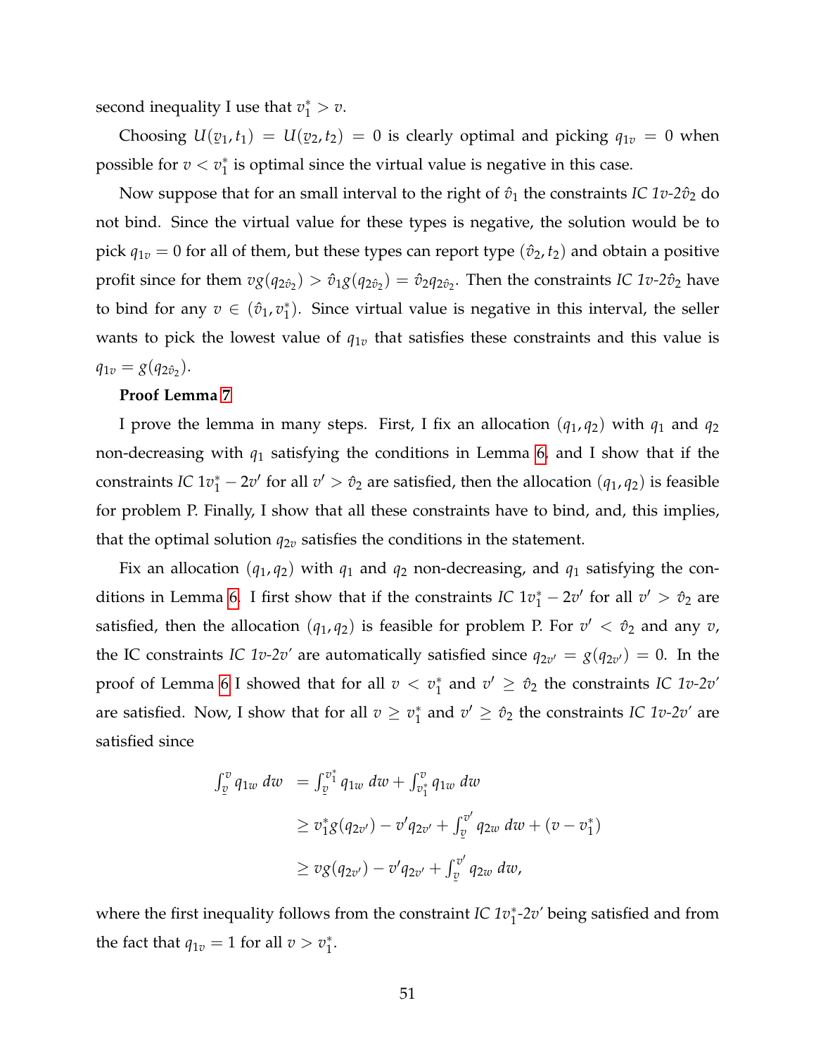second inequality I use that $v_1^* > v$.

Choosing $U(v_1, t_1) = U(v_2, t_2) = 0$ is clearly optimal and picking $q_{1v} = 0$ when possible for $v < v_1^*$ is optimal since the virtual value is negative in this case.

Now suppose that for an small interval to the right of $\hat{v}_1$ the constraints *IC 1v-2*$\hat{v}_2$ do not bind. Since the virtual value for these types is negative, the solution would be to pick $q_{1v} = 0$ for all of them, but these types can report type $(\hat{v}_2, t_2)$ and obtain a positive profit since for them $vg(q_{2\hat{v}_2}) > \hat{v}_1 g(q_{2\hat{v}_2}) = \hat{v}_2 q_{2\hat{v}_2}$. Then the constraints *IC 1v-2*$\hat{v}_2$ have to bind for any $v \in (\hat{v}_1, v_1^*)$. Since virtual value is negative in this interval, the seller wants to pick the lowest value of $q_{1v}$ that satisfies these constraints and this value is $q_{1v} = g(q_{2\hat{v}_2})$.

**Proof Lemma 7**

I prove the lemma in many steps. First, I fix an allocation $(q_1, q_2)$ with $q_1$ and $q_2$ non-decreasing with $q_1$ satisfying the conditions in Lemma 6, and I show that if the constraints *IC* $1v_1^* - 2v'$ for all $v' > \hat{v}_2$ are satisfied, then the allocation $(q_1, q_2)$ is feasible for problem P. Finally, I show that all these constraints have to bind, and, this implies, that the optimal solution $q_{2v}$ satisfies the conditions in the statement.

Fix an allocation $(q_1, q_2)$ with $q_1$ and $q_2$ non-decreasing, and $q_1$ satisfying the conditions in Lemma 6. I first show that if the constraints *IC* $1v_1^* - 2v'$ for all $v' > \hat{v}_2$ are satisfied, then the allocation $(q_1, q_2)$ is feasible for problem P. For $v' < \hat{v}_2$ and any $v$, the IC constraints *IC 1v-2v'* are automatically satisfied since $q_{2v'} = g(q_{2v'}) = 0$. In the proof of Lemma 6 I showed that for all $v < v_1^*$ and $v' \geq \hat{v}_2$ the constraints *IC 1v-2v'* are satisfied. Now, I show that for all $v \geq v_1^*$ and $v' \geq \hat{v}_2$ the constraints *IC 1v-2v'* are satisfied since

$$
\begin{aligned}
\int_{\underline{v}}^{v} q_{1w}\, dw &= \int_{\underline{v}}^{v_1^*} q_{1w}\, dw + \int_{v_1^*}^{v} q_{1w}\, dw \\
&\geq v_1^* g(q_{2v'}) - v' q_{2v'} + \int_{\underline{v}}^{v'} q_{2w}\, dw + (v - v_1^*) \\
&\geq v g(q_{2v'}) - v' q_{2v'} + \int_{\underline{v}}^{v'} q_{2w}\, dw,
\end{aligned}
$$

where the first inequality follows from the constraint *IC 1*$v_1^*$*-2v'* being satisfied and from the fact that $q_{1v} = 1$ for all $v > v_1^*$.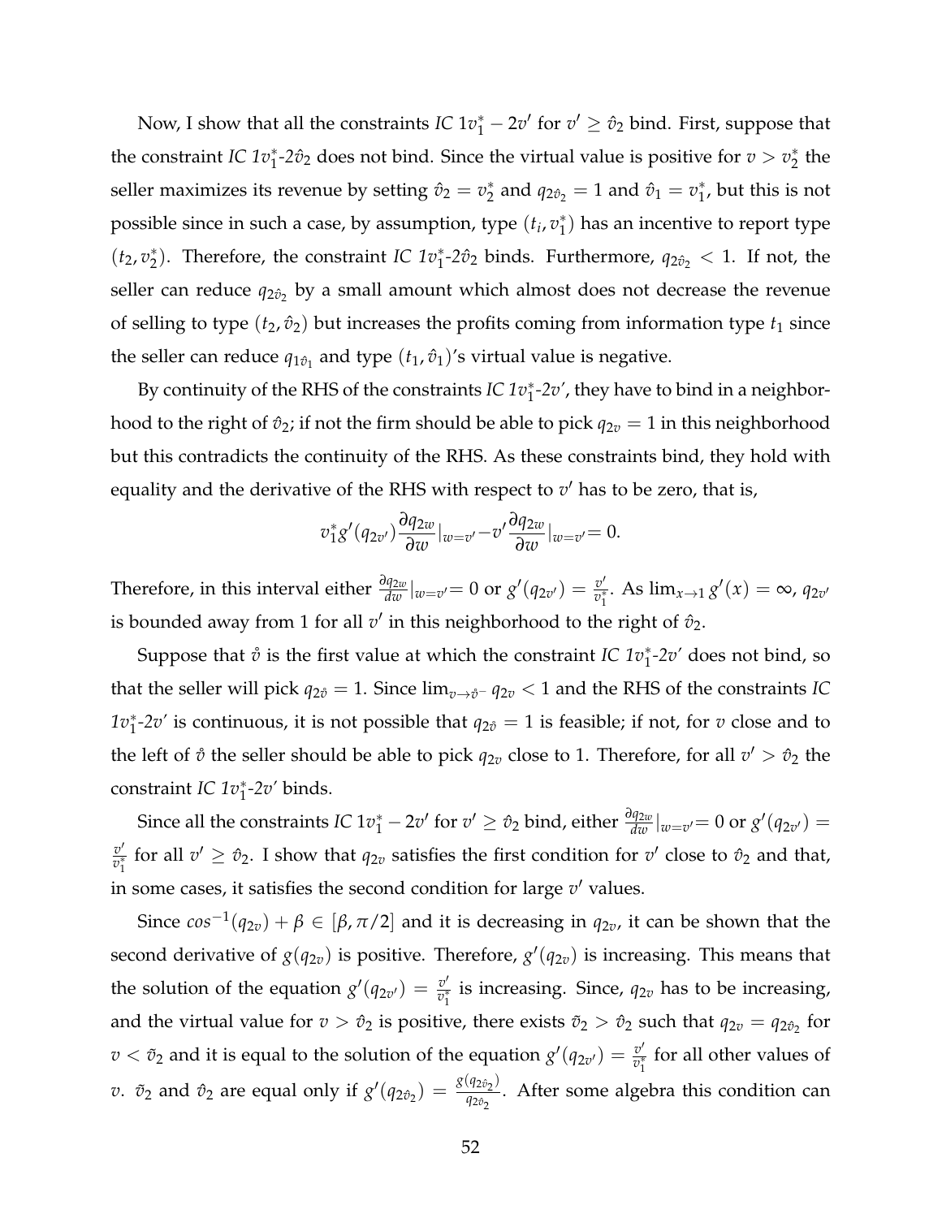Now, I show that all the constraints *IC* $1v_1^* - 2v'$ for $v' \geq \hat{v}_2$ bind. First, suppose that the constraint *IC* $1v_1^*$-$2\hat{v}_2$ does not bind. Since the virtual value is positive for $v > v_2^*$ the seller maximizes its revenue by setting $\hat{v}_2 = v_2^*$ and $q_{2\hat{v}_2} = 1$ and $\hat{v}_1 = v_1^*$, but this is not possible since in such a case, by assumption, type $(t_i, v_1^*)$ has an incentive to report type $(t_2, v_2^*)$. Therefore, the constraint *IC* $1v_1^*$-$2\hat{v}_2$ binds. Furthermore, $q_{2\hat{v}_2} < 1$. If not, the seller can reduce $q_{2\hat{v}_2}$ by a small amount which almost does not decrease the revenue of selling to type $(t_2, \hat{v}_2)$ but increases the profits coming from information type $t_1$ since the seller can reduce $q_{1\hat{v}_1}$ and type $(t_1, \hat{v}_1)$'s virtual value is negative.

By continuity of the RHS of the constraints *IC* $1v_1^*$-$2v'$, they have to bind in a neighborhood to the right of $\hat{v}_2$; if not the firm should be able to pick $q_{2v} = 1$ in this neighborhood but this contradicts the continuity of the RHS. As these constraints bind, they hold with equality and the derivative of the RHS with respect to $v'$ has to be zero, that is,

$$v_1^* g'(q_{2v'}) \frac{\partial q_{2w}}{\partial w}|_{w=v'} - v' \frac{\partial q_{2w}}{\partial w}|_{w=v'} = 0.$$

Therefore, in this interval either $\frac{\partial q_{2w}}{dw}|_{w=v'} = 0$ or $g'(q_{2v'}) = \frac{v'}{v_1^*}$. As $\lim_{x \to 1} g'(x) = \infty$, $q_{2v'}$ is bounded away from 1 for all $v'$ in this neighborhood to the right of $\hat{v}_2$.

Suppose that $\mathring{v}$ is the first value at which the constraint *IC* $1v_1^*$-$2v'$ does not bind, so that the seller will pick $q_{2\mathring{v}} = 1$. Since $\lim_{v \to \mathring{v}^-} q_{2v} < 1$ and the RHS of the constraints *IC* $1v_1^*$-$2v'$ is continuous, it is not possible that $q_{2\mathring{v}} = 1$ is feasible; if not, for $v$ close and to the left of $\mathring{v}$ the seller should be able to pick $q_{2v}$ close to 1. Therefore, for all $v' > \hat{v}_2$ the constraint *IC* $1v_1^*$-$2v'$ binds.

Since all the constraints *IC* $1v_1^* - 2v'$ for $v' \geq \hat{v}_2$ bind, either $\frac{\partial q_{2w}}{dw}|_{w=v'} = 0$ or $g'(q_{2v'}) = \frac{v'}{v_1^*}$ for all $v' \geq \hat{v}_2$. I show that $q_{2v}$ satisfies the first condition for $v'$ close to $\hat{v}_2$ and that, in some cases, it satisfies the second condition for large $v'$ values.

Since $cos^{-1}(q_{2v}) + \beta \in [\beta, \pi/2]$ and it is decreasing in $q_{2v}$, it can be shown that the second derivative of $g(q_{2v})$ is positive. Therefore, $g'(q_{2v})$ is increasing. This means that the solution of the equation $g'(q_{2v'}) = \frac{v'}{v_1^*}$ is increasing. Since, $q_{2v}$ has to be increasing, and the virtual value for $v > \hat{v}_2$ is positive, there exists $\tilde{v}_2 > \hat{v}_2$ such that $q_{2v} = q_{2\hat{v}_2}$ for $v < \tilde{v}_2$ and it is equal to the solution of the equation $g'(q_{2v'}) = \frac{v'}{v_1^*}$ for all other values of $v$. $\tilde{v}_2$ and $\hat{v}_2$ are equal only if $g'(q_{2\hat{v}_2}) = \frac{g(q_{2\hat{v}_2})}{q_{2\hat{v}_2}}$. After some algebra this condition can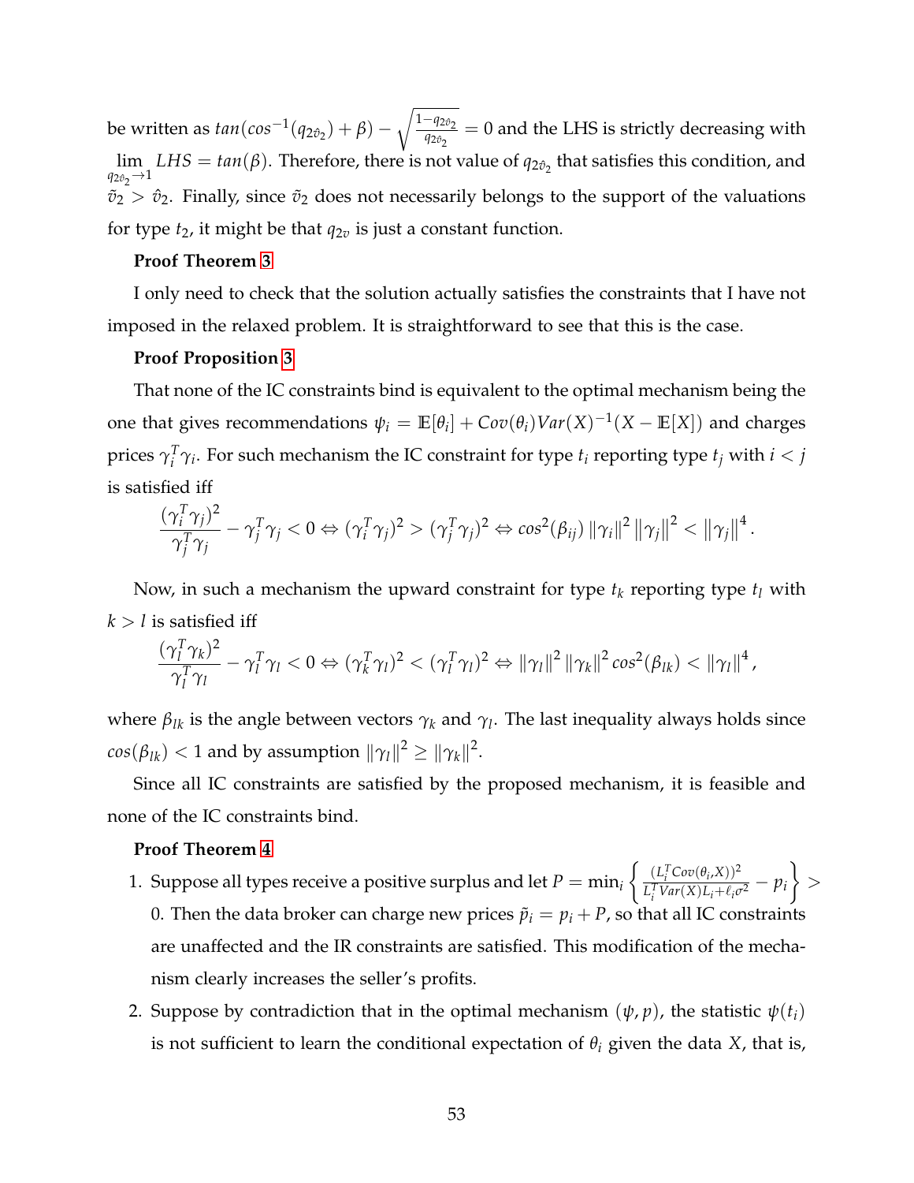be written as $tan(cos^{-1}(q_{2\hat{v}_2}) + \beta) - \sqrt{\frac{1-q_{2\hat{v}_2}}{q_{2\hat{v}_2}}} = 0$ and the LHS is strictly decreasing with $\lim_{q_{2\hat{v}_2} \to 1} LHS = tan(\beta)$. Therefore, there is not value of $q_{2\hat{v}_2}$ that satisfies this condition, and $\tilde{v}_2 > \hat{v}_2$. Finally, since $\tilde{v}_2$ does not necessarily belongs to the support of the valuations for type $t_2$, it might be that $q_{2v}$ is just a constant function.

**Proof Theorem 3**

I only need to check that the solution actually satisfies the constraints that I have not imposed in the relaxed problem. It is straightforward to see that this is the case.

**Proof Proposition 3**

That none of the IC constraints bind is equivalent to the optimal mechanism being the one that gives recommendations $\psi_i = \mathbb{E}[\theta_i] + Cov(\theta_i)Var(X)^{-1}(X - \mathbb{E}[X])$ and charges prices $\gamma_i^T\gamma_i$. For such mechanism the IC constraint for type $t_i$ reporting type $t_j$ with $i < j$ is satisfied iff

$$\frac{(\gamma_i^T\gamma_j)^2}{\gamma_j^T\gamma_j} - \gamma_j^T\gamma_j < 0 \Leftrightarrow (\gamma_i^T\gamma_j)^2 > (\gamma_j^T\gamma_j)^2 \Leftrightarrow cos^2(\beta_{ij}) \left\|\gamma_i\right\|^2 \left\|\gamma_j\right\|^2 < \left\|\gamma_j\right\|^4.$$

Now, in such a mechanism the upward constraint for type $t_k$ reporting type $t_l$ with $k > l$ is satisfied iff

$$\frac{(\gamma_l^T\gamma_k)^2}{\gamma_l^T\gamma_l} - \gamma_l^T\gamma_l < 0 \Leftrightarrow (\gamma_k^T\gamma_l)^2 < (\gamma_l^T\gamma_l)^2 \Leftrightarrow \left\|\gamma_l\right\|^2 \left\|\gamma_k\right\|^2 cos^2(\beta_{lk}) < \left\|\gamma_l\right\|^4,$$

where $\beta_{lk}$ is the angle between vectors $\gamma_k$ and $\gamma_l$. The last inequality always holds since $cos(\beta_{lk}) < 1$ and by assumption $\left\|\gamma_l\right\|^2 \geq \left\|\gamma_k\right\|^2$.

Since all IC constraints are satisfied by the proposed mechanism, it is feasible and none of the IC constraints bind.

**Proof Theorem 4**

1. Suppose all types receive a positive surplus and let $P = \min_i \left\{ \frac{(L_i^T Cov(\theta_i, X))^2}{L_i^T Var(X) L_i + \ell_i \sigma^2} - p_i \right\} > 0$. Then the data broker can charge new prices $\tilde{p}_i = p_i + P$, so that all IC constraints are unaffected and the IR constraints are satisfied. This modification of the mechanism clearly increases the seller's profits.
2. Suppose by contradiction that in the optimal mechanism $(\psi, p)$, the statistic $\psi(t_i)$ is not sufficient to learn the conditional expectation of $\theta_i$ given the data $X$, that is,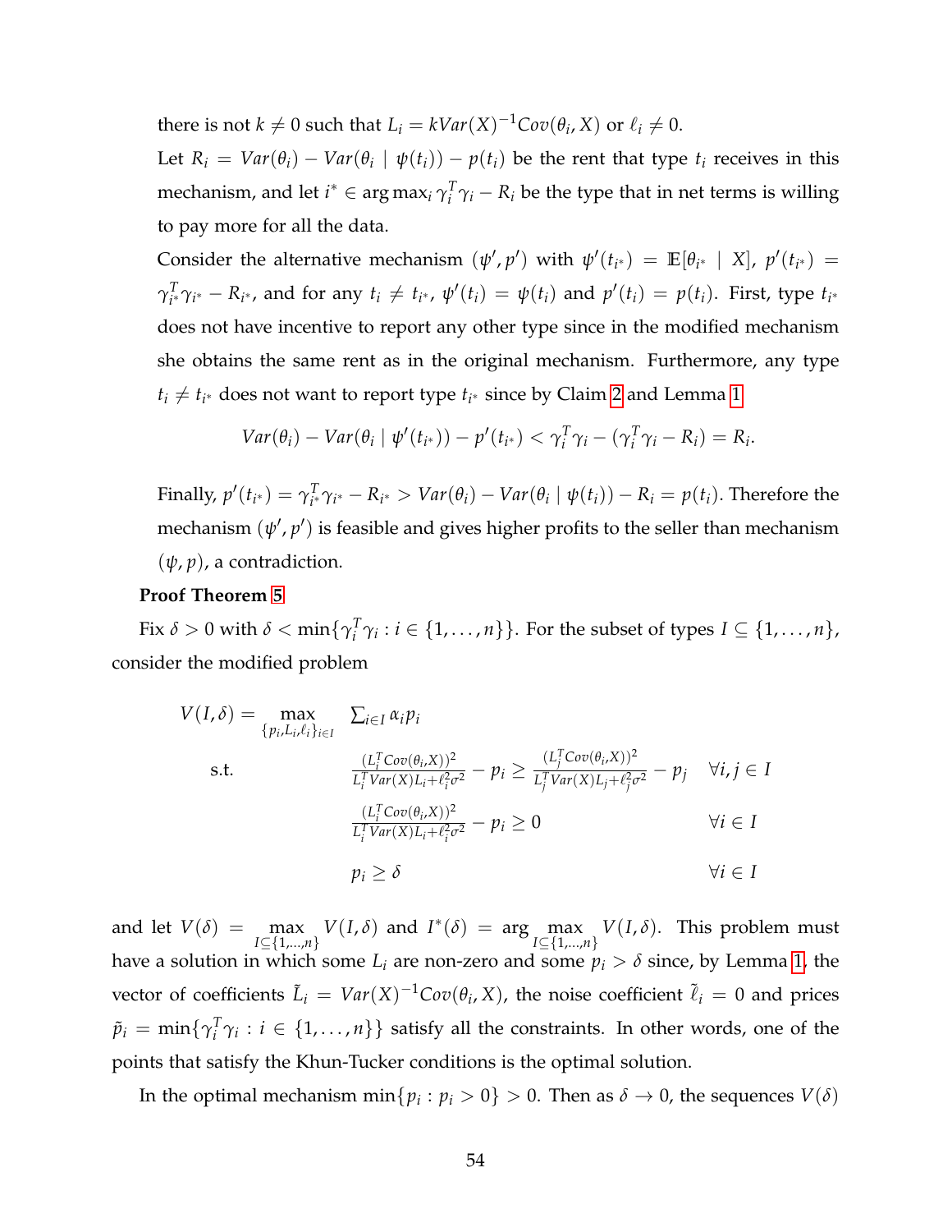there is not $k \neq 0$ such that $L_i = kVar(X)^{-1}Cov(\theta_i, X)$ or $\ell_i \neq 0$.

Let $R_i = Var(\theta_i) - Var(\theta_i \mid \psi(t_i)) - p(t_i)$ be the rent that type $t_i$ receives in this mechanism, and let $i^* \in \arg\max_i \gamma_i^T\gamma_i - R_i$ be the type that in net terms is willing to pay more for all the data.

Consider the alternative mechanism $(\psi', p')$ with $\psi'(t_{i^*}) = \mathbb{E}[\theta_{i^*} \mid X]$, $p'(t_{i^*}) = \gamma_{i^*}^T\gamma_{i^*} - R_{i^*}$, and for any $t_i \neq t_{i^*}$, $\psi'(t_i) = \psi(t_i)$ and $p'(t_i) = p(t_i)$. First, type $t_{i^*}$ does not have incentive to report any other type since in the modified mechanism she obtains the same rent as in the original mechanism. Furthermore, any type $t_i \neq t_{i^*}$ does not want to report type $t_{i^*}$ since by Claim 2 and Lemma 1

$$Var(\theta_i) - Var(\theta_i \mid \psi'(t_{i^*})) - p'(t_{i^*}) < \gamma_i^T\gamma_i - (\gamma_i^T\gamma_i - R_i) = R_i.$$

Finally, $p'(t_{i^*}) = \gamma_{i^*}^T\gamma_{i^*} - R_{i^*} > Var(\theta_i) - Var(\theta_i \mid \psi(t_i)) - R_i = p(t_i)$. Therefore the mechanism $(\psi', p')$ is feasible and gives higher profits to the seller than mechanism $(\psi, p)$, a contradiction.

**Proof Theorem 5**

Fix $\delta > 0$ with $\delta < \min\{\gamma_i^T\gamma_i : i \in \{1, \dots, n\}\}$. For the subset of types $I \subseteq \{1, \dots, n\}$, consider the modified problem

$$
\begin{aligned}
V(I, \delta) = \max_{\{p_i, L_i, \ell_i\}_{i \in I}} \quad & \textstyle\sum_{i \in I} \alpha_i p_i \\
\text{s.t.} \quad & \frac{(L_i^T Cov(\theta_i, X))^2}{L_i^T Var(X) L_i + \ell_i^2\sigma^2} - p_i \geq \frac{(L_j^T Cov(\theta_i, X))^2}{L_j^T Var(X) L_j + \ell_j^2\sigma^2} - p_j \quad && \forall i, j \in I \\
& \frac{(L_i^T Cov(\theta_i, X))^2}{L_i^T Var(X) L_i + \ell_i^2\sigma^2} - p_i \geq 0 && \forall i \in I \\
& p_i \geq \delta && \forall i \in I
\end{aligned}
$$

and let $V(\delta) = \max_{I \subseteq \{1, \dots, n\}} V(I, \delta)$ and $I^*(\delta) = \arg\max_{I \subseteq \{1, \dots, n\}} V(I, \delta)$. This problem must have a solution in which some $L_i$ are non-zero and some $p_i > \delta$ since, by Lemma 1, the vector of coefficients $\tilde{L}_i = Var(X)^{-1}Cov(\theta_i, X)$, the noise coefficient $\tilde{\ell}_i = 0$ and prices $\tilde{p}_i = \min\{\gamma_i^T\gamma_i : i \in \{1, \dots, n\}\}$ satisfy all the constraints. In other words, one of the points that satisfy the Khun-Tucker conditions is the optimal solution.

In the optimal mechanism $\min\{p_i : p_i > 0\} > 0$. Then as $\delta \to 0$, the sequences $V(\delta)$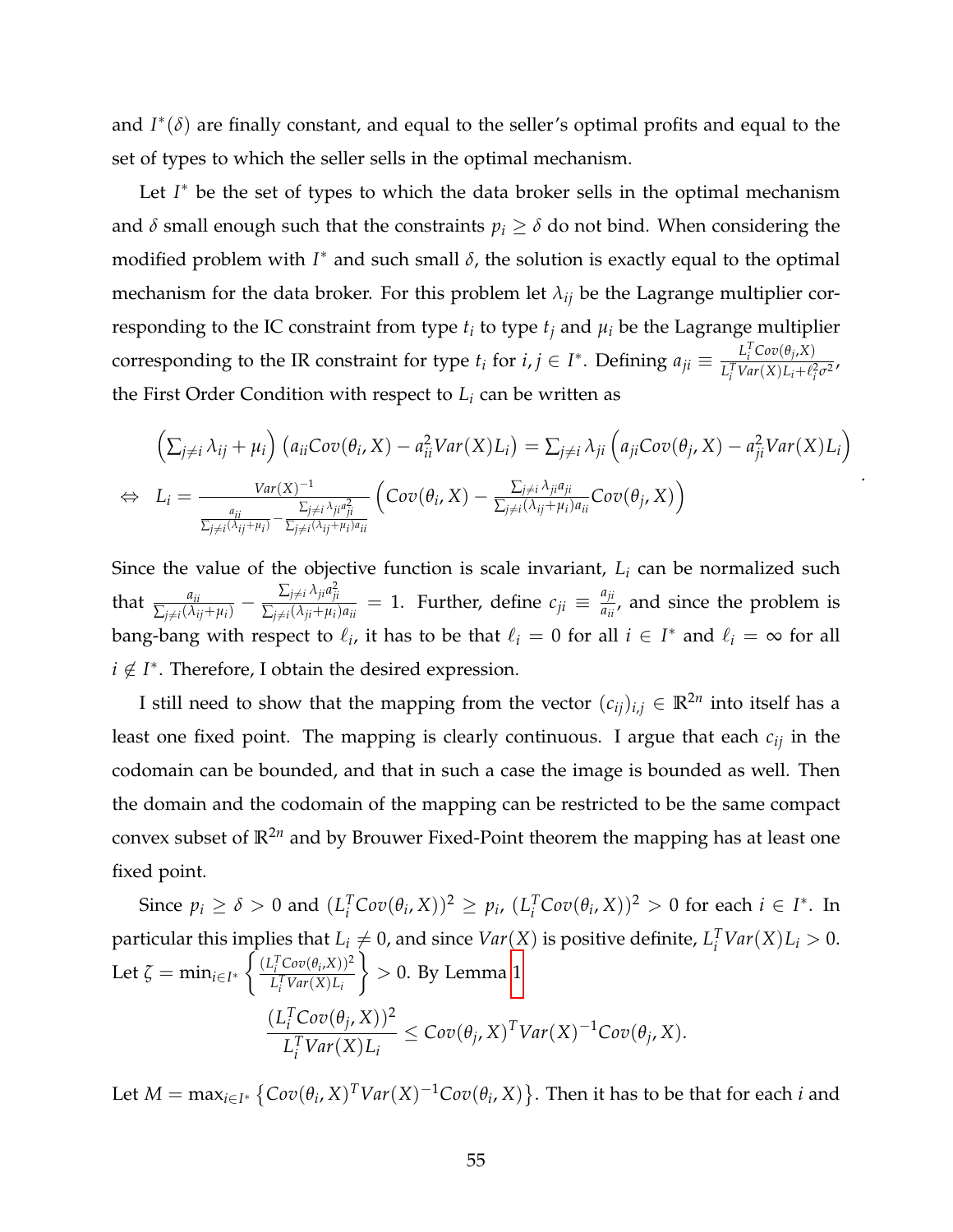and $I^*(\delta)$ are finally constant, and equal to the seller's optimal profits and equal to the set of types to which the seller sells in the optimal mechanism.

Let $I^*$ be the set of types to which the data broker sells in the optimal mechanism and $\delta$ small enough such that the constraints $p_i \geq \delta$ do not bind. When considering the modified problem with $I^*$ and such small $\delta$, the solution is exactly equal to the optimal mechanism for the data broker. For this problem let $\lambda_{ij}$ be the Lagrange multiplier corresponding to the IC constraint from type $t_i$ to type $t_j$ and $\mu_i$ be the Lagrange multiplier corresponding to the IR constraint for type $t_i$ for $i, j \in I^*$. Defining $a_{ji} \equiv \frac{L_i^T Cov(\theta_j, X)}{L_i^T Var(X) L_i + \ell_i^2 \sigma^2}$, the First Order Condition with respect to $L_i$ can be written as

$$\begin{aligned}
&\left(\sum_{j \neq i} \lambda_{ij} + \mu_i\right)\left(a_{ii} Cov(\theta_i, X) - a_{ii}^2 Var(X) L_i\right) = \sum_{j \neq i} \lambda_{ji} \left(a_{ji} Cov(\theta_j, X) - a_{ji}^2 Var(X) L_i\right) \\
\Leftrightarrow \quad & L_i = \frac{Var(X)^{-1}}{\frac{a_{ii}}{\sum_{j \neq i}(\lambda_{ij} + \mu_i)} - \frac{\sum_{j \neq i} \lambda_{ji} a_{ji}^2}{\sum_{j \neq i}(\lambda_{ij} + \mu_i) a_{ii}}} \left(Cov(\theta_i, X) - \frac{\sum_{j \neq i} \lambda_{ji} a_{ji}}{\sum_{j \neq i}(\lambda_{ij} + \mu_i) a_{ii}} Cov(\theta_j, X)\right)
\end{aligned}.$$

Since the value of the objective function is scale invariant, $L_i$ can be normalized such that $\frac{a_{ii}}{\sum_{j \neq i}(\lambda_{ij} + \mu_i)} - \frac{\sum_{j \neq i} \lambda_{ji} a_{ji}^2}{\sum_{j \neq i}(\lambda_{ji} + \mu_i) a_{ii}} = 1$. Further, define $c_{ji} \equiv \frac{a_{ji}}{a_{ii}}$, and since the problem is bang-bang with respect to $\ell_i$, it has to be that $\ell_i = 0$ for all $i \in I^*$ and $\ell_i = \infty$ for all $i \notin I^*$. Therefore, I obtain the desired expression.

I still need to show that the mapping from the vector $(c_{ij})_{i,j} \in \mathbb{R}^{2n}$ into itself has a least one fixed point. The mapping is clearly continuous. I argue that each $c_{ij}$ in the codomain can be bounded, and that in such a case the image is bounded as well. Then the domain and the codomain of the mapping can be restricted to be the same compact convex subset of $\mathbb{R}^{2n}$ and by Brouwer Fixed-Point theorem the mapping has at least one fixed point.

Since $p_i \geq \delta > 0$ and $(L_i^T Cov(\theta_i, X))^2 \geq p_i$, $(L_i^T Cov(\theta_i, X))^2 > 0$ for each $i \in I^*$. In particular this implies that $L_i \neq 0$, and since $Var(X)$ is positive definite, $L_i^T Var(X) L_i > 0$. Let $\zeta = \min_{i \in I^*} \left\{ \frac{(L_i^T Cov(\theta_i, X))^2}{L_i^T Var(X) L_i} \right\} > 0$. By Lemma 1

$$\frac{(L_i^T Cov(\theta_j, X))^2}{L_i^T Var(X) L_i} \leq Cov(\theta_j, X)^T Var(X)^{-1} Cov(\theta_j, X).$$

Let $M = \max_{i \in I^*} \left\{ Cov(\theta_i, X)^T Var(X)^{-1} Cov(\theta_i, X) \right\}$. Then it has to be that for each $i$ and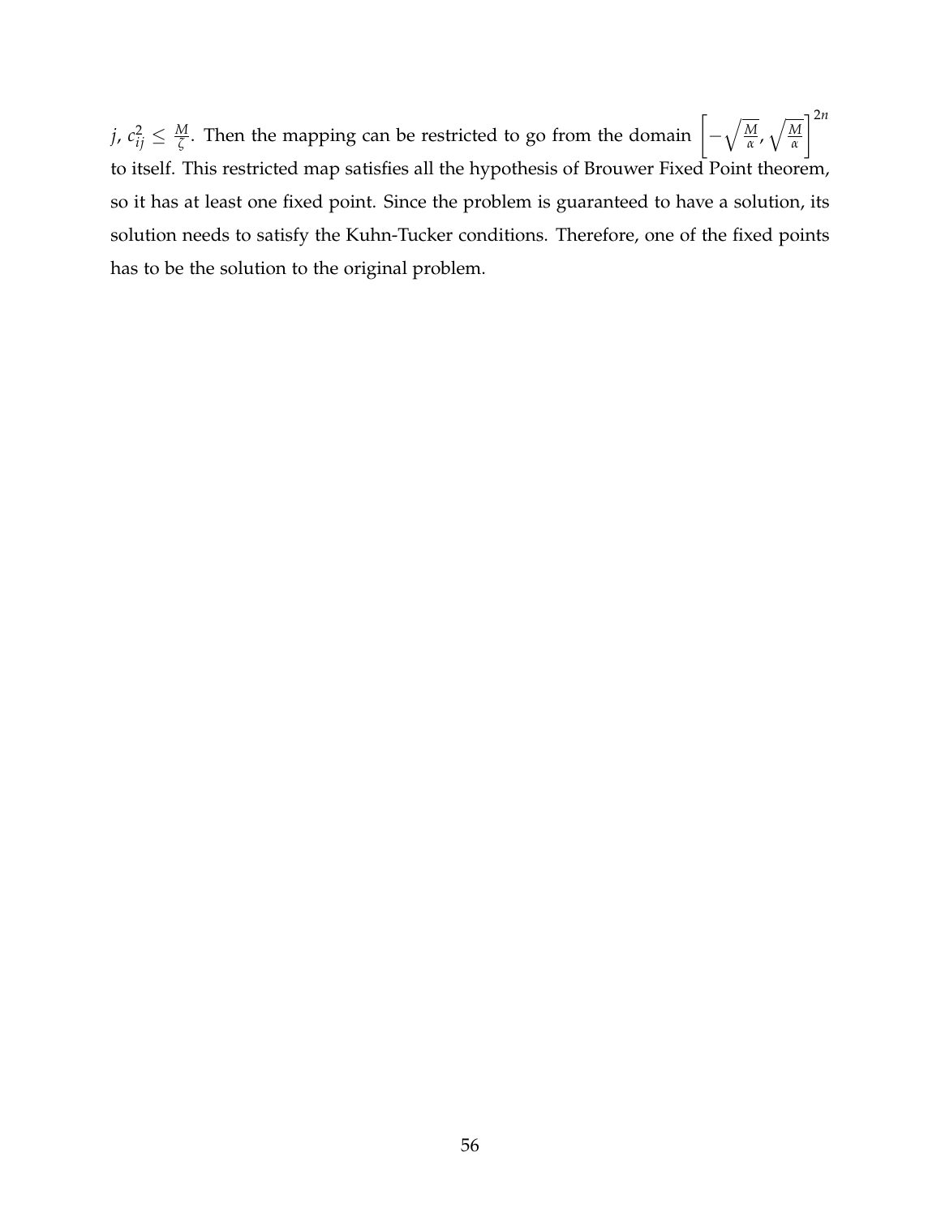$j$, $c_{ij}^2 \leq \frac{M}{\zeta}$. Then the mapping can be restricted to go from the domain $\left[-\sqrt{\frac{M}{\alpha}}, \sqrt{\frac{M}{\alpha}}\right]^{2n}$ to itself. This restricted map satisfies all the hypothesis of Brouwer Fixed Point theorem, so it has at least one fixed point. Since the problem is guaranteed to have a solution, its solution needs to satisfy the Kuhn-Tucker conditions. Therefore, one of the fixed points has to be the solution to the original problem.